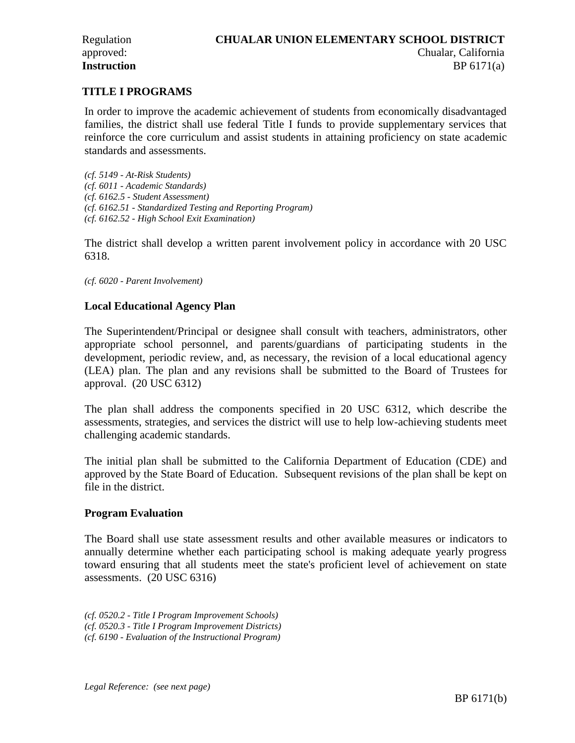Regulation approved:

**CHUALAR UNION ELEMENTARY SCHOOL DISTRICT**
Chualar, California

**Instruction**

BP 6171(a)

## TITLE I PROGRAMS

In order to improve the academic achievement of students from economically disadvantaged families, the district shall use federal Title I funds to provide supplementary services that reinforce the core curriculum and assist students in attaining proficiency on state academic standards and assessments.

*(cf. 5149 - At-Risk Students)*
*(cf. 6011 - Academic Standards)*
*(cf. 6162.5 - Student Assessment)*
*(cf. 6162.51 - Standardized Testing and Reporting Program)*
*(cf. 6162.52 - High School Exit Examination)*

The district shall develop a written parent involvement policy in accordance with 20 USC 6318.

*(cf. 6020 - Parent Involvement)*

### Local Educational Agency Plan

The Superintendent/Principal or designee shall consult with teachers, administrators, other appropriate school personnel, and parents/guardians of participating students in the development, periodic review, and, as necessary, the revision of a local educational agency (LEA) plan. The plan and any revisions shall be submitted to the Board of Trustees for approval. (20 USC 6312)

The plan shall address the components specified in 20 USC 6312, which describe the assessments, strategies, and services the district will use to help low-achieving students meet challenging academic standards.

The initial plan shall be submitted to the California Department of Education (CDE) and approved by the State Board of Education. Subsequent revisions of the plan shall be kept on file in the district.

### Program Evaluation

The Board shall use state assessment results and other available measures or indicators to annually determine whether each participating school is making adequate yearly progress toward ensuring that all students meet the state's proficient level of achievement on state assessments. (20 USC 6316)

*(cf. 0520.2 - Title I Program Improvement Schools)*
*(cf. 0520.3 - Title I Program Improvement Districts)*
*(cf. 6190 - Evaluation of the Instructional Program)*

*Legal Reference: (see next page)*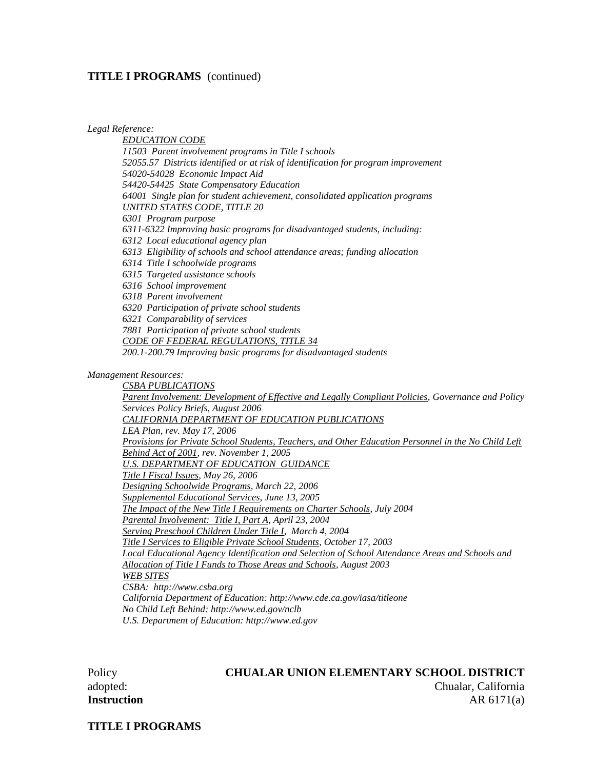**TITLE I PROGRAMS** (continued)

*Legal Reference:*

*EDUCATION CODE*
*11503 Parent involvement programs in Title I schools*
*52055.57 Districts identified or at risk of identification for program improvement*
*54020-54028 Economic Impact Aid*
*54420-54425 State Compensatory Education*
*64001 Single plan for student achievement, consolidated application programs*
*UNITED STATES CODE, TITLE 20*
*6301 Program purpose*
*6311-6322 Improving basic programs for disadvantaged students, including:*
*6312 Local educational agency plan*
*6313 Eligibility of schools and school attendance areas; funding allocation*
*6314 Title I schoolwide programs*
*6315 Targeted assistance schools*
*6316 School improvement*
*6318 Parent involvement*
*6320 Participation of private school students*
*6321 Comparability of services*
*7881 Participation of private school students*
*CODE OF FEDERAL REGULATIONS, TITLE 34*
*200.1-200.79 Improving basic programs for disadvantaged students*

*Management Resources:*

*CSBA PUBLICATIONS*
*Parent Involvement: Development of Effective and Legally Compliant Policies, Governance and Policy Services Policy Briefs, August 2006*
*CALIFORNIA DEPARTMENT OF EDUCATION PUBLICATIONS*
*LEA Plan, rev. May 17, 2006*
*Provisions for Private School Students, Teachers, and Other Education Personnel in the No Child Left Behind Act of 2001, rev. November 1, 2005*
*U.S. DEPARTMENT OF EDUCATION GUIDANCE*
*Title I Fiscal Issues, May 26, 2006*
*Designing Schoolwide Programs, March 22, 2006*
*Supplemental Educational Services, June 13, 2005*
*The Impact of the New Title I Requirements on Charter Schools, July 2004*
*Parental Involvement: Title I, Part A, April 23, 2004*
*Serving Preschool Children Under Title I, March 4, 2004*
*Title I Services to Eligible Private School Students, October 17, 2003*
*Local Educational Agency Identification and Selection of School Attendance Areas and Schools and Allocation of Title I Funds to Those Areas and Schools, August 2003*
*WEB SITES*
*CSBA: http://www.csba.org*
*California Department of Education: http://www.cde.ca.gov/iasa/titleone*
*No Child Left Behind: http://www.ed.gov/nclb*
*U.S. Department of Education: http://www.ed.gov*

Policy adopted:

**CHUALAR UNION ELEMENTARY SCHOOL DISTRICT**
Chualar, California

**Instruction** AR 6171(a)

**TITLE I PROGRAMS**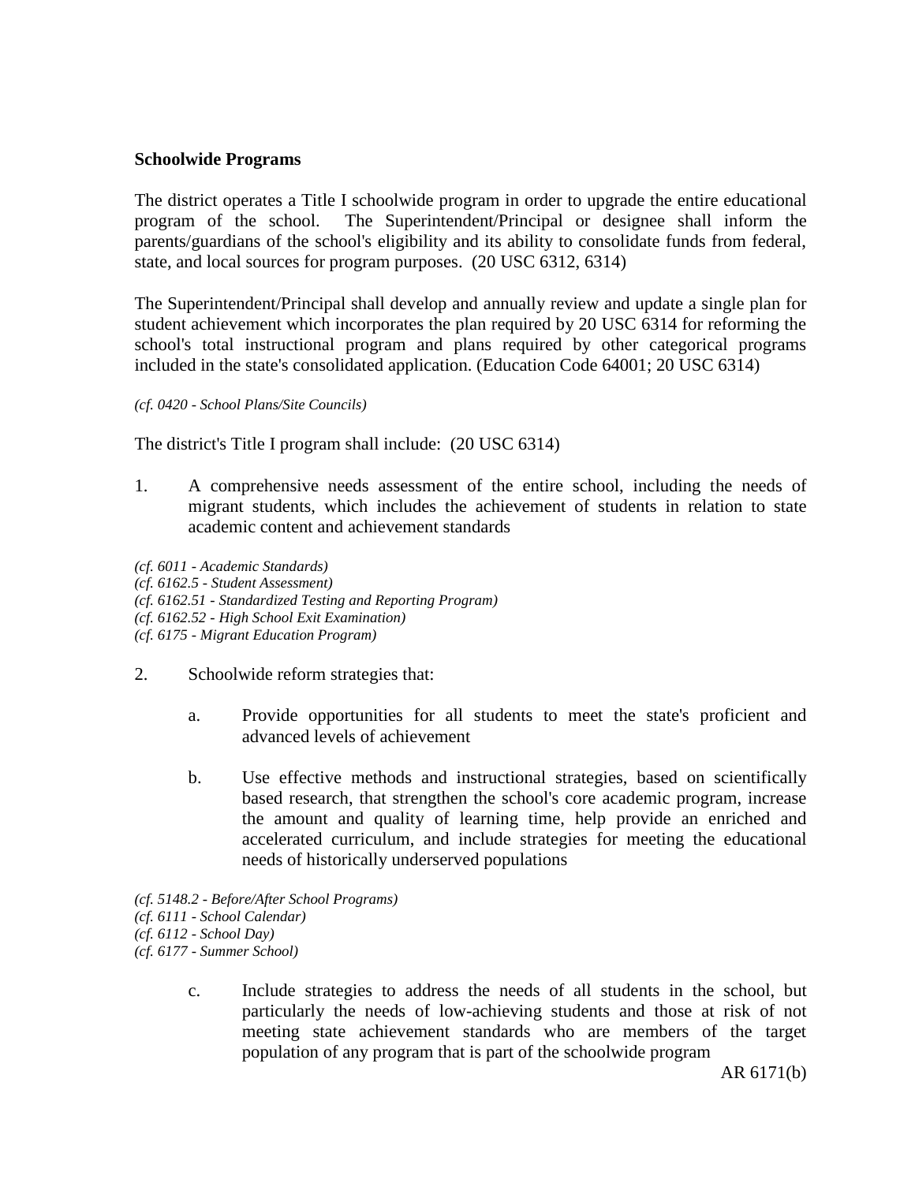**Schoolwide Programs**

The district operates a Title I schoolwide program in order to upgrade the entire educational program of the school. The Superintendent/Principal or designee shall inform the parents/guardians of the school's eligibility and its ability to consolidate funds from federal, state, and local sources for program purposes. (20 USC 6312, 6314)

The Superintendent/Principal shall develop and annually review and update a single plan for student achievement which incorporates the plan required by 20 USC 6314 for reforming the school's total instructional program and plans required by other categorical programs included in the state's consolidated application. (Education Code 64001; 20 USC 6314)

*(cf. 0420 - School Plans/Site Councils)*

The district's Title I program shall include: (20 USC 6314)

1. A comprehensive needs assessment of the entire school, including the needs of migrant students, which includes the achievement of students in relation to state academic content and achievement standards

*(cf. 6011 - Academic Standards)*
*(cf. 6162.5 - Student Assessment)*
*(cf. 6162.51 - Standardized Testing and Reporting Program)*
*(cf. 6162.52 - High School Exit Examination)*
*(cf. 6175 - Migrant Education Program)*

2. Schoolwide reform strategies that:

    a. Provide opportunities for all students to meet the state's proficient and advanced levels of achievement

    b. Use effective methods and instructional strategies, based on scientifically based research, that strengthen the school's core academic program, increase the amount and quality of learning time, help provide an enriched and accelerated curriculum, and include strategies for meeting the educational needs of historically underserved populations

*(cf. 5148.2 - Before/After School Programs)*
*(cf. 6111 - School Calendar)*
*(cf. 6112 - School Day)*
*(cf. 6177 - Summer School)*

    c. Include strategies to address the needs of all students in the school, but particularly the needs of low-achieving students and those at risk of not meeting state achievement standards who are members of the target population of any program that is part of the schoolwide program

AR 6171(b)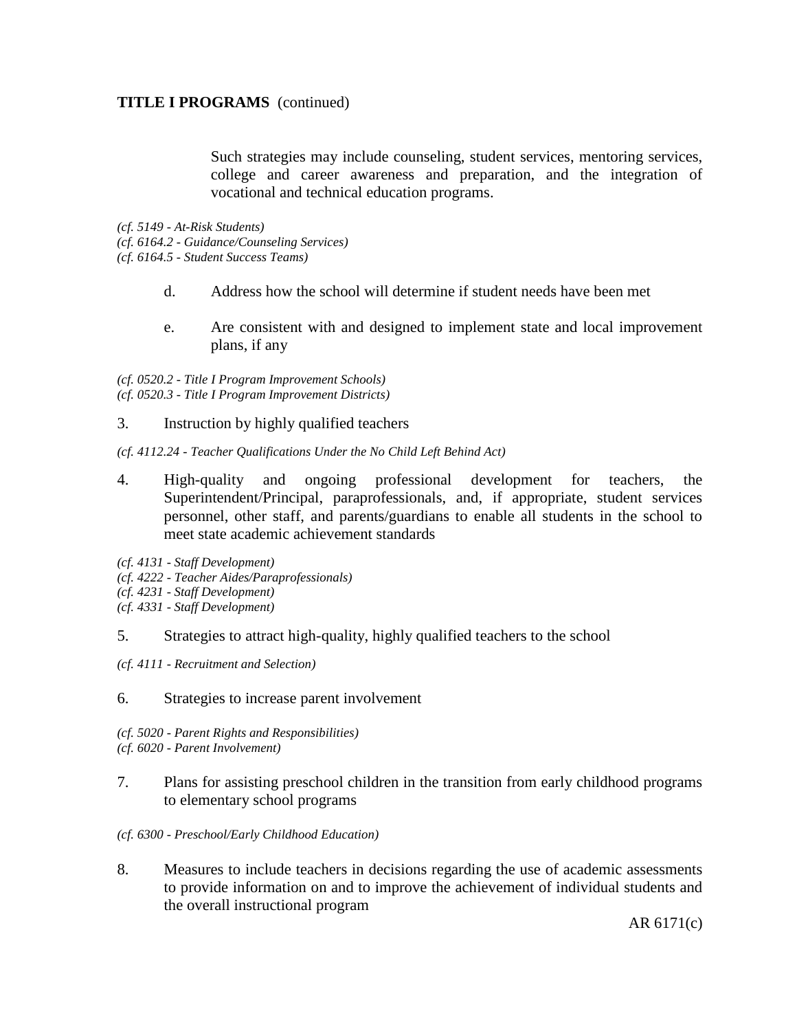**TITLE I PROGRAMS** (continued)

Such strategies may include counseling, student services, mentoring services, college and career awareness and preparation, and the integration of vocational and technical education programs.

*(cf. 5149 - At-Risk Students)*
*(cf. 6164.2 - Guidance/Counseling Services)*
*(cf. 6164.5 - Student Success Teams)*

d. Address how the school will determine if student needs have been met

e. Are consistent with and designed to implement state and local improvement plans, if any

*(cf. 0520.2 - Title I Program Improvement Schools)*
*(cf. 0520.3 - Title I Program Improvement Districts)*

3. Instruction by highly qualified teachers

*(cf. 4112.24 - Teacher Qualifications Under the No Child Left Behind Act)*

4. High-quality and ongoing professional development for teachers, the Superintendent/Principal, paraprofessionals, and, if appropriate, student services personnel, other staff, and parents/guardians to enable all students in the school to meet state academic achievement standards

*(cf. 4131 - Staff Development)*
*(cf. 4222 - Teacher Aides/Paraprofessionals)*
*(cf. 4231 - Staff Development)*
*(cf. 4331 - Staff Development)*

5. Strategies to attract high-quality, highly qualified teachers to the school

*(cf. 4111 - Recruitment and Selection)*

6. Strategies to increase parent involvement

*(cf. 5020 - Parent Rights and Responsibilities)*
*(cf. 6020 - Parent Involvement)*

7. Plans for assisting preschool children in the transition from early childhood programs to elementary school programs

*(cf. 6300 - Preschool/Early Childhood Education)*

8. Measures to include teachers in decisions regarding the use of academic assessments to provide information on and to improve the achievement of individual students and the overall instructional program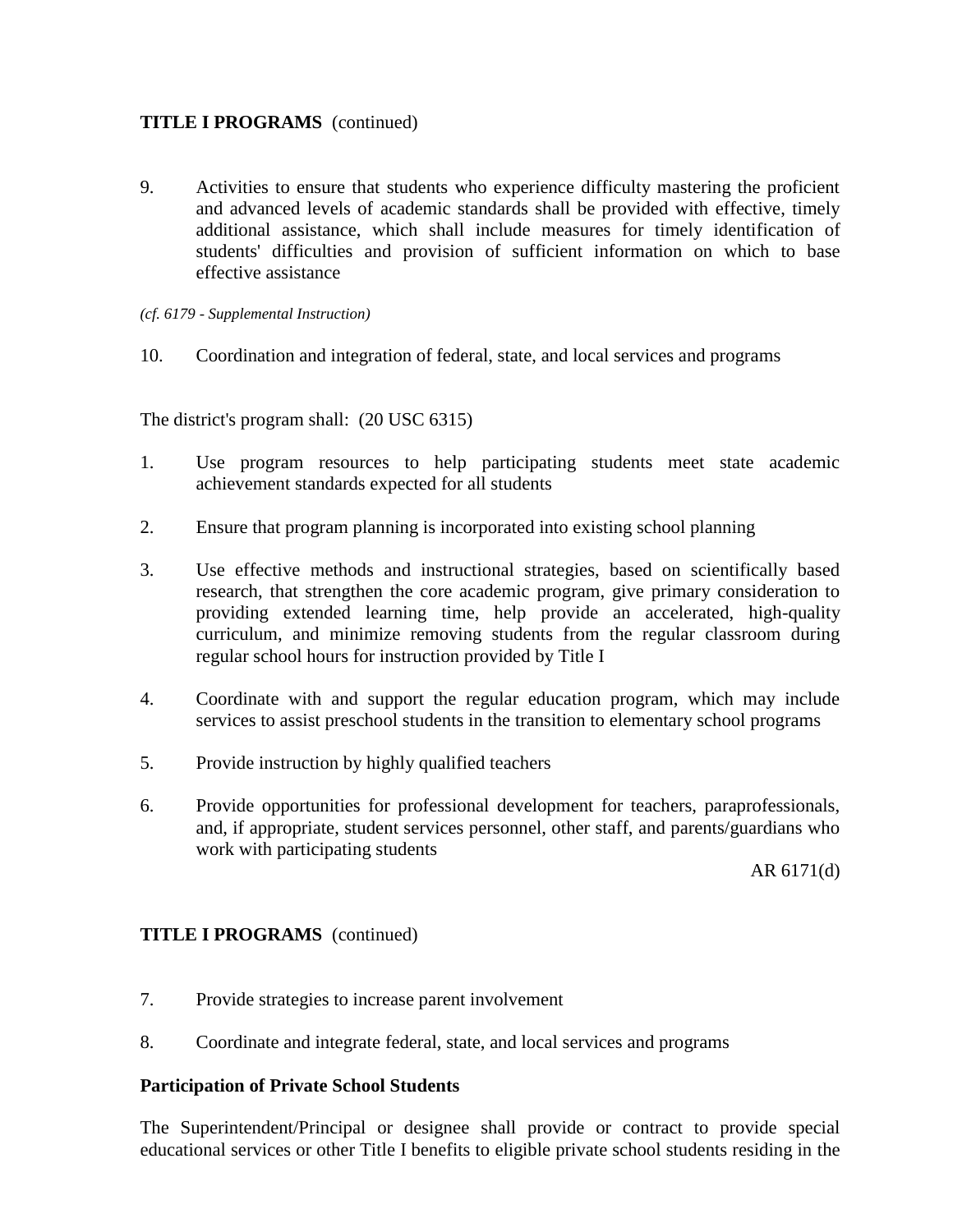9. Activities to ensure that students who experience difficulty mastering the proficient and advanced levels of academic standards shall be provided with effective, timely additional assistance, which shall include measures for timely identification of students' difficulties and provision of sufficient information on which to base effective assistance

*(cf. 6179 - Supplemental Instruction)*

10. Coordination and integration of federal, state, and local services and programs

The district's program shall: (20 USC 6315)

1. Use program resources to help participating students meet state academic achievement standards expected for all students

2. Ensure that program planning is incorporated into existing school planning

3. Use effective methods and instructional strategies, based on scientifically based research, that strengthen the core academic program, give primary consideration to providing extended learning time, help provide an accelerated, high-quality curriculum, and minimize removing students from the regular classroom during regular school hours for instruction provided by Title I

4. Coordinate with and support the regular education program, which may include services to assist preschool students in the transition to elementary school programs

5. Provide instruction by highly qualified teachers

6. Provide opportunities for professional development for teachers, paraprofessionals, and, if appropriate, student services personnel, other staff, and parents/guardians who work with participating students

7. Provide strategies to increase parent involvement

8. Coordinate and integrate federal, state, and local services and programs

**Participation of Private School Students**

The Superintendent/Principal or designee shall provide or contract to provide special educational services or other Title I benefits to eligible private school students residing in the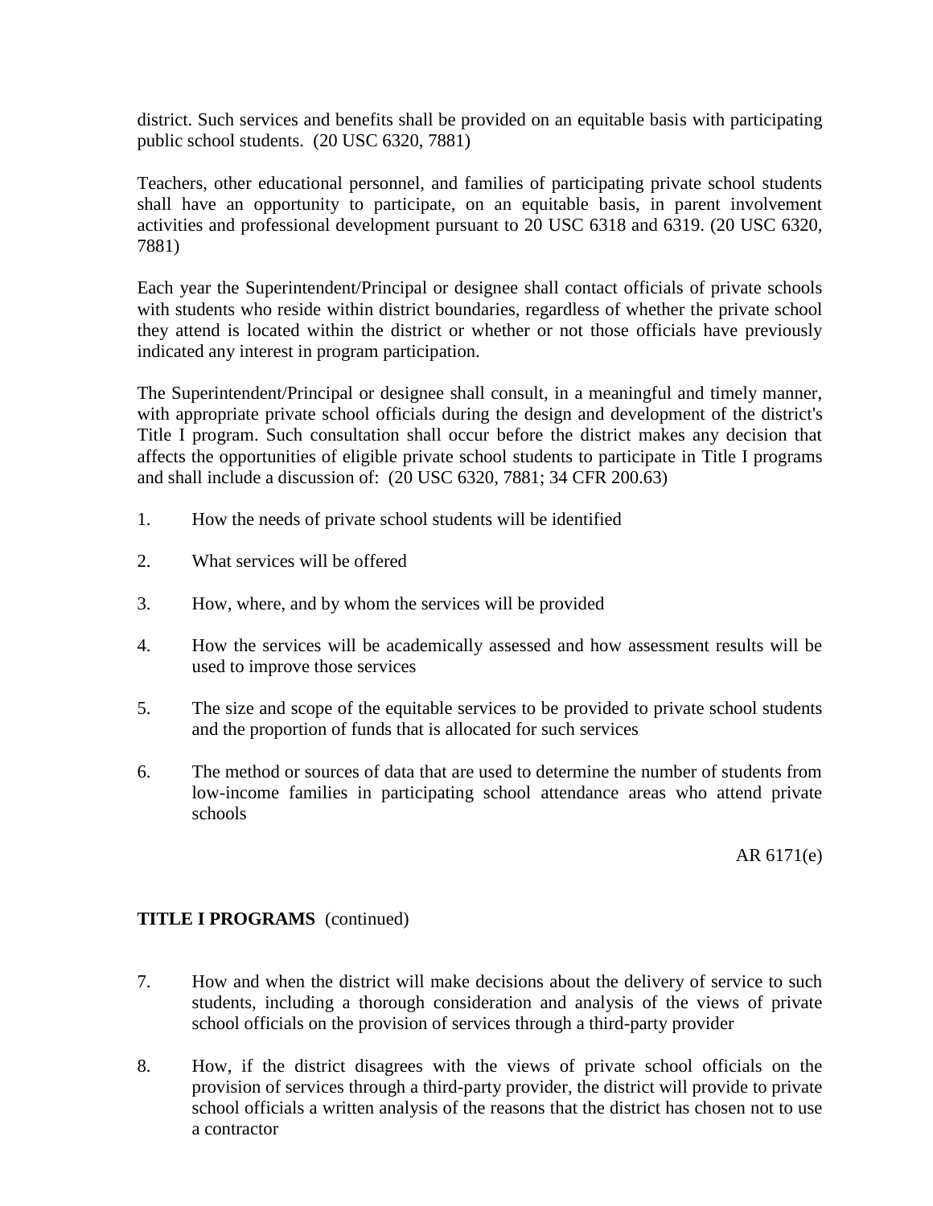district. Such services and benefits shall be provided on an equitable basis with participating public school students. (20 USC 6320, 7881)

Teachers, other educational personnel, and families of participating private school students shall have an opportunity to participate, on an equitable basis, in parent involvement activities and professional development pursuant to 20 USC 6318 and 6319. (20 USC 6320, 7881)

Each year the Superintendent/Principal or designee shall contact officials of private schools with students who reside within district boundaries, regardless of whether the private school they attend is located within the district or whether or not those officials have previously indicated any interest in program participation.

The Superintendent/Principal or designee shall consult, in a meaningful and timely manner, with appropriate private school officials during the design and development of the district's Title I program. Such consultation shall occur before the district makes any decision that affects the opportunities of eligible private school students to participate in Title I programs and shall include a discussion of: (20 USC 6320, 7881; 34 CFR 200.63)

1. How the needs of private school students will be identified

2. What services will be offered

3. How, where, and by whom the services will be provided

4. How the services will be academically assessed and how assessment results will be used to improve those services

5. The size and scope of the equitable services to be provided to private school students and the proportion of funds that is allocated for such services

6. The method or sources of data that are used to determine the number of students from low-income families in participating school attendance areas who attend private schools

7. How and when the district will make decisions about the delivery of service to such students, including a thorough consideration and analysis of the views of private school officials on the provision of services through a third-party provider

8. How, if the district disagrees with the views of private school officials on the provision of services through a third-party provider, the district will provide to private school officials a written analysis of the reasons that the district has chosen not to use a contractor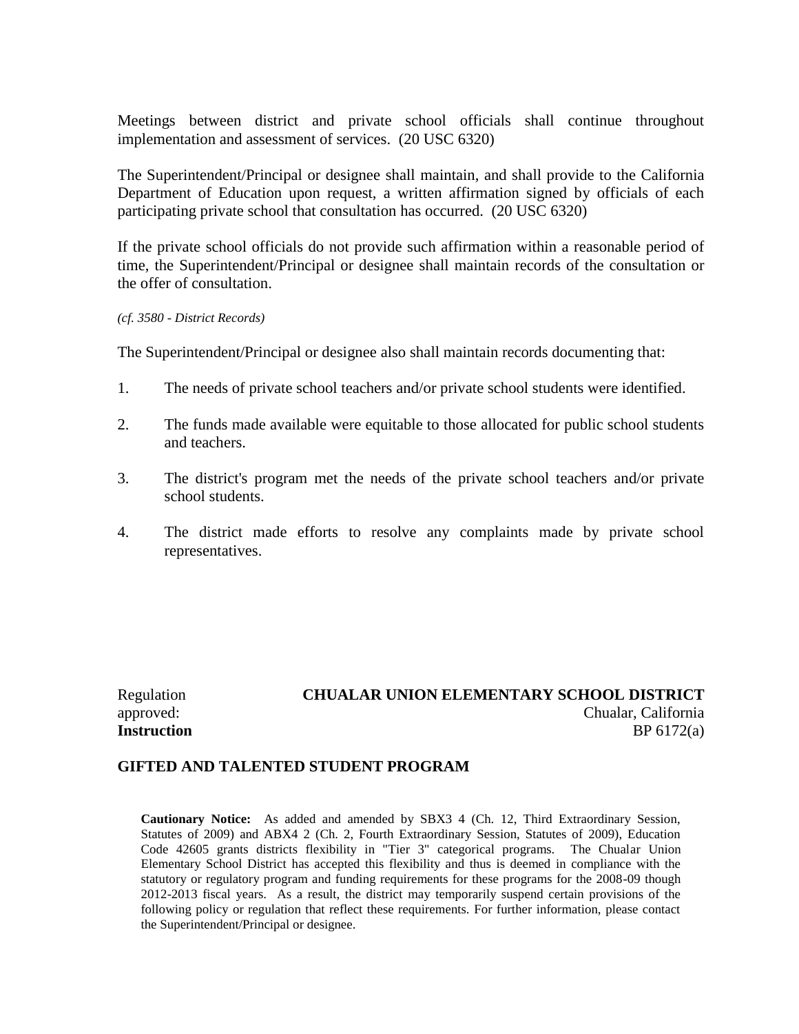Meetings between district and private school officials shall continue throughout implementation and assessment of services. (20 USC 6320)

The Superintendent/Principal or designee shall maintain, and shall provide to the California Department of Education upon request, a written affirmation signed by officials of each participating private school that consultation has occurred. (20 USC 6320)

If the private school officials do not provide such affirmation within a reasonable period of time, the Superintendent/Principal or designee shall maintain records of the consultation or the offer of consultation.

*(cf. 3580 - District Records)*

The Superintendent/Principal or designee also shall maintain records documenting that:

1. The needs of private school teachers and/or private school students were identified.

2. The funds made available were equitable to those allocated for public school students and teachers.

3. The district's program met the needs of the private school teachers and/or private school students.

4. The district made efforts to resolve any complaints made by private school representatives.

Regulation approved:

**CHUALAR UNION ELEMENTARY SCHOOL DISTRICT**
Chualar, California

**Instruction** BP 6172(a)

## GIFTED AND TALENTED STUDENT PROGRAM

**Cautionary Notice:** As added and amended by SBX3 4 (Ch. 12, Third Extraordinary Session, Statutes of 2009) and ABX4 2 (Ch. 2, Fourth Extraordinary Session, Statutes of 2009), Education Code 42605 grants districts flexibility in "Tier 3" categorical programs. The Chualar Union Elementary School District has accepted this flexibility and thus is deemed in compliance with the statutory or regulatory program and funding requirements for these programs for the 2008-09 though 2012-2013 fiscal years. As a result, the district may temporarily suspend certain provisions of the following policy or regulation that reflect these requirements. For further information, please contact the Superintendent/Principal or designee.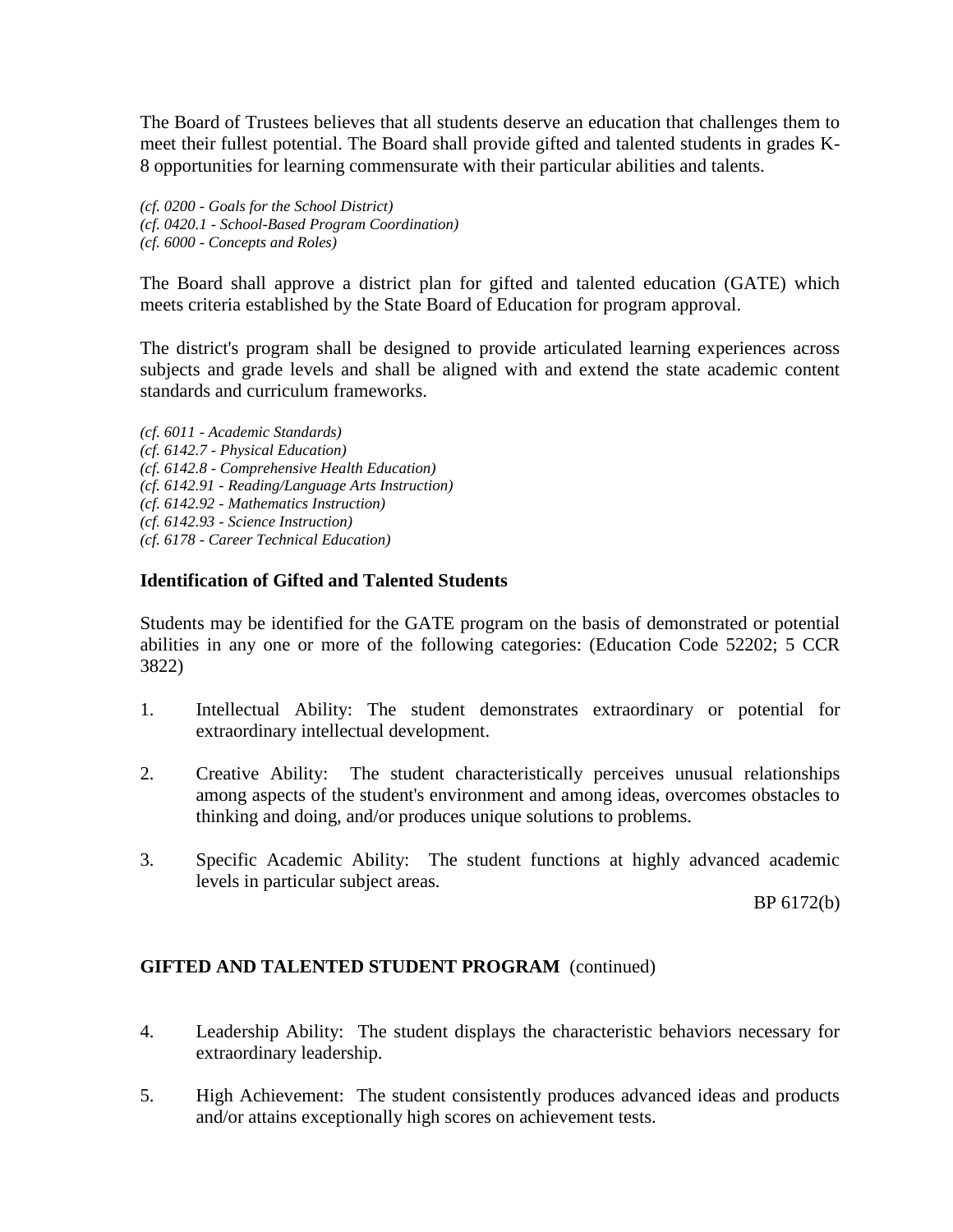The Board of Trustees believes that all students deserve an education that challenges them to meet their fullest potential. The Board shall provide gifted and talented students in grades K-8 opportunities for learning commensurate with their particular abilities and talents.

*(cf. 0200 - Goals for the School District)*
*(cf. 0420.1 - School-Based Program Coordination)*
*(cf. 6000 - Concepts and Roles)*

The Board shall approve a district plan for gifted and talented education (GATE) which meets criteria established by the State Board of Education for program approval.

The district's program shall be designed to provide articulated learning experiences across subjects and grade levels and shall be aligned with and extend the state academic content standards and curriculum frameworks.

*(cf. 6011 - Academic Standards)*
*(cf. 6142.7 - Physical Education)*
*(cf. 6142.8 - Comprehensive Health Education)*
*(cf. 6142.91 - Reading/Language Arts Instruction)*
*(cf. 6142.92 - Mathematics Instruction)*
*(cf. 6142.93 - Science Instruction)*
*(cf. 6178 - Career Technical Education)*

**Identification of Gifted and Talented Students**

Students may be identified for the GATE program on the basis of demonstrated or potential abilities in any one or more of the following categories: (Education Code 52202; 5 CCR 3822)

1. Intellectual Ability: The student demonstrates extraordinary or potential for extraordinary intellectual development.

2. Creative Ability: The student characteristically perceives unusual relationships among aspects of the student's environment and among ideas, overcomes obstacles to thinking and doing, and/or produces unique solutions to problems.

3. Specific Academic Ability: The student functions at highly advanced academic levels in particular subject areas.

4. Leadership Ability: The student displays the characteristic behaviors necessary for extraordinary leadership.

5. High Achievement: The student consistently produces advanced ideas and products and/or attains exceptionally high scores on achievement tests.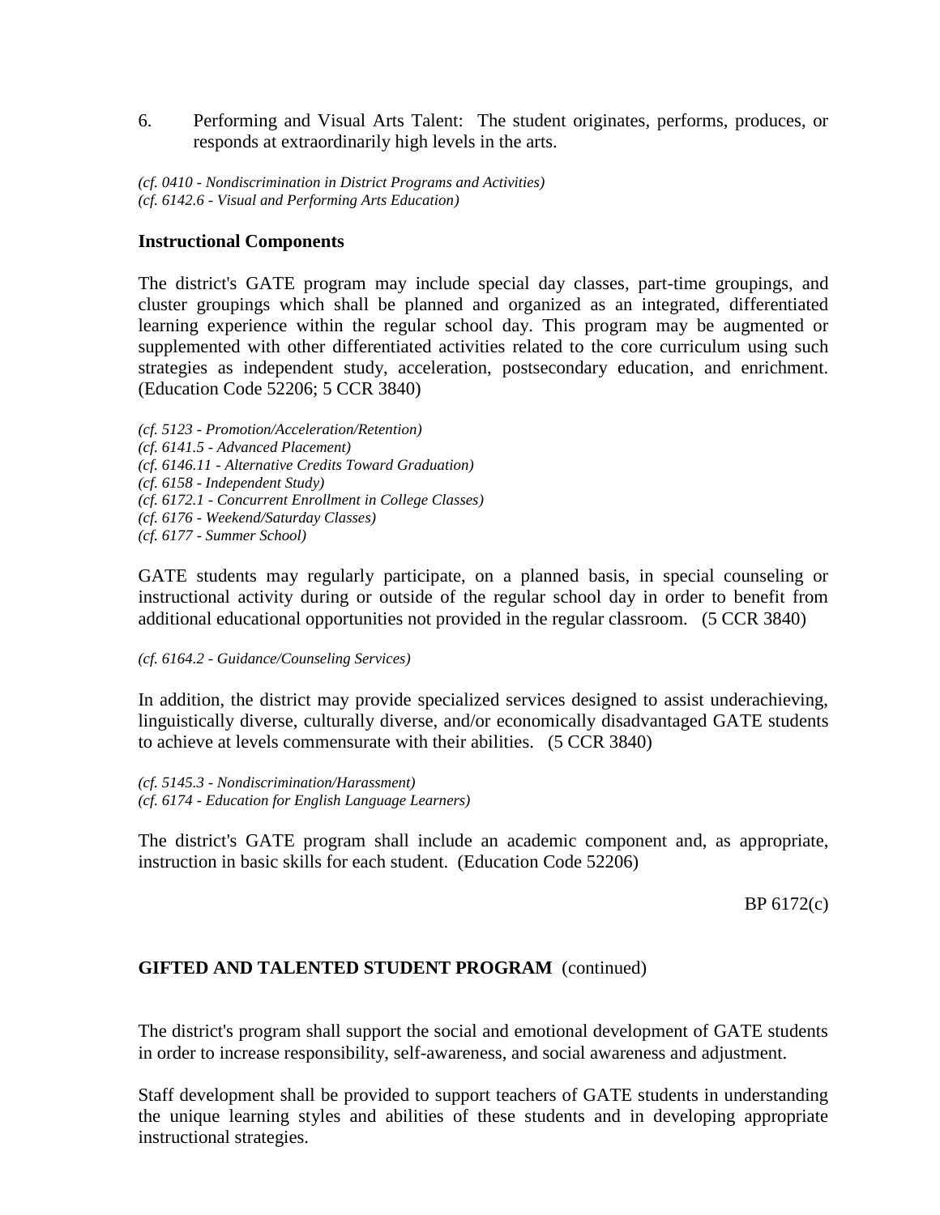6. Performing and Visual Arts Talent: The student originates, performs, produces, or responds at extraordinarily high levels in the arts.

*(cf. 0410 - Nondiscrimination in District Programs and Activities)*
*(cf. 6142.6 - Visual and Performing Arts Education)*

**Instructional Components**

The district's GATE program may include special day classes, part-time groupings, and cluster groupings which shall be planned and organized as an integrated, differentiated learning experience within the regular school day. This program may be augmented or supplemented with other differentiated activities related to the core curriculum using such strategies as independent study, acceleration, postsecondary education, and enrichment. (Education Code 52206; 5 CCR 3840)

*(cf. 5123 - Promotion/Acceleration/Retention)*
*(cf. 6141.5 - Advanced Placement)*
*(cf. 6146.11 - Alternative Credits Toward Graduation)*
*(cf. 6158 - Independent Study)*
*(cf. 6172.1 - Concurrent Enrollment in College Classes)*
*(cf. 6176 - Weekend/Saturday Classes)*
*(cf. 6177 - Summer School)*

GATE students may regularly participate, on a planned basis, in special counseling or instructional activity during or outside of the regular school day in order to benefit from additional educational opportunities not provided in the regular classroom. (5 CCR 3840)

*(cf. 6164.2 - Guidance/Counseling Services)*

In addition, the district may provide specialized services designed to assist underachieving, linguistically diverse, culturally diverse, and/or economically disadvantaged GATE students to achieve at levels commensurate with their abilities. (5 CCR 3840)

*(cf. 5145.3 - Nondiscrimination/Harassment)*
*(cf. 6174 - Education for English Language Learners)*

The district's GATE program shall include an academic component and, as appropriate, instruction in basic skills for each student. (Education Code 52206)

The district's program shall support the social and emotional development of GATE students in order to increase responsibility, self-awareness, and social awareness and adjustment.

Staff development shall be provided to support teachers of GATE students in understanding the unique learning styles and abilities of these students and in developing appropriate instructional strategies.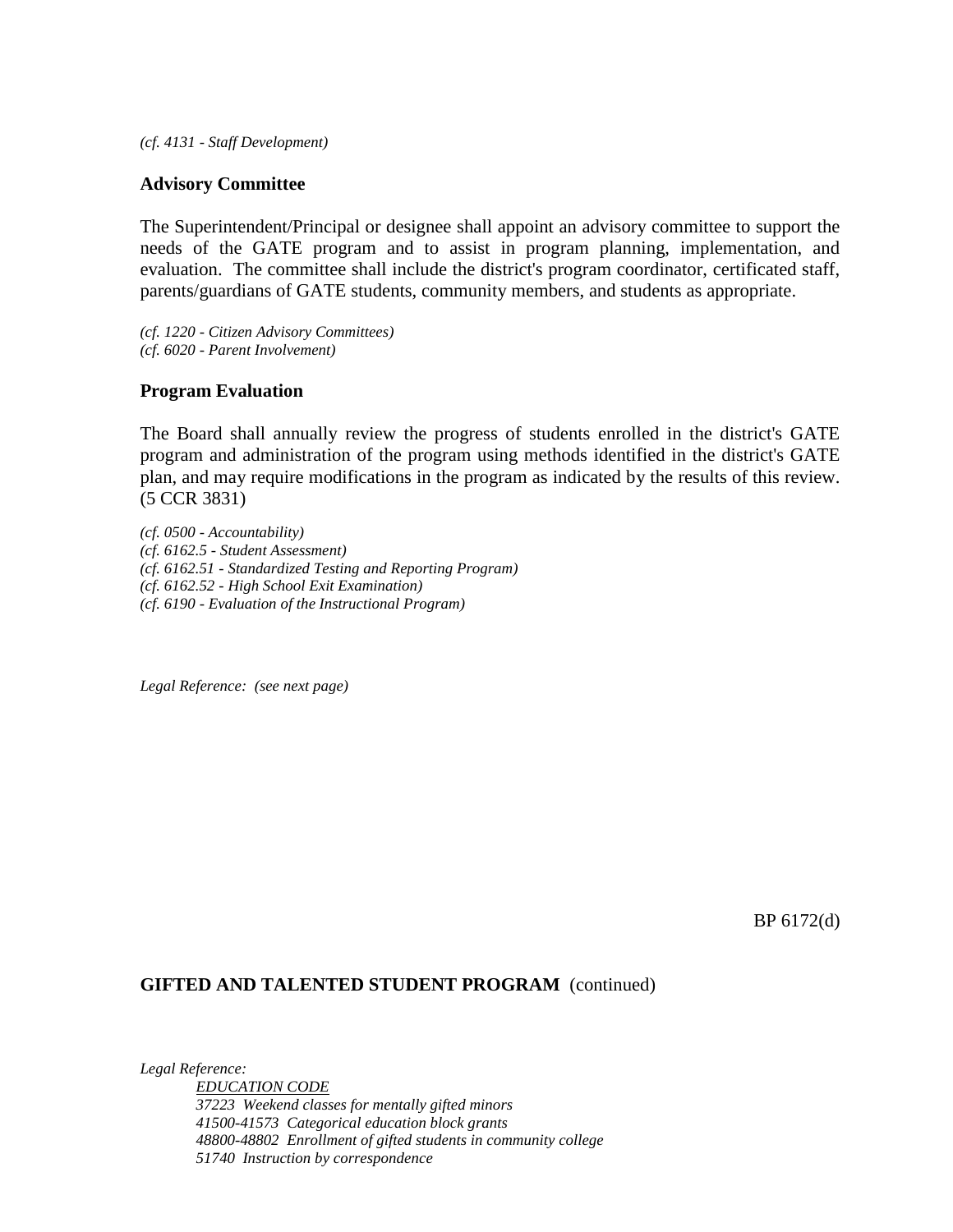*(cf. 4131 - Staff Development)*

### Advisory Committee

The Superintendent/Principal or designee shall appoint an advisory committee to support the needs of the GATE program and to assist in program planning, implementation, and evaluation. The committee shall include the district's program coordinator, certificated staff, parents/guardians of GATE students, community members, and students as appropriate.

*(cf. 1220 - Citizen Advisory Committees)*
*(cf. 6020 - Parent Involvement)*

### Program Evaluation

The Board shall annually review the progress of students enrolled in the district's GATE program and administration of the program using methods identified in the district's GATE plan, and may require modifications in the program as indicated by the results of this review. (5 CCR 3831)

*(cf. 0500 - Accountability)*
*(cf. 6162.5 - Student Assessment)*
*(cf. 6162.51 - Standardized Testing and Reporting Program)*
*(cf. 6162.52 - High School Exit Examination)*
*(cf. 6190 - Evaluation of the Instructional Program)*

*Legal Reference: (see next page)*

BP 6172(d)

**GIFTED AND TALENTED STUDENT PROGRAM** (continued)

*Legal Reference:*

*EDUCATION CODE*
*37223 Weekend classes for mentally gifted minors*
*41500-41573 Categorical education block grants*
*48800-48802 Enrollment of gifted students in community college*
*51740 Instruction by correspondence*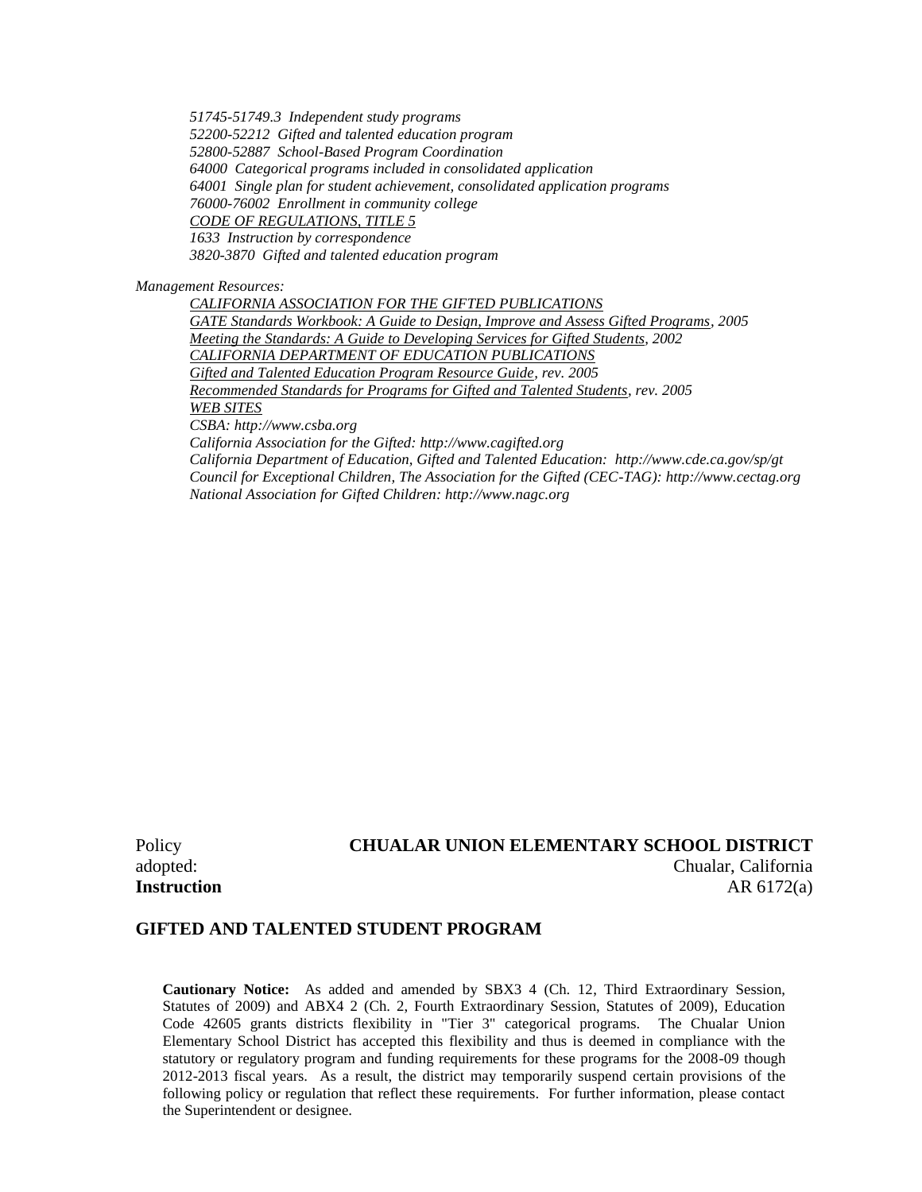*51745-51749.3 Independent study programs*
*52200-52212 Gifted and talented education program*
*52800-52887 School-Based Program Coordination*
*64000 Categorical programs included in consolidated application*
*64001 Single plan for student achievement, consolidated application programs*
*76000-76002 Enrollment in community college*
*CODE OF REGULATIONS, TITLE 5*
*1633 Instruction by correspondence*
*3820-3870 Gifted and talented education program*

*Management Resources:*

*CALIFORNIA ASSOCIATION FOR THE GIFTED PUBLICATIONS*
*GATE Standards Workbook: A Guide to Design, Improve and Assess Gifted Programs, 2005*
*Meeting the Standards: A Guide to Developing Services for Gifted Students, 2002*
*CALIFORNIA DEPARTMENT OF EDUCATION PUBLICATIONS*
*Gifted and Talented Education Program Resource Guide, rev. 2005*
*Recommended Standards for Programs for Gifted and Talented Students, rev. 2005*
*WEB SITES*
*CSBA: http://www.csba.org*
*California Association for the Gifted: http://www.cagifted.org*
*California Department of Education, Gifted and Talented Education: http://www.cde.ca.gov/sp/gt*
*Council for Exceptional Children, The Association for the Gifted (CEC-TAG): http://www.cectag.org*
*National Association for Gifted Children: http://www.nagc.org*

Policy adopted: **CHUALAR UNION ELEMENTARY SCHOOL DISTRICT**
Chualar, California

**Instruction** AR 6172(a)

## GIFTED AND TALENTED STUDENT PROGRAM

**Cautionary Notice:** As added and amended by SBX3 4 (Ch. 12, Third Extraordinary Session, Statutes of 2009) and ABX4 2 (Ch. 2, Fourth Extraordinary Session, Statutes of 2009), Education Code 42605 grants districts flexibility in "Tier 3" categorical programs. The Chualar Union Elementary School District has accepted this flexibility and thus is deemed in compliance with the statutory or regulatory program and funding requirements for these programs for the 2008-09 though 2012-2013 fiscal years. As a result, the district may temporarily suspend certain provisions of the following policy or regulation that reflect these requirements. For further information, please contact the Superintendent or designee.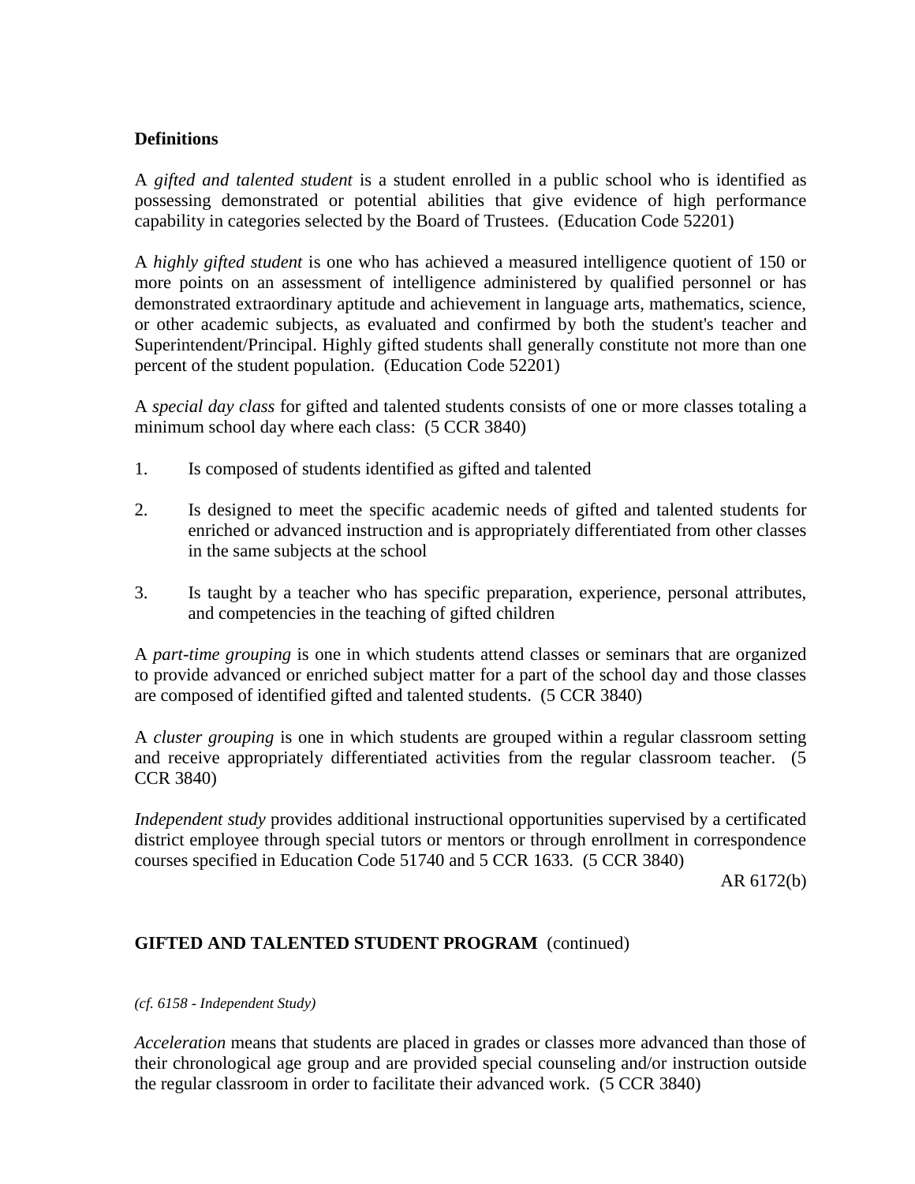**Definitions**

A *gifted and talented student* is a student enrolled in a public school who is identified as possessing demonstrated or potential abilities that give evidence of high performance capability in categories selected by the Board of Trustees. (Education Code 52201)

A *highly gifted student* is one who has achieved a measured intelligence quotient of 150 or more points on an assessment of intelligence administered by qualified personnel or has demonstrated extraordinary aptitude and achievement in language arts, mathematics, science, or other academic subjects, as evaluated and confirmed by both the student's teacher and Superintendent/Principal. Highly gifted students shall generally constitute not more than one percent of the student population. (Education Code 52201)

A *special day class* for gifted and talented students consists of one or more classes totaling a minimum school day where each class: (5 CCR 3840)

1. Is composed of students identified as gifted and talented

2. Is designed to meet the specific academic needs of gifted and talented students for enriched or advanced instruction and is appropriately differentiated from other classes in the same subjects at the school

3. Is taught by a teacher who has specific preparation, experience, personal attributes, and competencies in the teaching of gifted children

A *part-time grouping* is one in which students attend classes or seminars that are organized to provide advanced or enriched subject matter for a part of the school day and those classes are composed of identified gifted and talented students. (5 CCR 3840)

A *cluster grouping* is one in which students are grouped within a regular classroom setting and receive appropriately differentiated activities from the regular classroom teacher. (5 CCR 3840)

*Independent study* provides additional instructional opportunities supervised by a certificated district employee through special tutors or mentors or through enrollment in correspondence courses specified in Education Code 51740 and 5 CCR 1633. (5 CCR 3840)

AR 6172(b)

**GIFTED AND TALENTED STUDENT PROGRAM** (continued)

*(cf. 6158 - Independent Study)*

*Acceleration* means that students are placed in grades or classes more advanced than those of their chronological age group and are provided special counseling and/or instruction outside the regular classroom in order to facilitate their advanced work. (5 CCR 3840)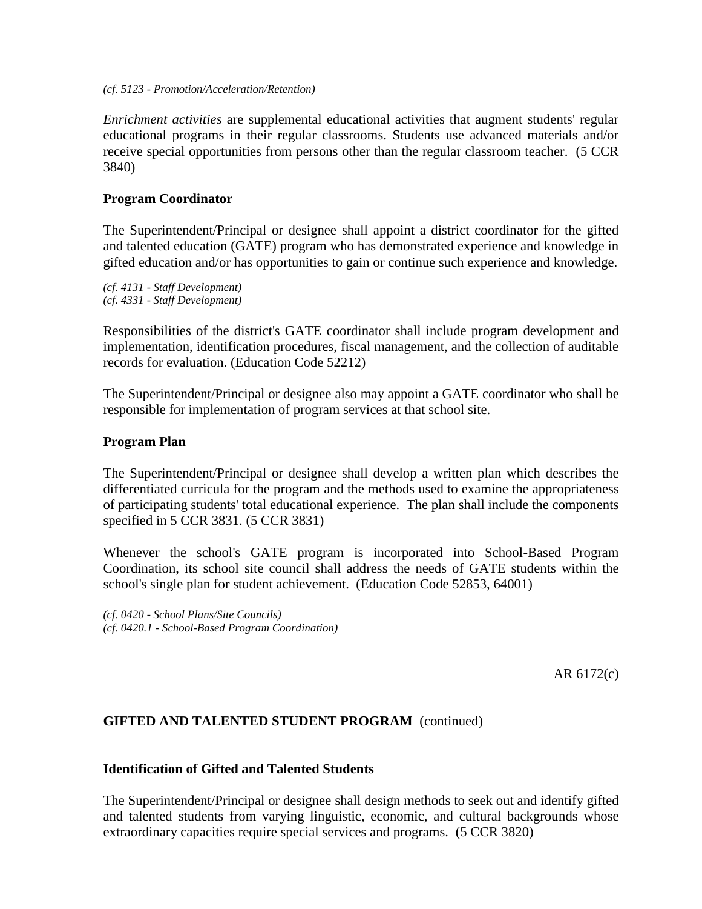*(cf. 5123 - Promotion/Acceleration/Retention)*

*Enrichment activities* are supplemental educational activities that augment students' regular educational programs in their regular classrooms. Students use advanced materials and/or receive special opportunities from persons other than the regular classroom teacher. (5 CCR 3840)

**Program Coordinator**

The Superintendent/Principal or designee shall appoint a district coordinator for the gifted and talented education (GATE) program who has demonstrated experience and knowledge in gifted education and/or has opportunities to gain or continue such experience and knowledge.

*(cf. 4131 - Staff Development)*
*(cf. 4331 - Staff Development)*

Responsibilities of the district's GATE coordinator shall include program development and implementation, identification procedures, fiscal management, and the collection of auditable records for evaluation. (Education Code 52212)

The Superintendent/Principal or designee also may appoint a GATE coordinator who shall be responsible for implementation of program services at that school site.

**Program Plan**

The Superintendent/Principal or designee shall develop a written plan which describes the differentiated curricula for the program and the methods used to examine the appropriateness of participating students' total educational experience. The plan shall include the components specified in 5 CCR 3831. (5 CCR 3831)

Whenever the school's GATE program is incorporated into School-Based Program Coordination, its school site council shall address the needs of GATE students within the school's single plan for student achievement. (Education Code 52853, 64001)

*(cf. 0420 - School Plans/Site Councils)*
*(cf. 0420.1 - School-Based Program Coordination)*

AR 6172(c)

**GIFTED AND TALENTED STUDENT PROGRAM** (continued)

**Identification of Gifted and Talented Students**

The Superintendent/Principal or designee shall design methods to seek out and identify gifted and talented students from varying linguistic, economic, and cultural backgrounds whose extraordinary capacities require special services and programs. (5 CCR 3820)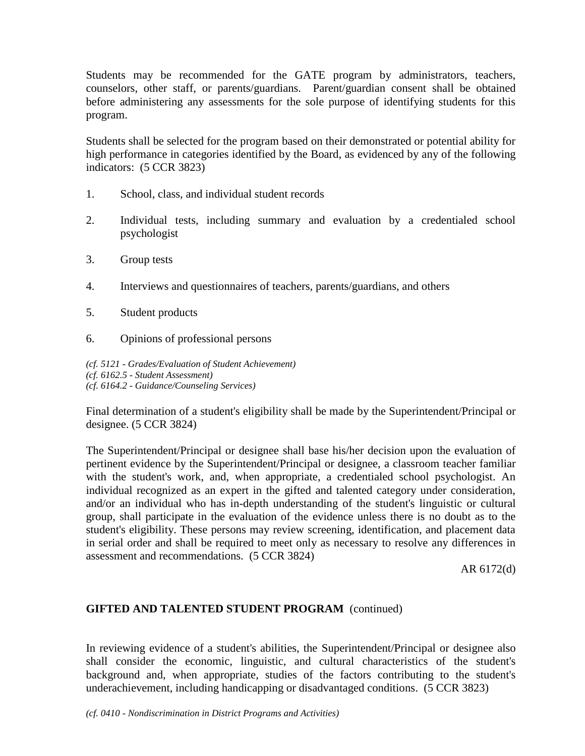Students may be recommended for the GATE program by administrators, teachers, counselors, other staff, or parents/guardians. Parent/guardian consent shall be obtained before administering any assessments for the sole purpose of identifying students for this program.

Students shall be selected for the program based on their demonstrated or potential ability for high performance in categories identified by the Board, as evidenced by any of the following indicators: (5 CCR 3823)

1. School, class, and individual student records
2. Individual tests, including summary and evaluation by a credentialed school psychologist
3. Group tests
4. Interviews and questionnaires of teachers, parents/guardians, and others
5. Student products
6. Opinions of professional persons

*(cf. 5121 - Grades/Evaluation of Student Achievement)*
*(cf. 6162.5 - Student Assessment)*
*(cf. 6164.2 - Guidance/Counseling Services)*

Final determination of a student's eligibility shall be made by the Superintendent/Principal or designee. (5 CCR 3824)

The Superintendent/Principal or designee shall base his/her decision upon the evaluation of pertinent evidence by the Superintendent/Principal or designee, a classroom teacher familiar with the student's work, and, when appropriate, a credentialed school psychologist. An individual recognized as an expert in the gifted and talented category under consideration, and/or an individual who has in-depth understanding of the student's linguistic or cultural group, shall participate in the evaluation of the evidence unless there is no doubt as to the student's eligibility. These persons may review screening, identification, and placement data in serial order and shall be required to meet only as necessary to resolve any differences in assessment and recommendations. (5 CCR 3824)

AR 6172(d)

**GIFTED AND TALENTED STUDENT PROGRAM** (continued)

In reviewing evidence of a student's abilities, the Superintendent/Principal or designee also shall consider the economic, linguistic, and cultural characteristics of the student's background and, when appropriate, studies of the factors contributing to the student's underachievement, including handicapping or disadvantaged conditions. (5 CCR 3823)

*(cf. 0410 - Nondiscrimination in District Programs and Activities)*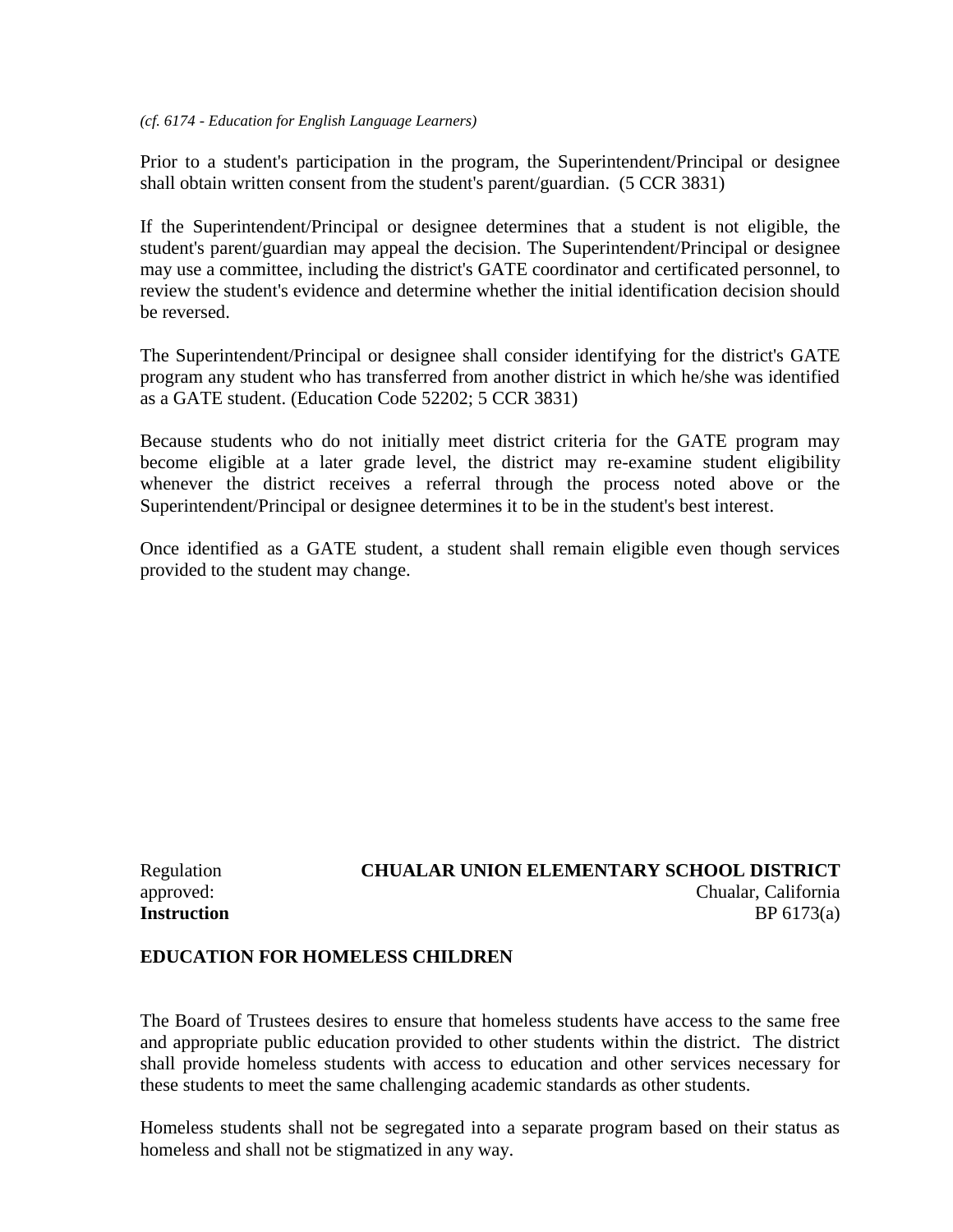*(cf. 6174 - Education for English Language Learners)*

Prior to a student's participation in the program, the Superintendent/Principal or designee shall obtain written consent from the student's parent/guardian. (5 CCR 3831)

If the Superintendent/Principal or designee determines that a student is not eligible, the student's parent/guardian may appeal the decision. The Superintendent/Principal or designee may use a committee, including the district's GATE coordinator and certificated personnel, to review the student's evidence and determine whether the initial identification decision should be reversed.

The Superintendent/Principal or designee shall consider identifying for the district's GATE program any student who has transferred from another district in which he/she was identified as a GATE student. (Education Code 52202; 5 CCR 3831)

Because students who do not initially meet district criteria for the GATE program may become eligible at a later grade level, the district may re-examine student eligibility whenever the district receives a referral through the process noted above or the Superintendent/Principal or designee determines it to be in the student's best interest.

Once identified as a GATE student, a student shall remain eligible even though services provided to the student may change.

Regulation approved: **CHUALAR UNION ELEMENTARY SCHOOL DISTRICT**
Chualar, California

**Instruction** BP 6173(a)

**EDUCATION FOR HOMELESS CHILDREN**

The Board of Trustees desires to ensure that homeless students have access to the same free and appropriate public education provided to other students within the district. The district shall provide homeless students with access to education and other services necessary for these students to meet the same challenging academic standards as other students.

Homeless students shall not be segregated into a separate program based on their status as homeless and shall not be stigmatized in any way.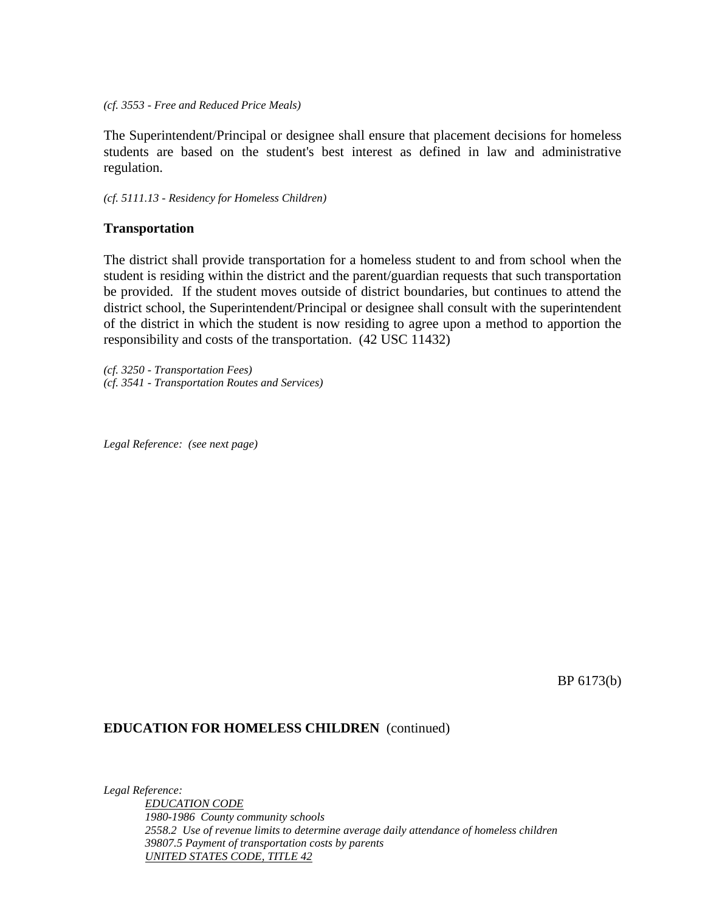*(cf. 3553 - Free and Reduced Price Meals)*

The Superintendent/Principal or designee shall ensure that placement decisions for homeless students are based on the student's best interest as defined in law and administrative regulation.

*(cf. 5111.13 - Residency for Homeless Children)*

**Transportation**

The district shall provide transportation for a homeless student to and from school when the student is residing within the district and the parent/guardian requests that such transportation be provided. If the student moves outside of district boundaries, but continues to attend the district school, the Superintendent/Principal or designee shall consult with the superintendent of the district in which the student is now residing to agree upon a method to apportion the responsibility and costs of the transportation. (42 USC 11432)

*(cf. 3250 - Transportation Fees)*
*(cf. 3541 - Transportation Routes and Services)*

*Legal Reference: (see next page)*

BP 6173(b)

**EDUCATION FOR HOMELESS CHILDREN** (continued)

*Legal Reference:*

*EDUCATION CODE*
*1980-1986 County community schools*
*2558.2 Use of revenue limits to determine average daily attendance of homeless children*
*39807.5 Payment of transportation costs by parents*
*UNITED STATES CODE, TITLE 42*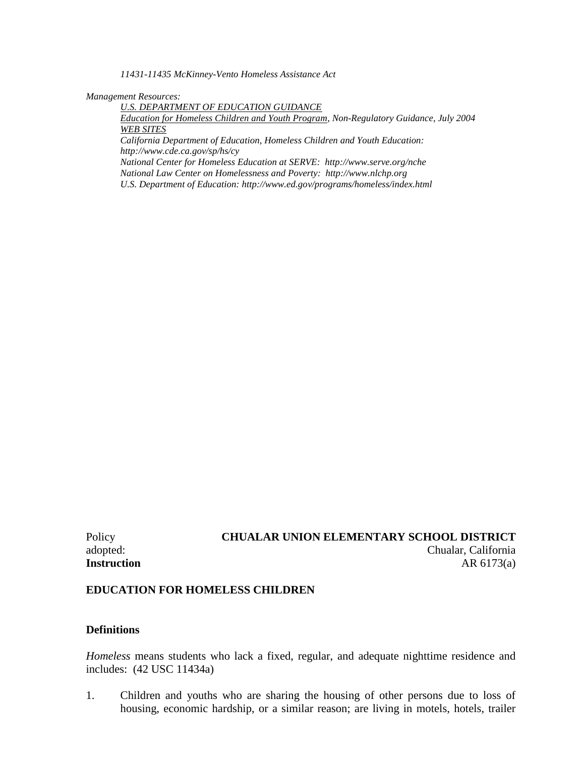*11431-11435 McKinney-Vento Homeless Assistance Act*

*Management Resources:*

*U.S. DEPARTMENT OF EDUCATION GUIDANCE*

*Education for Homeless Children and Youth Program, Non-Regulatory Guidance, July 2004*

*WEB SITES*

*California Department of Education, Homeless Children and Youth Education: http://www.cde.ca.gov/sp/hs/cy*

*National Center for Homeless Education at SERVE: http://www.serve.org/nche*

*National Law Center on Homelessness and Poverty: http://www.nlchp.org*

*U.S. Department of Education: http://www.ed.gov/programs/homeless/index.html*

Policy adopted:

**CHUALAR UNION ELEMENTARY SCHOOL DISTRICT**
Chualar, California

**Instruction**

AR 6173(a)

**EDUCATION FOR HOMELESS CHILDREN**

**Definitions**

*Homeless* means students who lack a fixed, regular, and adequate nighttime residence and includes: (42 USC 11434a)

1. Children and youths who are sharing the housing of other persons due to loss of housing, economic hardship, or a similar reason; are living in motels, hotels, trailer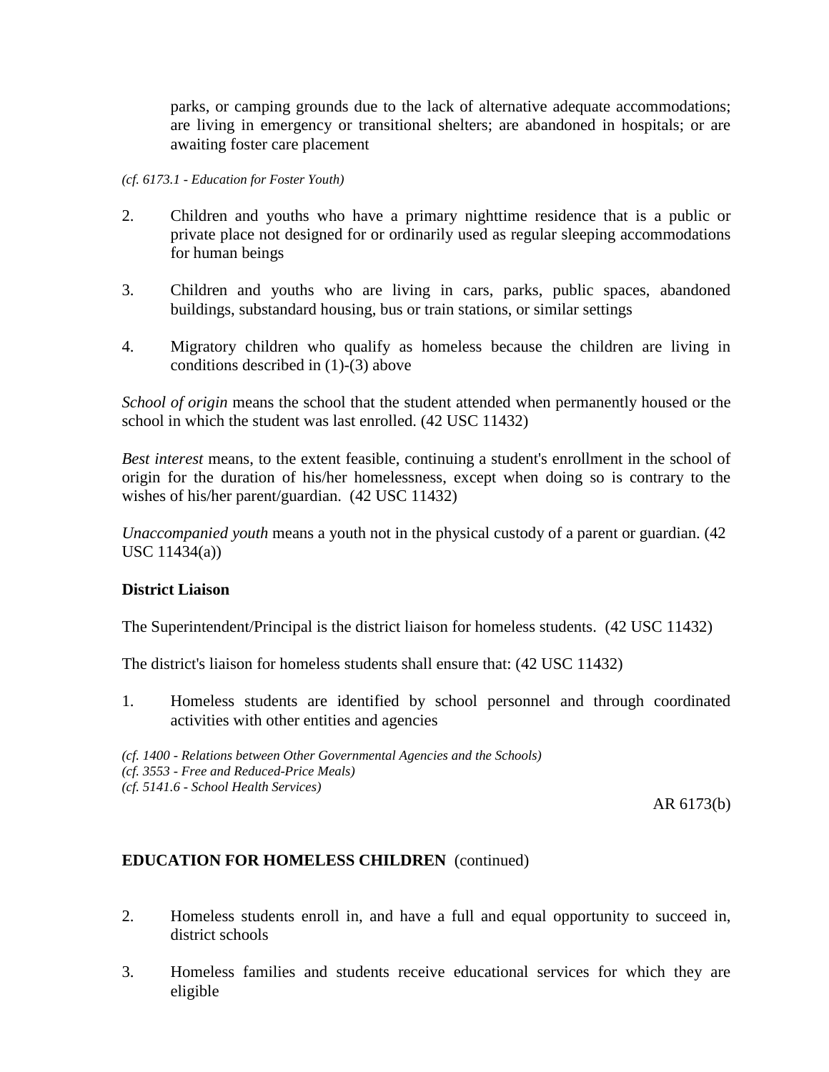parks, or camping grounds due to the lack of alternative adequate accommodations; are living in emergency or transitional shelters; are abandoned in hospitals; or are awaiting foster care placement

*(cf. 6173.1 - Education for Foster Youth)*

2. Children and youths who have a primary nighttime residence that is a public or private place not designed for or ordinarily used as regular sleeping accommodations for human beings

3. Children and youths who are living in cars, parks, public spaces, abandoned buildings, substandard housing, bus or train stations, or similar settings

4. Migratory children who qualify as homeless because the children are living in conditions described in (1)-(3) above

*School of origin* means the school that the student attended when permanently housed or the school in which the student was last enrolled. (42 USC 11432)

*Best interest* means, to the extent feasible, continuing a student's enrollment in the school of origin for the duration of his/her homelessness, except when doing so is contrary to the wishes of his/her parent/guardian. (42 USC 11432)

*Unaccompanied youth* means a youth not in the physical custody of a parent or guardian. (42 USC 11434(a))

**District Liaison**

The Superintendent/Principal is the district liaison for homeless students. (42 USC 11432)

The district's liaison for homeless students shall ensure that: (42 USC 11432)

1. Homeless students are identified by school personnel and through coordinated activities with other entities and agencies

*(cf. 1400 - Relations between Other Governmental Agencies and the Schools)*
*(cf. 3553 - Free and Reduced-Price Meals)*
*(cf. 5141.6 - School Health Services)*

**EDUCATION FOR HOMELESS CHILDREN** (continued)

2. Homeless students enroll in, and have a full and equal opportunity to succeed in, district schools

3. Homeless families and students receive educational services for which they are eligible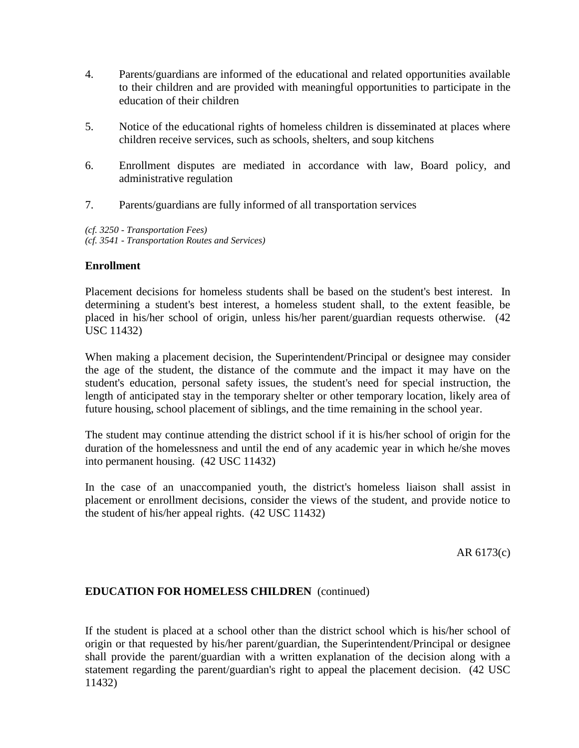4. Parents/guardians are informed of the educational and related opportunities available to their children and are provided with meaningful opportunities to participate in the education of their children

5. Notice of the educational rights of homeless children is disseminated at places where children receive services, such as schools, shelters, and soup kitchens

6. Enrollment disputes are mediated in accordance with law, Board policy, and administrative regulation

7. Parents/guardians are fully informed of all transportation services

*(cf. 3250 - Transportation Fees)*
*(cf. 3541 - Transportation Routes and Services)*

**Enrollment**

Placement decisions for homeless students shall be based on the student's best interest. In determining a student's best interest, a homeless student shall, to the extent feasible, be placed in his/her school of origin, unless his/her parent/guardian requests otherwise. (42 USC 11432)

When making a placement decision, the Superintendent/Principal or designee may consider the age of the student, the distance of the commute and the impact it may have on the student's education, personal safety issues, the student's need for special instruction, the length of anticipated stay in the temporary shelter or other temporary location, likely area of future housing, school placement of siblings, and the time remaining in the school year.

The student may continue attending the district school if it is his/her school of origin for the duration of the homelessness and until the end of any academic year in which he/she moves into permanent housing. (42 USC 11432)

In the case of an unaccompanied youth, the district's homeless liaison shall assist in placement or enrollment decisions, consider the views of the student, and provide notice to the student of his/her appeal rights. (42 USC 11432)

**EDUCATION FOR HOMELESS CHILDREN** (continued)

If the student is placed at a school other than the district school which is his/her school of origin or that requested by his/her parent/guardian, the Superintendent/Principal or designee shall provide the parent/guardian with a written explanation of the decision along with a statement regarding the parent/guardian's right to appeal the placement decision. (42 USC 11432)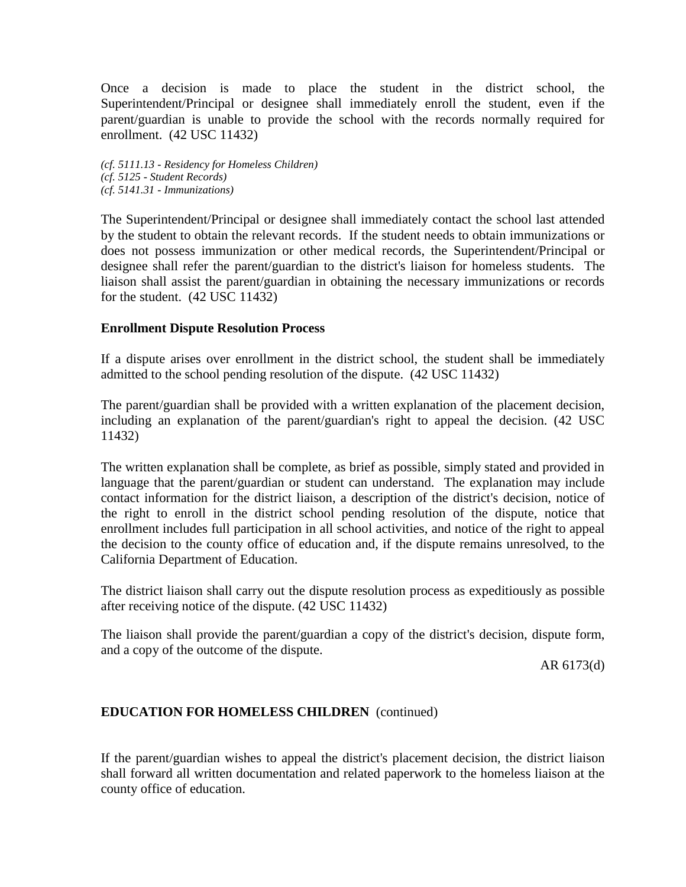Once a decision is made to place the student in the district school, the Superintendent/Principal or designee shall immediately enroll the student, even if the parent/guardian is unable to provide the school with the records normally required for enrollment. (42 USC 11432)

*(cf. 5111.13 - Residency for Homeless Children)*
*(cf. 5125 - Student Records)*
*(cf. 5141.31 - Immunizations)*

The Superintendent/Principal or designee shall immediately contact the school last attended by the student to obtain the relevant records. If the student needs to obtain immunizations or does not possess immunization or other medical records, the Superintendent/Principal or designee shall refer the parent/guardian to the district's liaison for homeless students. The liaison shall assist the parent/guardian in obtaining the necessary immunizations or records for the student. (42 USC 11432)

**Enrollment Dispute Resolution Process**

If a dispute arises over enrollment in the district school, the student shall be immediately admitted to the school pending resolution of the dispute. (42 USC 11432)

The parent/guardian shall be provided with a written explanation of the placement decision, including an explanation of the parent/guardian's right to appeal the decision. (42 USC 11432)

The written explanation shall be complete, as brief as possible, simply stated and provided in language that the parent/guardian or student can understand. The explanation may include contact information for the district liaison, a description of the district's decision, notice of the right to enroll in the district school pending resolution of the dispute, notice that enrollment includes full participation in all school activities, and notice of the right to appeal the decision to the county office of education and, if the dispute remains unresolved, to the California Department of Education.

The district liaison shall carry out the dispute resolution process as expeditiously as possible after receiving notice of the dispute. (42 USC 11432)

The liaison shall provide the parent/guardian a copy of the district's decision, dispute form, and a copy of the outcome of the dispute.

**EDUCATION FOR HOMELESS CHILDREN** (continued)

If the parent/guardian wishes to appeal the district's placement decision, the district liaison shall forward all written documentation and related paperwork to the homeless liaison at the county office of education.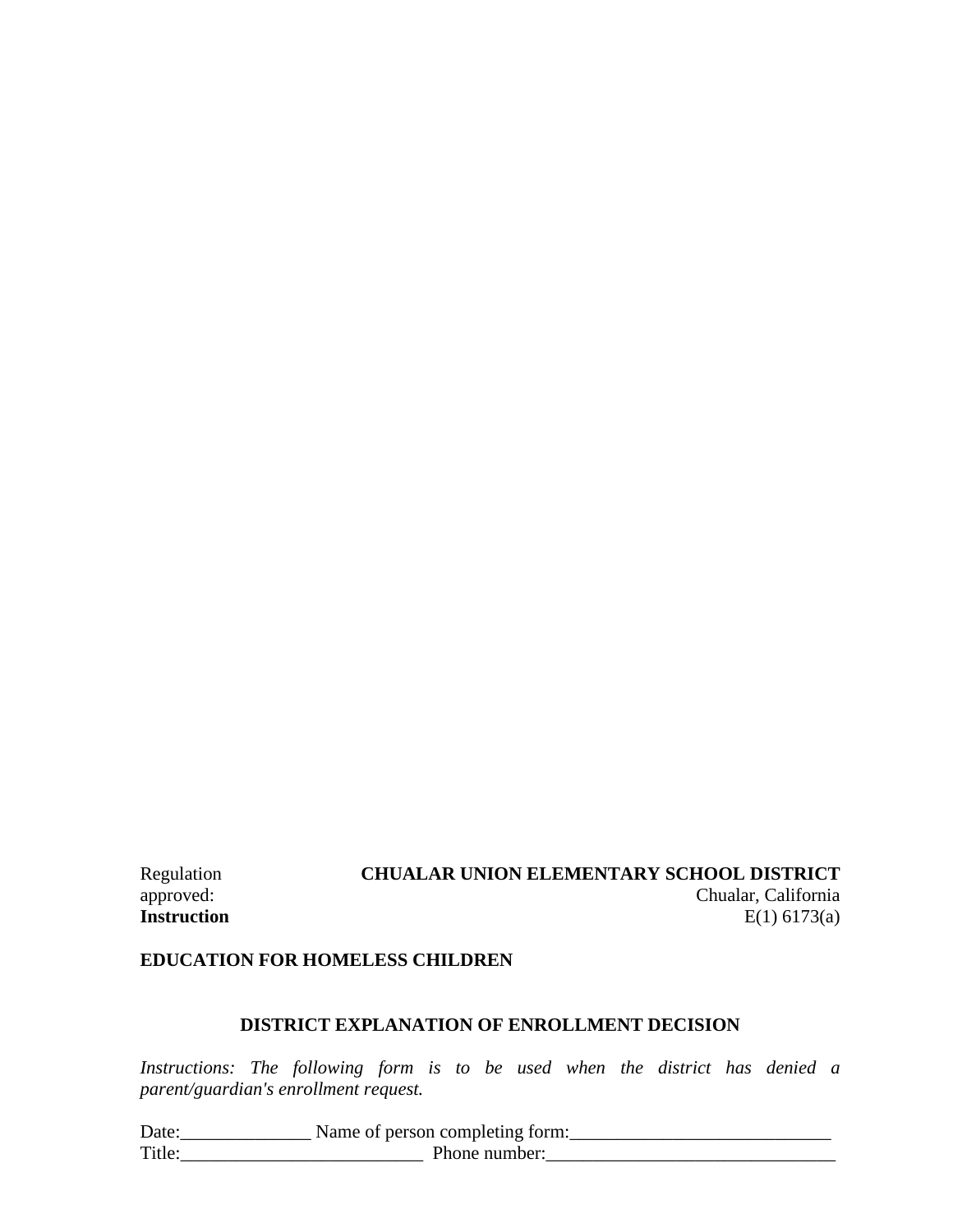Regulation approved:

**CHUALAR UNION ELEMENTARY SCHOOL DISTRICT**
Chualar, California

**Instruction**

E(1) 6173(a)

**EDUCATION FOR HOMELESS CHILDREN**

## DISTRICT EXPLANATION OF ENROLLMENT DECISION

*Instructions: The following form is to be used when the district has denied a parent/guardian's enrollment request.*

Date:______________ Name of person completing form:____________________________
Title:__________________________ Phone number:_______________________________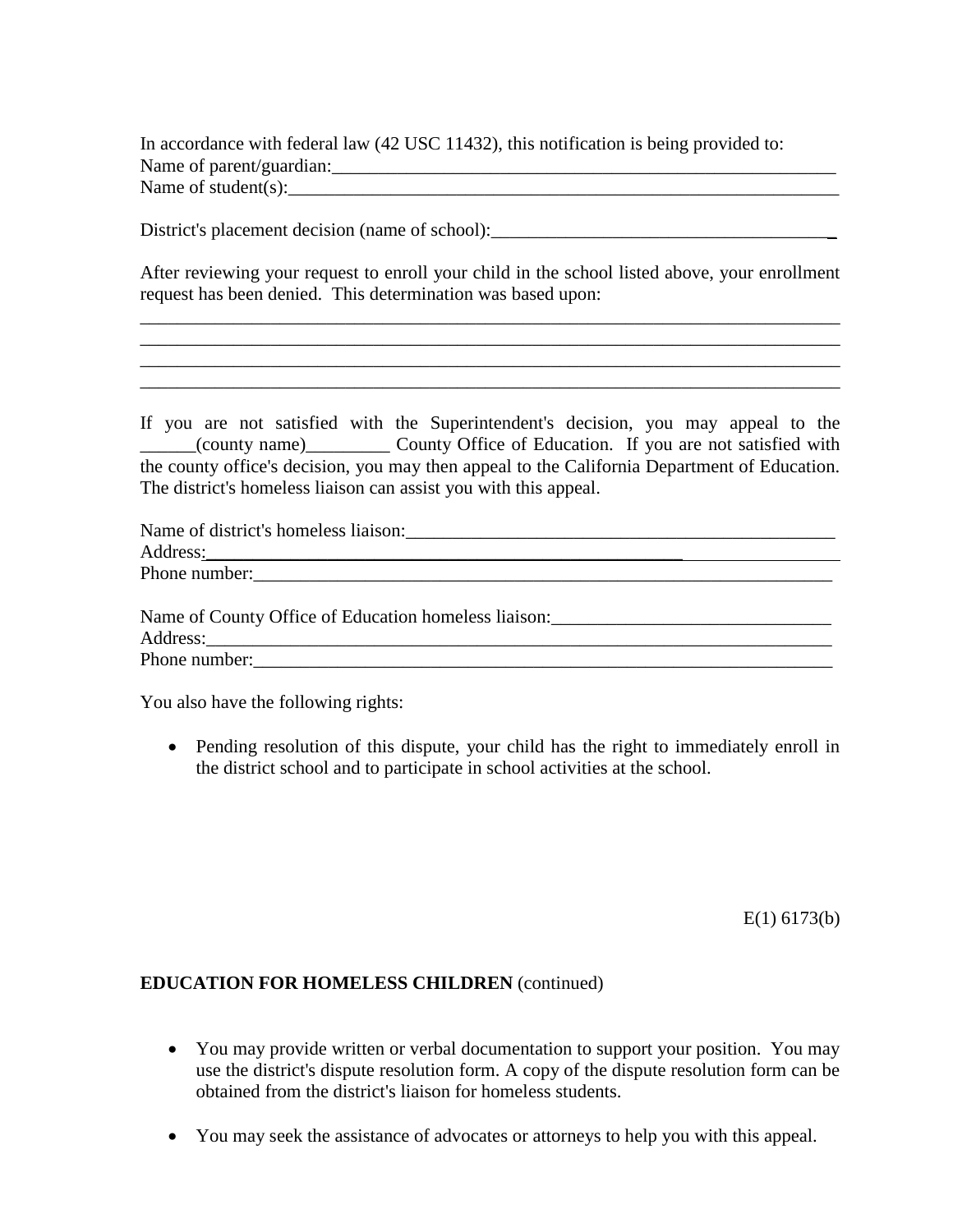In accordance with federal law (42 USC 11432), this notification is being provided to:
Name of parent/guardian:_______________________________________________________
Name of student(s):___________________________________________________________

District's placement decision (name of school):_____________________________________

After reviewing your request to enroll your child in the school listed above, your enrollment request has been denied. This determination was based upon:

___________________________________________________________________________
___________________________________________________________________________
___________________________________________________________________________
___________________________________________________________________________

If you are not satisfied with the Superintendent's decision, you may appeal to the ______(county name)_________ County Office of Education. If you are not satisfied with the county office's decision, you may then appeal to the California Department of Education. The district's homeless liaison can assist you with this appeal.

Name of district's homeless liaison:______________________________________________
Address:_____________________________________________________________________
Phone number:_________________________________________________________________

Name of County Office of Education homeless liaison:______________________________
Address:_____________________________________________________________________
Phone number:_________________________________________________________________

You also have the following rights:

- Pending resolution of this dispute, your child has the right to immediately enroll in the district school and to participate in school activities at the school.

**EDUCATION FOR HOMELESS CHILDREN** (continued)

- You may provide written or verbal documentation to support your position. You may use the district's dispute resolution form. A copy of the dispute resolution form can be obtained from the district's liaison for homeless students.
- You may seek the assistance of advocates or attorneys to help you with this appeal.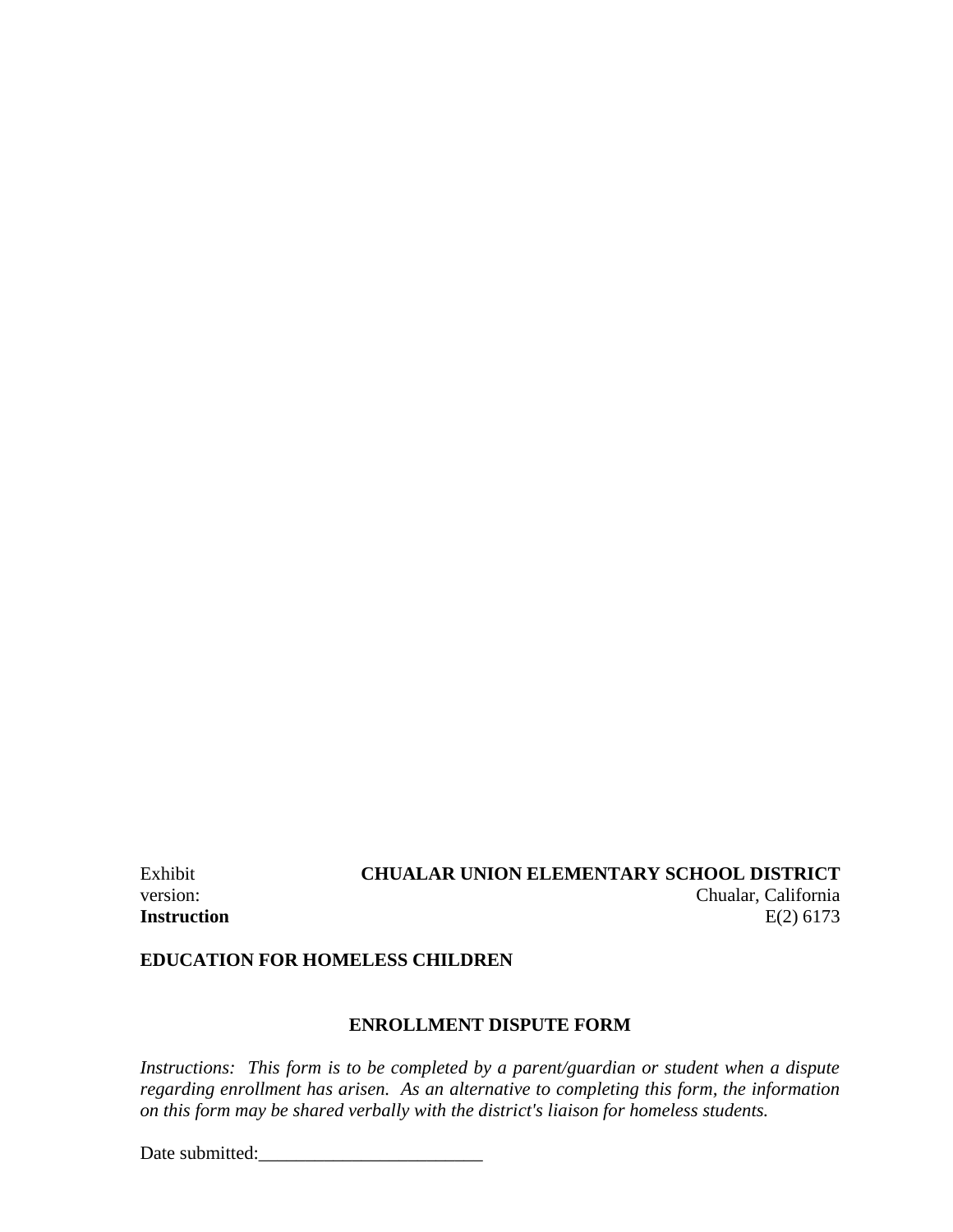Exhibit **CHUALAR UNION ELEMENTARY SCHOOL DISTRICT**
version: Chualar, California
**Instruction** E(2) 6173

**EDUCATION FOR HOMELESS CHILDREN**

## ENROLLMENT DISPUTE FORM

*Instructions: This form is to be completed by a parent/guardian or student when a dispute regarding enrollment has arisen. As an alternative to completing this form, the information on this form may be shared verbally with the district's liaison for homeless students.*

Date submitted:________________________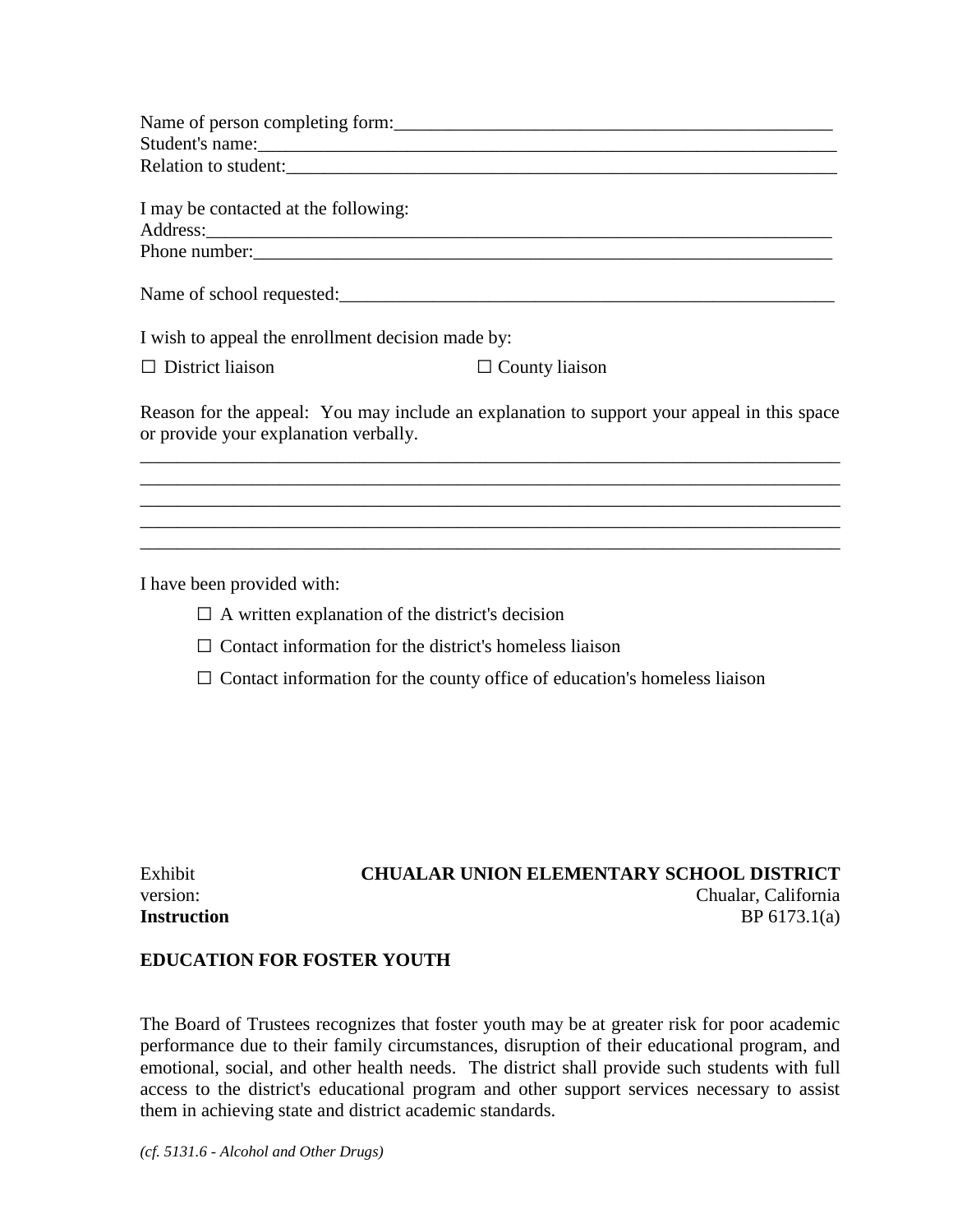Name of person completing form:_________________________________________________
Student's name:_________________________________________________________________
Relation to student:_____________________________________________________________

I may be contacted at the following:
Address:_______________________________________________________________________
Phone number:__________________________________________________________________

Name of school requested:________________________________________________________

I wish to appeal the enrollment decision made by:

☐ District liaison ☐ County liaison

Reason for the appeal: You may include an explanation to support your appeal in this space or provide your explanation verbally.

______________________________________________________________________________
______________________________________________________________________________
______________________________________________________________________________
______________________________________________________________________________
______________________________________________________________________________

I have been provided with:

- ☐ A written explanation of the district's decision
- ☐ Contact information for the district's homeless liaison
- ☐ Contact information for the county office of education's homeless liaison

Exhibit **CHUALAR UNION ELEMENTARY SCHOOL DISTRICT**
version: Chualar, California
**Instruction** BP 6173.1(a)

**EDUCATION FOR FOSTER YOUTH**

The Board of Trustees recognizes that foster youth may be at greater risk for poor academic performance due to their family circumstances, disruption of their educational program, and emotional, social, and other health needs. The district shall provide such students with full access to the district's educational program and other support services necessary to assist them in achieving state and district academic standards.

*(cf. 5131.6 - Alcohol and Other Drugs)*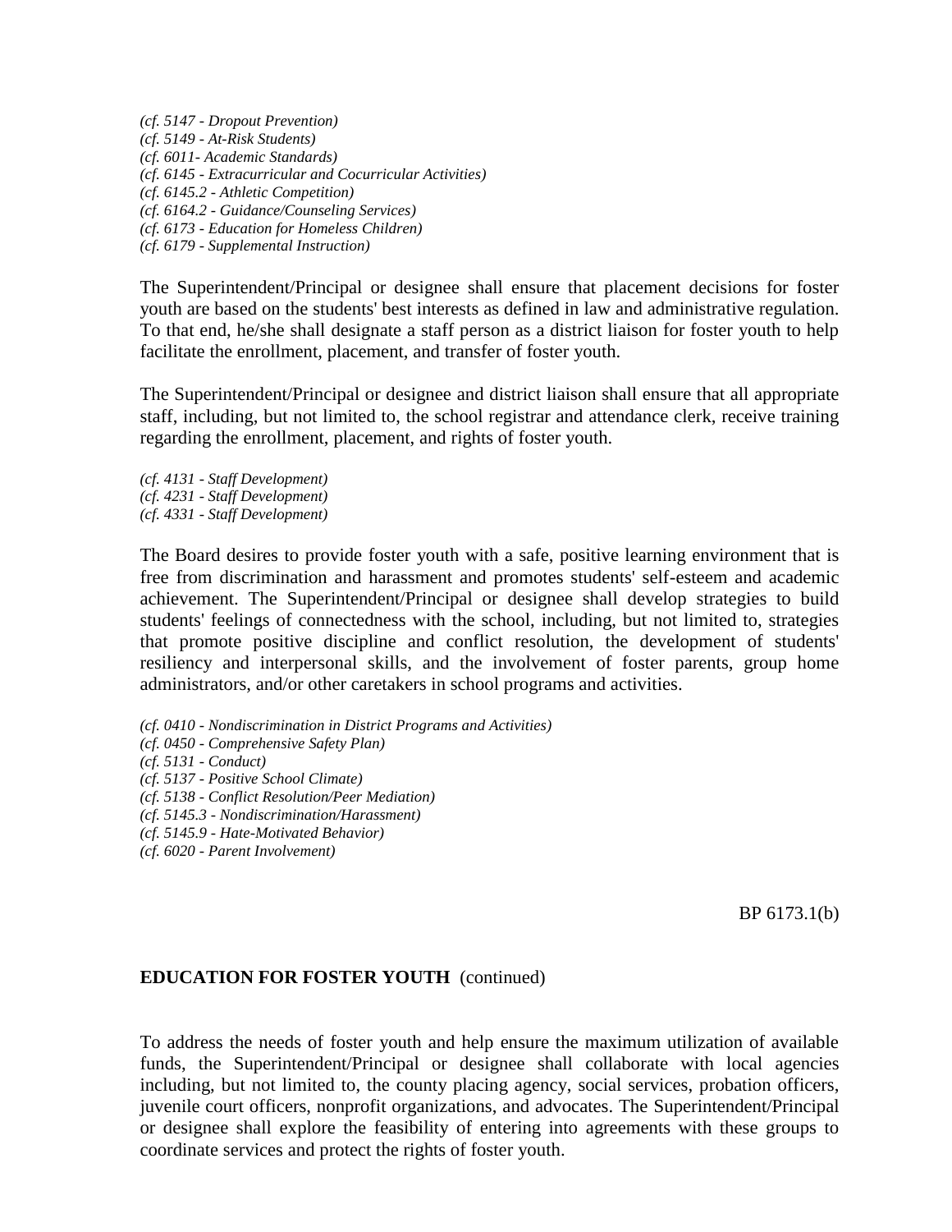*(cf. 5147 - Dropout Prevention)*
*(cf. 5149 - At-Risk Students)*
*(cf. 6011- Academic Standards)*
*(cf. 6145 - Extracurricular and Cocurricular Activities)*
*(cf. 6145.2 - Athletic Competition)*
*(cf. 6164.2 - Guidance/Counseling Services)*
*(cf. 6173 - Education for Homeless Children)*
*(cf. 6179 - Supplemental Instruction)*

The Superintendent/Principal or designee shall ensure that placement decisions for foster youth are based on the students' best interests as defined in law and administrative regulation. To that end, he/she shall designate a staff person as a district liaison for foster youth to help facilitate the enrollment, placement, and transfer of foster youth.

The Superintendent/Principal or designee and district liaison shall ensure that all appropriate staff, including, but not limited to, the school registrar and attendance clerk, receive training regarding the enrollment, placement, and rights of foster youth.

*(cf. 4131 - Staff Development)*
*(cf. 4231 - Staff Development)*
*(cf. 4331 - Staff Development)*

The Board desires to provide foster youth with a safe, positive learning environment that is free from discrimination and harassment and promotes students' self-esteem and academic achievement. The Superintendent/Principal or designee shall develop strategies to build students' feelings of connectedness with the school, including, but not limited to, strategies that promote positive discipline and conflict resolution, the development of students' resiliency and interpersonal skills, and the involvement of foster parents, group home administrators, and/or other caretakers in school programs and activities.

*(cf. 0410 - Nondiscrimination in District Programs and Activities)*
*(cf. 0450 - Comprehensive Safety Plan)*
*(cf. 5131 - Conduct)*
*(cf. 5137 - Positive School Climate)*
*(cf. 5138 - Conflict Resolution/Peer Mediation)*
*(cf. 5145.3 - Nondiscrimination/Harassment)*
*(cf. 5145.9 - Hate-Motivated Behavior)*
*(cf. 6020 - Parent Involvement)*

BP 6173.1(b)

**EDUCATION FOR FOSTER YOUTH** (continued)

To address the needs of foster youth and help ensure the maximum utilization of available funds, the Superintendent/Principal or designee shall collaborate with local agencies including, but not limited to, the county placing agency, social services, probation officers, juvenile court officers, nonprofit organizations, and advocates. The Superintendent/Principal or designee shall explore the feasibility of entering into agreements with these groups to coordinate services and protect the rights of foster youth.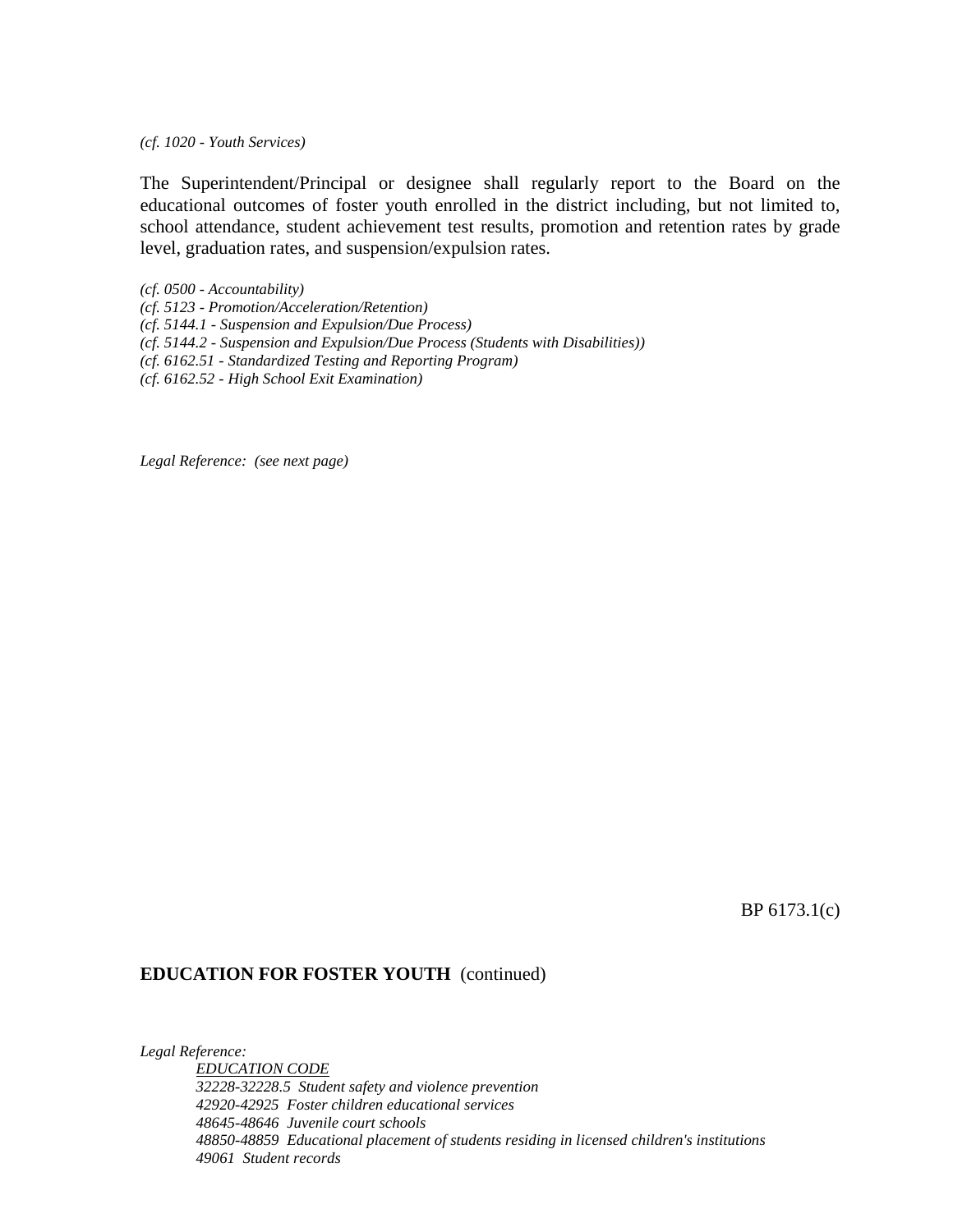*(cf. 1020 - Youth Services)*

The Superintendent/Principal or designee shall regularly report to the Board on the educational outcomes of foster youth enrolled in the district including, but not limited to, school attendance, student achievement test results, promotion and retention rates by grade level, graduation rates, and suspension/expulsion rates.

*(cf. 0500 - Accountability)*
*(cf. 5123 - Promotion/Acceleration/Retention)*
*(cf. 5144.1 - Suspension and Expulsion/Due Process)*
*(cf. 5144.2 - Suspension and Expulsion/Due Process (Students with Disabilities))*
*(cf. 6162.51 - Standardized Testing and Reporting Program)*
*(cf. 6162.52 - High School Exit Examination)*

*Legal Reference: (see next page)*

BP 6173.1(c)

**EDUCATION FOR FOSTER YOUTH** (continued)

*Legal Reference:*

*EDUCATION CODE*
*32228-32228.5 Student safety and violence prevention*
*42920-42925 Foster children educational services*
*48645-48646 Juvenile court schools*
*48850-48859 Educational placement of students residing in licensed children's institutions*
*49061 Student records*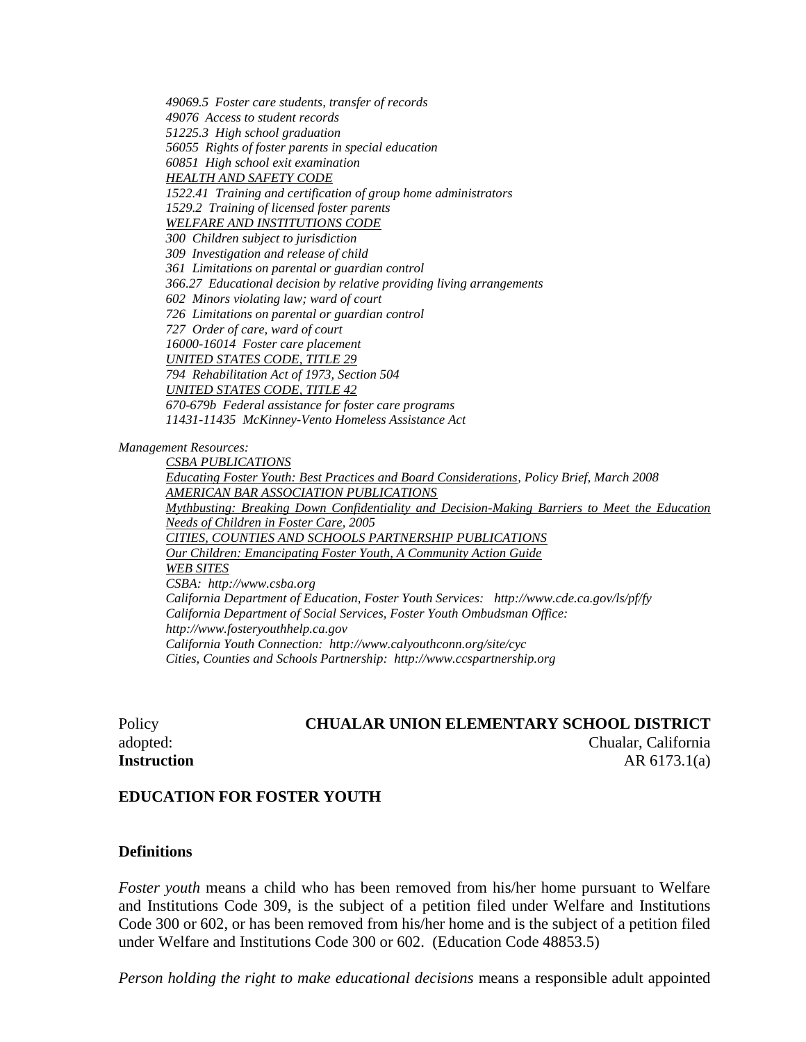*49069.5 Foster care students, transfer of records*
*49076 Access to student records*
*51225.3 High school graduation*
*56055 Rights of foster parents in special education*
*60851 High school exit examination*
*HEALTH AND SAFETY CODE*
*1522.41 Training and certification of group home administrators*
*1529.2 Training of licensed foster parents*
*WELFARE AND INSTITUTIONS CODE*
*300 Children subject to jurisdiction*
*309 Investigation and release of child*
*361 Limitations on parental or guardian control*
*366.27 Educational decision by relative providing living arrangements*
*602 Minors violating law; ward of court*
*726 Limitations on parental or guardian control*
*727 Order of care, ward of court*
*16000-16014 Foster care placement*
*UNITED STATES CODE, TITLE 29*
*794 Rehabilitation Act of 1973, Section 504*
*UNITED STATES CODE, TITLE 42*
*670-679b Federal assistance for foster care programs*
*11431-11435 McKinney-Vento Homeless Assistance Act*

*Management Resources:*

*CSBA PUBLICATIONS*
*Educating Foster Youth: Best Practices and Board Considerations, Policy Brief, March 2008*
*AMERICAN BAR ASSOCIATION PUBLICATIONS*
*Mythbusting: Breaking Down Confidentiality and Decision-Making Barriers to Meet the Education Needs of Children in Foster Care, 2005*
*CITIES, COUNTIES AND SCHOOLS PARTNERSHIP PUBLICATIONS*
*Our Children: Emancipating Foster Youth, A Community Action Guide*
*WEB SITES*
*CSBA: http://www.csba.org*
*California Department of Education, Foster Youth Services: http://www.cde.ca.gov/ls/pf/fy*
*California Department of Social Services, Foster Youth Ombudsman Office: http://www.fosteryouthhelp.ca.gov*
*California Youth Connection: http://www.calyouthconn.org/site/cyc*
*Cities, Counties and Schools Partnership: http://www.ccspartnership.org*

Policy adopted: **CHUALAR UNION ELEMENTARY SCHOOL DISTRICT**
Chualar, California

**Instruction** AR 6173.1(a)

**EDUCATION FOR FOSTER YOUTH**

**Definitions**

*Foster youth* means a child who has been removed from his/her home pursuant to Welfare and Institutions Code 309, is the subject of a petition filed under Welfare and Institutions Code 300 or 602, or has been removed from his/her home and is the subject of a petition filed under Welfare and Institutions Code 300 or 602. (Education Code 48853.5)

*Person holding the right to make educational decisions* means a responsible adult appointed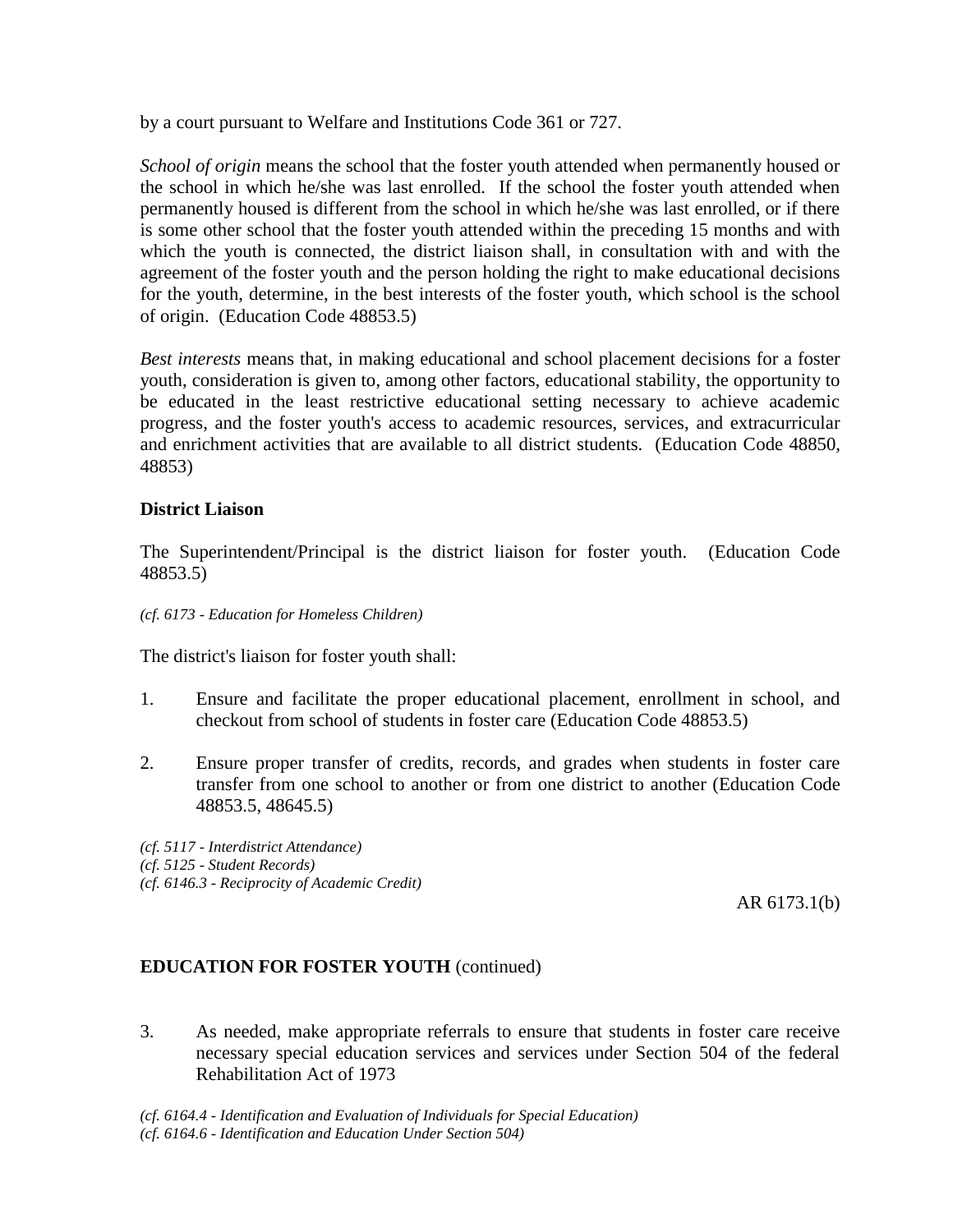by a court pursuant to Welfare and Institutions Code 361 or 727.

*School of origin* means the school that the foster youth attended when permanently housed or the school in which he/she was last enrolled. If the school the foster youth attended when permanently housed is different from the school in which he/she was last enrolled, or if there is some other school that the foster youth attended within the preceding 15 months and with which the youth is connected, the district liaison shall, in consultation with and with the agreement of the foster youth and the person holding the right to make educational decisions for the youth, determine, in the best interests of the foster youth, which school is the school of origin. (Education Code 48853.5)

*Best interests* means that, in making educational and school placement decisions for a foster youth, consideration is given to, among other factors, educational stability, the opportunity to be educated in the least restrictive educational setting necessary to achieve academic progress, and the foster youth's access to academic resources, services, and extracurricular and enrichment activities that are available to all district students. (Education Code 48850, 48853)

**District Liaison**

The Superintendent/Principal is the district liaison for foster youth. (Education Code 48853.5)

*(cf. 6173 - Education for Homeless Children)*

The district's liaison for foster youth shall:

1. Ensure and facilitate the proper educational placement, enrollment in school, and checkout from school of students in foster care (Education Code 48853.5)

2. Ensure proper transfer of credits, records, and grades when students in foster care transfer from one school to another or from one district to another (Education Code 48853.5, 48645.5)

*(cf. 5117 - Interdistrict Attendance)*
*(cf. 5125 - Student Records)*
*(cf. 6146.3 - Reciprocity of Academic Credit)*

AR 6173.1(b)

**EDUCATION FOR FOSTER YOUTH** (continued)

3. As needed, make appropriate referrals to ensure that students in foster care receive necessary special education services and services under Section 504 of the federal Rehabilitation Act of 1973

*(cf. 6164.4 - Identification and Evaluation of Individuals for Special Education)*
*(cf. 6164.6 - Identification and Education Under Section 504)*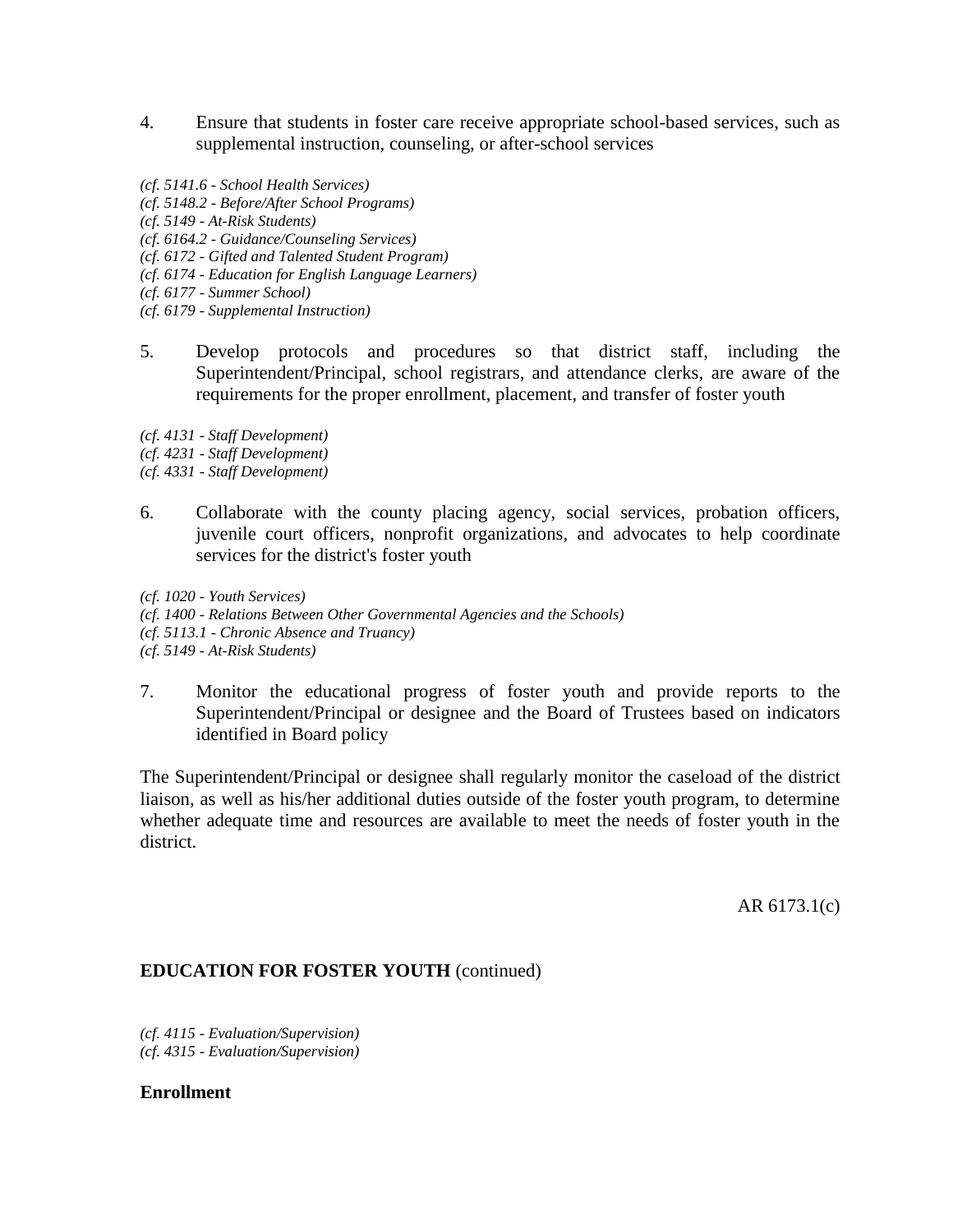4. Ensure that students in foster care receive appropriate school-based services, such as supplemental instruction, counseling, or after-school services

*(cf. 5141.6 - School Health Services)*
*(cf. 5148.2 - Before/After School Programs)*
*(cf. 5149 - At-Risk Students)*
*(cf. 6164.2 - Guidance/Counseling Services)*
*(cf. 6172 - Gifted and Talented Student Program)*
*(cf. 6174 - Education for English Language Learners)*
*(cf. 6177 - Summer School)*
*(cf. 6179 - Supplemental Instruction)*

5. Develop protocols and procedures so that district staff, including the Superintendent/Principal, school registrars, and attendance clerks, are aware of the requirements for the proper enrollment, placement, and transfer of foster youth

*(cf. 4131 - Staff Development)*
*(cf. 4231 - Staff Development)*
*(cf. 4331 - Staff Development)*

6. Collaborate with the county placing agency, social services, probation officers, juvenile court officers, nonprofit organizations, and advocates to help coordinate services for the district's foster youth

*(cf. 1020 - Youth Services)*
*(cf. 1400 - Relations Between Other Governmental Agencies and the Schools)*
*(cf. 5113.1 - Chronic Absence and Truancy)*
*(cf. 5149 - At-Risk Students)*

7. Monitor the educational progress of foster youth and provide reports to the Superintendent/Principal or designee and the Board of Trustees based on indicators identified in Board policy

The Superintendent/Principal or designee shall regularly monitor the caseload of the district liaison, as well as his/her additional duties outside of the foster youth program, to determine whether adequate time and resources are available to meet the needs of foster youth in the district.

*(cf. 4115 - Evaluation/Supervision)*
*(cf. 4315 - Evaluation/Supervision)*

**Enrollment**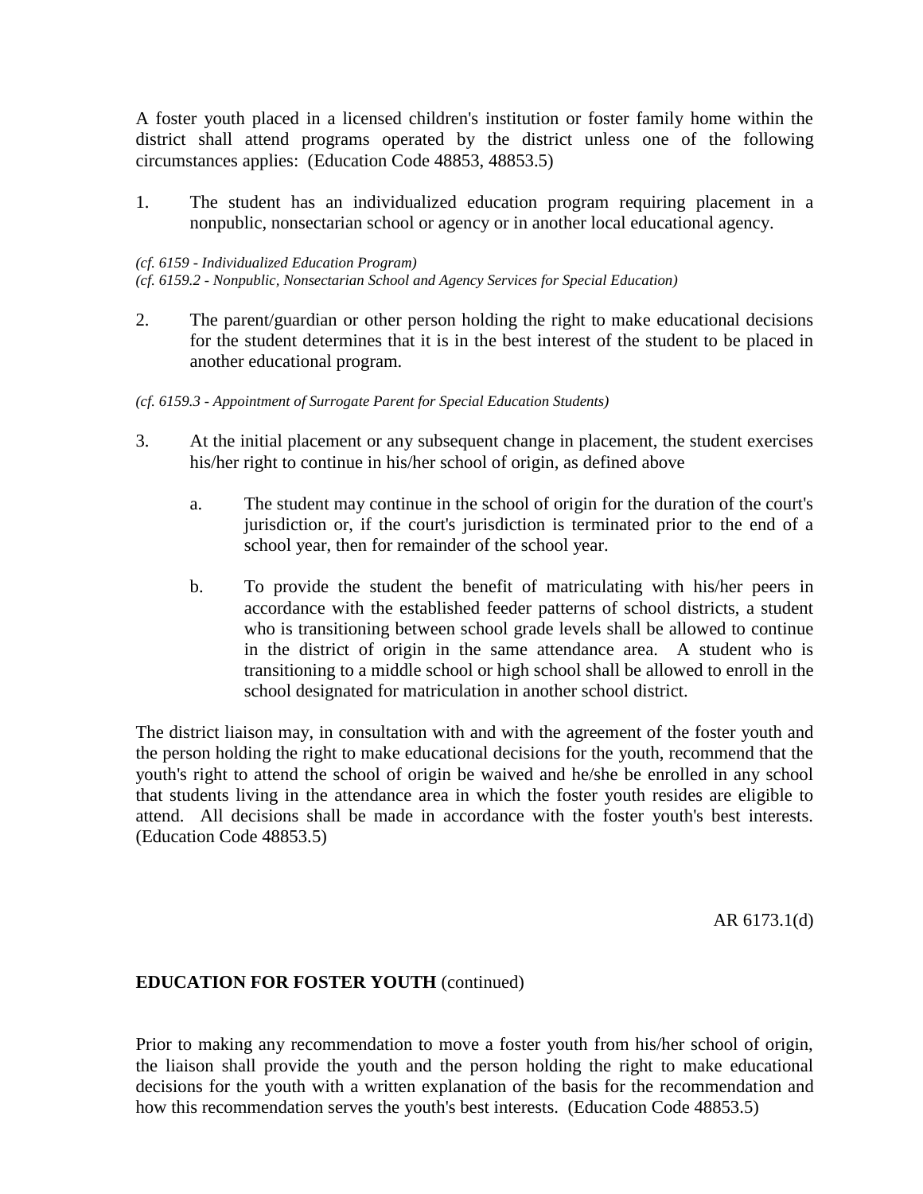A foster youth placed in a licensed children's institution or foster family home within the district shall attend programs operated by the district unless one of the following circumstances applies: (Education Code 48853, 48853.5)

1. The student has an individualized education program requiring placement in a nonpublic, nonsectarian school or agency or in another local educational agency.

*(cf. 6159 - Individualized Education Program)*
*(cf. 6159.2 - Nonpublic, Nonsectarian School and Agency Services for Special Education)*

2. The parent/guardian or other person holding the right to make educational decisions for the student determines that it is in the best interest of the student to be placed in another educational program.

*(cf. 6159.3 - Appointment of Surrogate Parent for Special Education Students)*

3. At the initial placement or any subsequent change in placement, the student exercises his/her right to continue in his/her school of origin, as defined above

    a. The student may continue in the school of origin for the duration of the court's jurisdiction or, if the court's jurisdiction is terminated prior to the end of a school year, then for remainder of the school year.

    b. To provide the student the benefit of matriculating with his/her peers in accordance with the established feeder patterns of school districts, a student who is transitioning between school grade levels shall be allowed to continue in the district of origin in the same attendance area. A student who is transitioning to a middle school or high school shall be allowed to enroll in the school designated for matriculation in another school district.

The district liaison may, in consultation with and with the agreement of the foster youth and the person holding the right to make educational decisions for the youth, recommend that the youth's right to attend the school of origin be waived and he/she be enrolled in any school that students living in the attendance area in which the foster youth resides are eligible to attend. All decisions shall be made in accordance with the foster youth's best interests. (Education Code 48853.5)

AR 6173.1(d)

**EDUCATION FOR FOSTER YOUTH** (continued)

Prior to making any recommendation to move a foster youth from his/her school of origin, the liaison shall provide the youth and the person holding the right to make educational decisions for the youth with a written explanation of the basis for the recommendation and how this recommendation serves the youth's best interests. (Education Code 48853.5)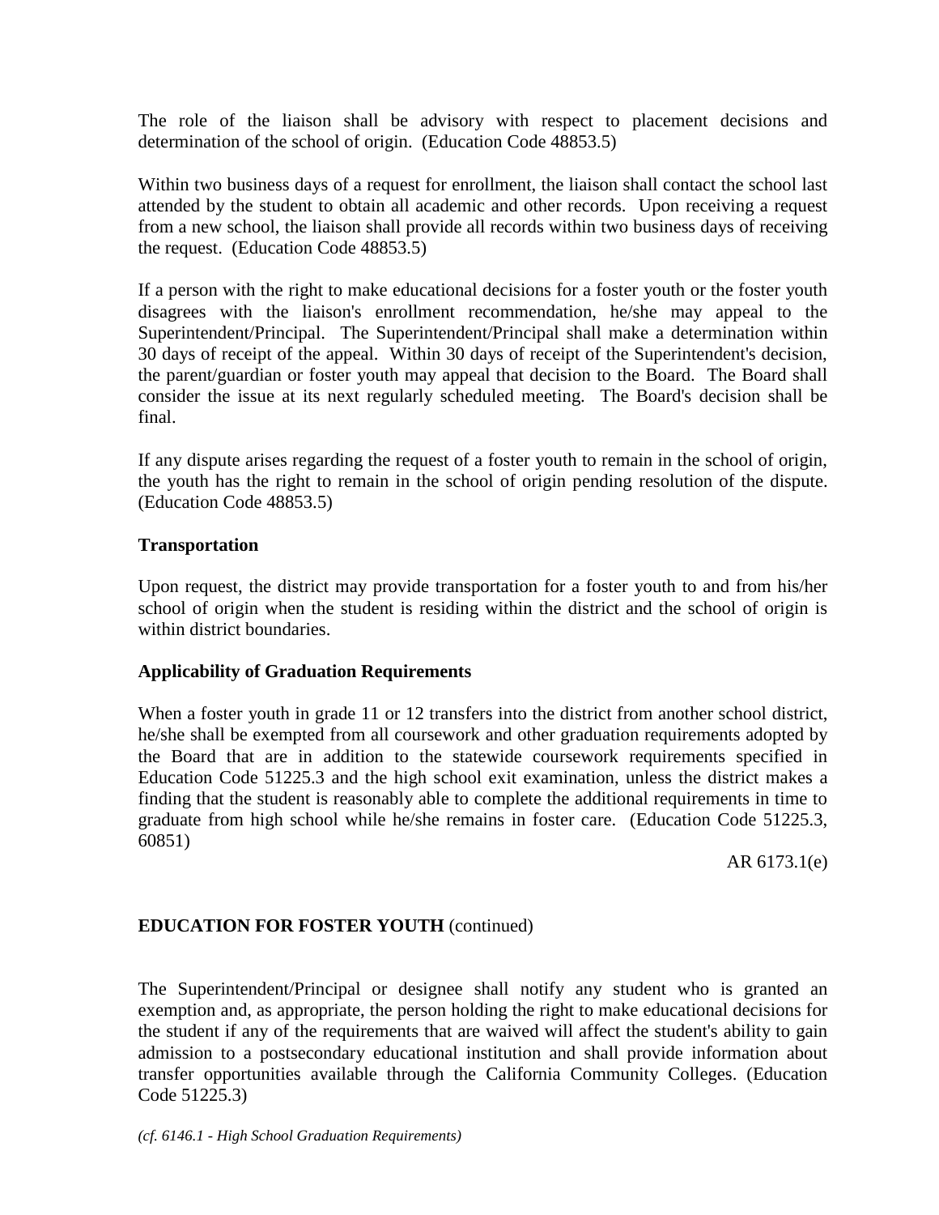The role of the liaison shall be advisory with respect to placement decisions and determination of the school of origin. (Education Code 48853.5)

Within two business days of a request for enrollment, the liaison shall contact the school last attended by the student to obtain all academic and other records. Upon receiving a request from a new school, the liaison shall provide all records within two business days of receiving the request. (Education Code 48853.5)

If a person with the right to make educational decisions for a foster youth or the foster youth disagrees with the liaison's enrollment recommendation, he/she may appeal to the Superintendent/Principal. The Superintendent/Principal shall make a determination within 30 days of receipt of the appeal. Within 30 days of receipt of the Superintendent's decision, the parent/guardian or foster youth may appeal that decision to the Board. The Board shall consider the issue at its next regularly scheduled meeting. The Board's decision shall be final.

If any dispute arises regarding the request of a foster youth to remain in the school of origin, the youth has the right to remain in the school of origin pending resolution of the dispute. (Education Code 48853.5)

**Transportation**

Upon request, the district may provide transportation for a foster youth to and from his/her school of origin when the student is residing within the district and the school of origin is within district boundaries.

**Applicability of Graduation Requirements**

When a foster youth in grade 11 or 12 transfers into the district from another school district, he/she shall be exempted from all coursework and other graduation requirements adopted by the Board that are in addition to the statewide coursework requirements specified in Education Code 51225.3 and the high school exit examination, unless the district makes a finding that the student is reasonably able to complete the additional requirements in time to graduate from high school while he/she remains in foster care. (Education Code 51225.3, 60851)

AR 6173.1(e)

**EDUCATION FOR FOSTER YOUTH** (continued)

The Superintendent/Principal or designee shall notify any student who is granted an exemption and, as appropriate, the person holding the right to make educational decisions for the student if any of the requirements that are waived will affect the student's ability to gain admission to a postsecondary educational institution and shall provide information about transfer opportunities available through the California Community Colleges. (Education Code 51225.3)

*(cf. 6146.1 - High School Graduation Requirements)*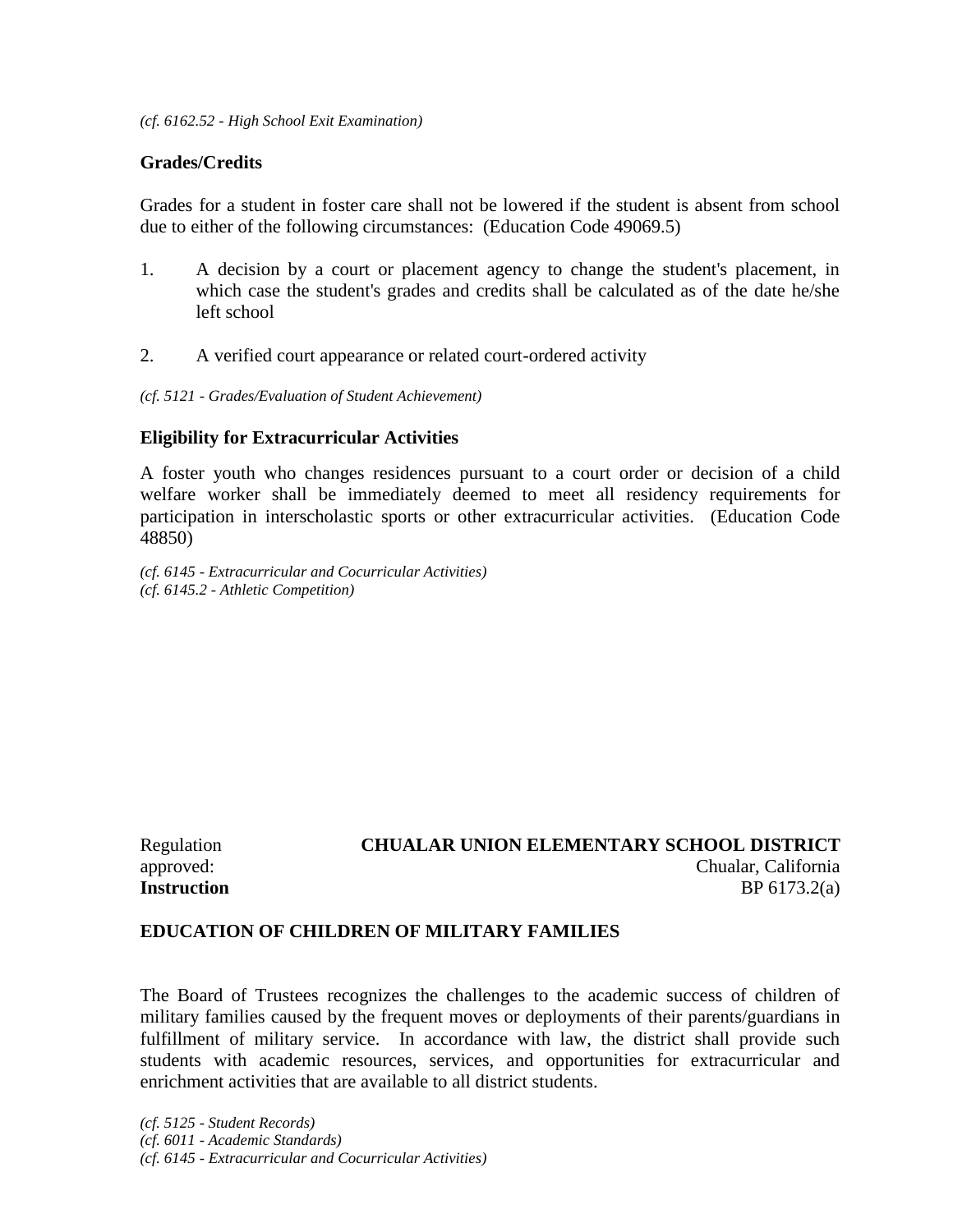*(cf. 6162.52 - High School Exit Examination)*

**Grades/Credits**

Grades for a student in foster care shall not be lowered if the student is absent from school due to either of the following circumstances: (Education Code 49069.5)

1. A decision by a court or placement agency to change the student's placement, in which case the student's grades and credits shall be calculated as of the date he/she left school

2. A verified court appearance or related court-ordered activity

*(cf. 5121 - Grades/Evaluation of Student Achievement)*

**Eligibility for Extracurricular Activities**

A foster youth who changes residences pursuant to a court order or decision of a child welfare worker shall be immediately deemed to meet all residency requirements for participation in interscholastic sports or other extracurricular activities. (Education Code 48850)

*(cf. 6145 - Extracurricular and Cocurricular Activities)*
*(cf. 6145.2 - Athletic Competition)*

Regulation approved: **CHUALAR UNION ELEMENTARY SCHOOL DISTRICT**
Chualar, California

**Instruction** BP 6173.2(a)

**EDUCATION OF CHILDREN OF MILITARY FAMILIES**

The Board of Trustees recognizes the challenges to the academic success of children of military families caused by the frequent moves or deployments of their parents/guardians in fulfillment of military service. In accordance with law, the district shall provide such students with academic resources, services, and opportunities for extracurricular and enrichment activities that are available to all district students.

*(cf. 5125 - Student Records)*
*(cf. 6011 - Academic Standards)*
*(cf. 6145 - Extracurricular and Cocurricular Activities)*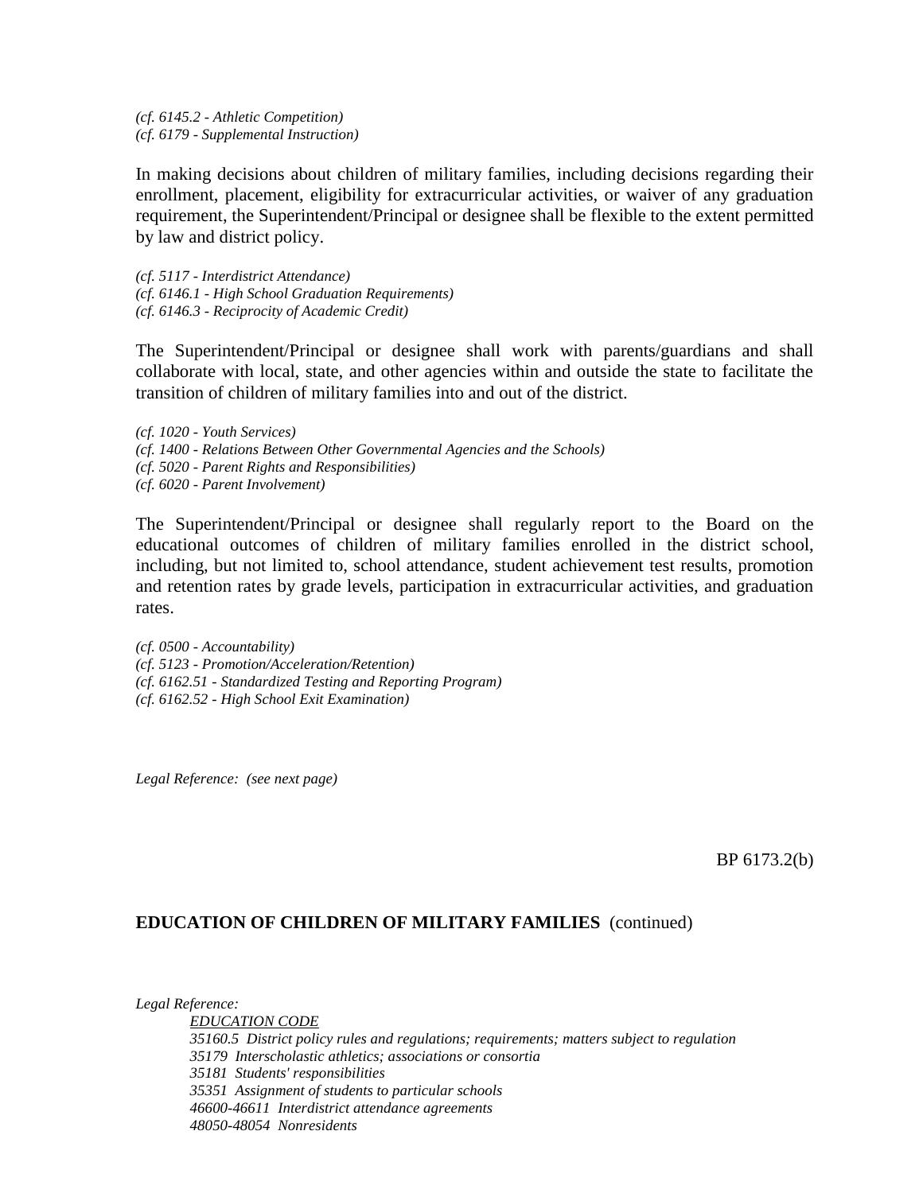*(cf. 6145.2 - Athletic Competition)*
*(cf. 6179 - Supplemental Instruction)*

In making decisions about children of military families, including decisions regarding their enrollment, placement, eligibility for extracurricular activities, or waiver of any graduation requirement, the Superintendent/Principal or designee shall be flexible to the extent permitted by law and district policy.

*(cf. 5117 - Interdistrict Attendance)*
*(cf. 6146.1 - High School Graduation Requirements)*
*(cf. 6146.3 - Reciprocity of Academic Credit)*

The Superintendent/Principal or designee shall work with parents/guardians and shall collaborate with local, state, and other agencies within and outside the state to facilitate the transition of children of military families into and out of the district.

*(cf. 1020 - Youth Services)*
*(cf. 1400 - Relations Between Other Governmental Agencies and the Schools)*
*(cf. 5020 - Parent Rights and Responsibilities)*
*(cf. 6020 - Parent Involvement)*

The Superintendent/Principal or designee shall regularly report to the Board on the educational outcomes of children of military families enrolled in the district school, including, but not limited to, school attendance, student achievement test results, promotion and retention rates by grade levels, participation in extracurricular activities, and graduation rates.

*(cf. 0500 - Accountability)*
*(cf. 5123 - Promotion/Acceleration/Retention)*
*(cf. 6162.51 - Standardized Testing and Reporting Program)*
*(cf. 6162.52 - High School Exit Examination)*

*Legal Reference: (see next page)*

BP 6173.2(b)

**EDUCATION OF CHILDREN OF MILITARY FAMILIES** (continued)

*Legal Reference:*

*EDUCATION CODE*
*35160.5 District policy rules and regulations; requirements; matters subject to regulation*
*35179 Interscholastic athletics; associations or consortia*
*35181 Students' responsibilities*
*35351 Assignment of students to particular schools*
*46600-46611 Interdistrict attendance agreements*
*48050-48054 Nonresidents*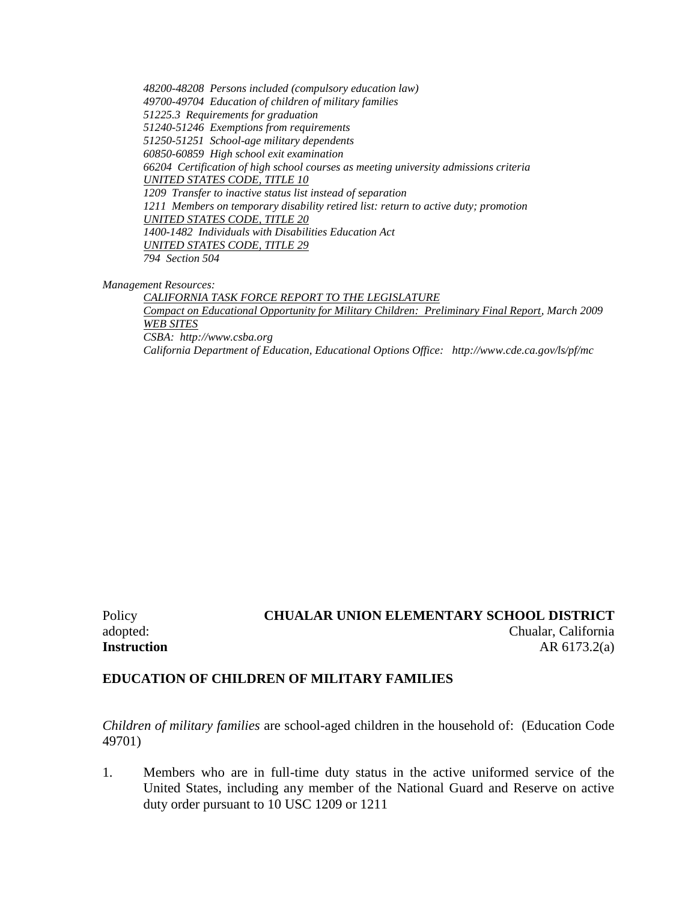*48200-48208 Persons included (compulsory education law)*
*49700-49704 Education of children of military families*
*51225.3 Requirements for graduation*
*51240-51246 Exemptions from requirements*
*51250-51251 School-age military dependents*
*60850-60859 High school exit examination*
*66204 Certification of high school courses as meeting university admissions criteria*
*UNITED STATES CODE, TITLE 10*
*1209 Transfer to inactive status list instead of separation*
*1211 Members on temporary disability retired list: return to active duty; promotion*
*UNITED STATES CODE, TITLE 20*
*1400-1482 Individuals with Disabilities Education Act*
*UNITED STATES CODE, TITLE 29*
*794 Section 504*

*Management Resources:*
*CALIFORNIA TASK FORCE REPORT TO THE LEGISLATURE*
*Compact on Educational Opportunity for Military Children: Preliminary Final Report, March 2009*
*WEB SITES*
*CSBA: http://www.csba.org*
*California Department of Education, Educational Options Office: http://www.cde.ca.gov/ls/pf/mc*

Policy
adopted:

**CHUALAR UNION ELEMENTARY SCHOOL DISTRICT**
Chualar, California

**Instruction** AR 6173.2(a)

**EDUCATION OF CHILDREN OF MILITARY FAMILIES**

*Children of military families* are school-aged children in the household of: (Education Code 49701)

1. Members who are in full-time duty status in the active uniformed service of the United States, including any member of the National Guard and Reserve on active duty order pursuant to 10 USC 1209 or 1211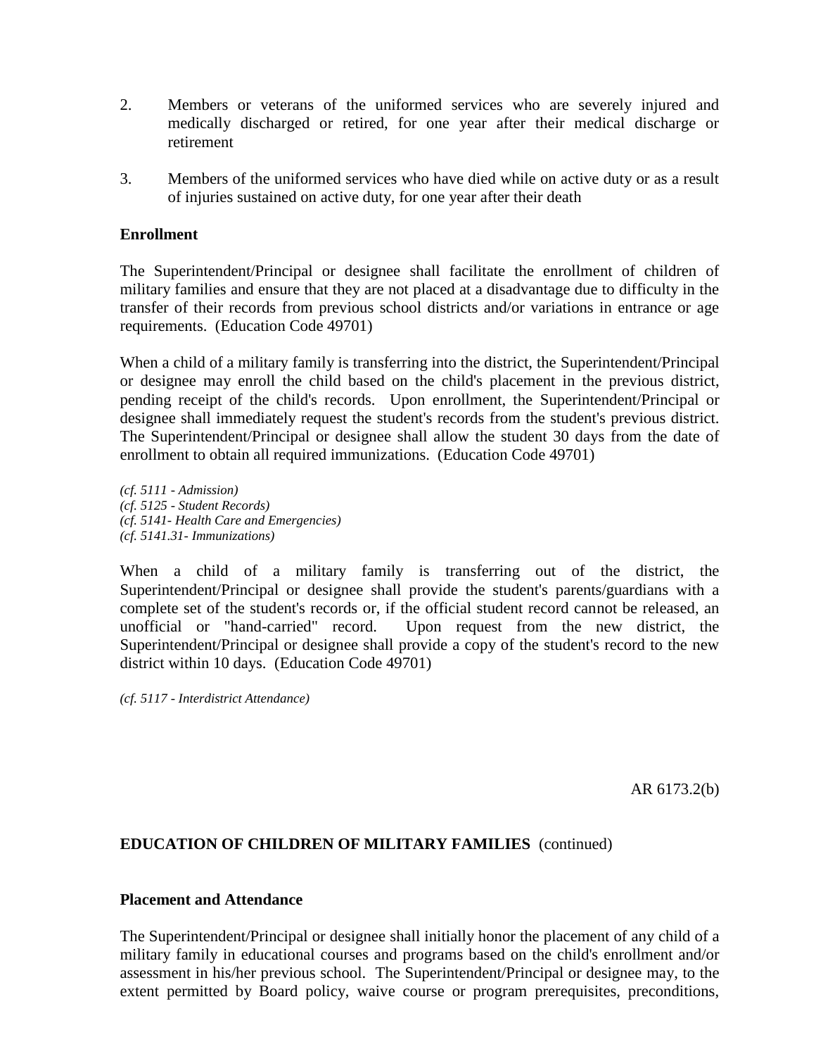2. Members or veterans of the uniformed services who are severely injured and medically discharged or retired, for one year after their medical discharge or retirement

3. Members of the uniformed services who have died while on active duty or as a result of injuries sustained on active duty, for one year after their death

**Enrollment**

The Superintendent/Principal or designee shall facilitate the enrollment of children of military families and ensure that they are not placed at a disadvantage due to difficulty in the transfer of their records from previous school districts and/or variations in entrance or age requirements. (Education Code 49701)

When a child of a military family is transferring into the district, the Superintendent/Principal or designee may enroll the child based on the child's placement in the previous district, pending receipt of the child's records. Upon enrollment, the Superintendent/Principal or designee shall immediately request the student's records from the student's previous district. The Superintendent/Principal or designee shall allow the student 30 days from the date of enrollment to obtain all required immunizations. (Education Code 49701)

*(cf. 5111 - Admission)*
*(cf. 5125 - Student Records)*
*(cf. 5141- Health Care and Emergencies)*
*(cf. 5141.31- Immunizations)*

When a child of a military family is transferring out of the district, the Superintendent/Principal or designee shall provide the student's parents/guardians with a complete set of the student's records or, if the official student record cannot be released, an unofficial or "hand-carried" record. Upon request from the new district, the Superintendent/Principal or designee shall provide a copy of the student's record to the new district within 10 days. (Education Code 49701)

*(cf. 5117 - Interdistrict Attendance)*

AR 6173.2(b)

**EDUCATION OF CHILDREN OF MILITARY FAMILIES** (continued)

**Placement and Attendance**

The Superintendent/Principal or designee shall initially honor the placement of any child of a military family in educational courses and programs based on the child's enrollment and/or assessment in his/her previous school. The Superintendent/Principal or designee may, to the extent permitted by Board policy, waive course or program prerequisites, preconditions,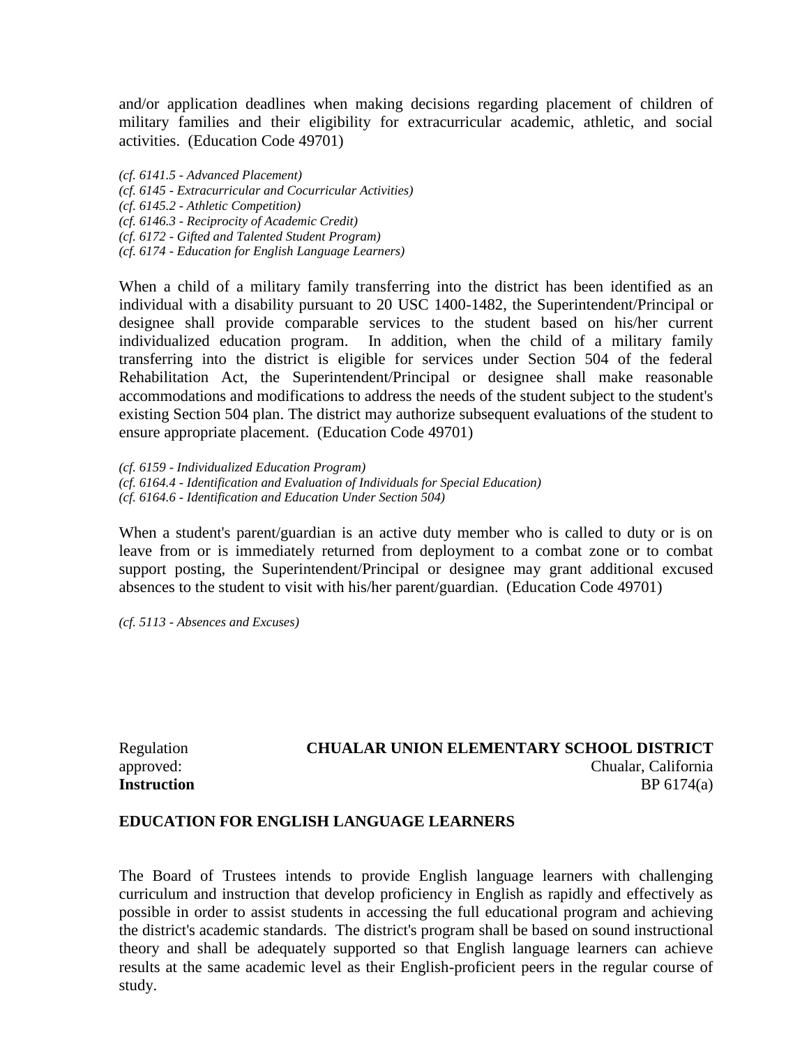and/or application deadlines when making decisions regarding placement of children of military families and their eligibility for extracurricular academic, athletic, and social activities. (Education Code 49701)

*(cf. 6141.5 - Advanced Placement)*
*(cf. 6145 - Extracurricular and Cocurricular Activities)*
*(cf. 6145.2 - Athletic Competition)*
*(cf. 6146.3 - Reciprocity of Academic Credit)*
*(cf. 6172 - Gifted and Talented Student Program)*
*(cf. 6174 - Education for English Language Learners)*

When a child of a military family transferring into the district has been identified as an individual with a disability pursuant to 20 USC 1400-1482, the Superintendent/Principal or designee shall provide comparable services to the student based on his/her current individualized education program. In addition, when the child of a military family transferring into the district is eligible for services under Section 504 of the federal Rehabilitation Act, the Superintendent/Principal or designee shall make reasonable accommodations and modifications to address the needs of the student subject to the student's existing Section 504 plan. The district may authorize subsequent evaluations of the student to ensure appropriate placement. (Education Code 49701)

*(cf. 6159 - Individualized Education Program)*
*(cf. 6164.4 - Identification and Evaluation of Individuals for Special Education)*
*(cf. 6164.6 - Identification and Education Under Section 504)*

When a student's parent/guardian is an active duty member who is called to duty or is on leave from or is immediately returned from deployment to a combat zone or to combat support posting, the Superintendent/Principal or designee may grant additional excused absences to the student to visit with his/her parent/guardian. (Education Code 49701)

*(cf. 5113 - Absences and Excuses)*

Regulation approved: **CHUALAR UNION ELEMENTARY SCHOOL DISTRICT**
Chualar, California

**Instruction** BP 6174(a)

**EDUCATION FOR ENGLISH LANGUAGE LEARNERS**

The Board of Trustees intends to provide English language learners with challenging curriculum and instruction that develop proficiency in English as rapidly and effectively as possible in order to assist students in accessing the full educational program and achieving the district's academic standards. The district's program shall be based on sound instructional theory and shall be adequately supported so that English language learners can achieve results at the same academic level as their English-proficient peers in the regular course of study.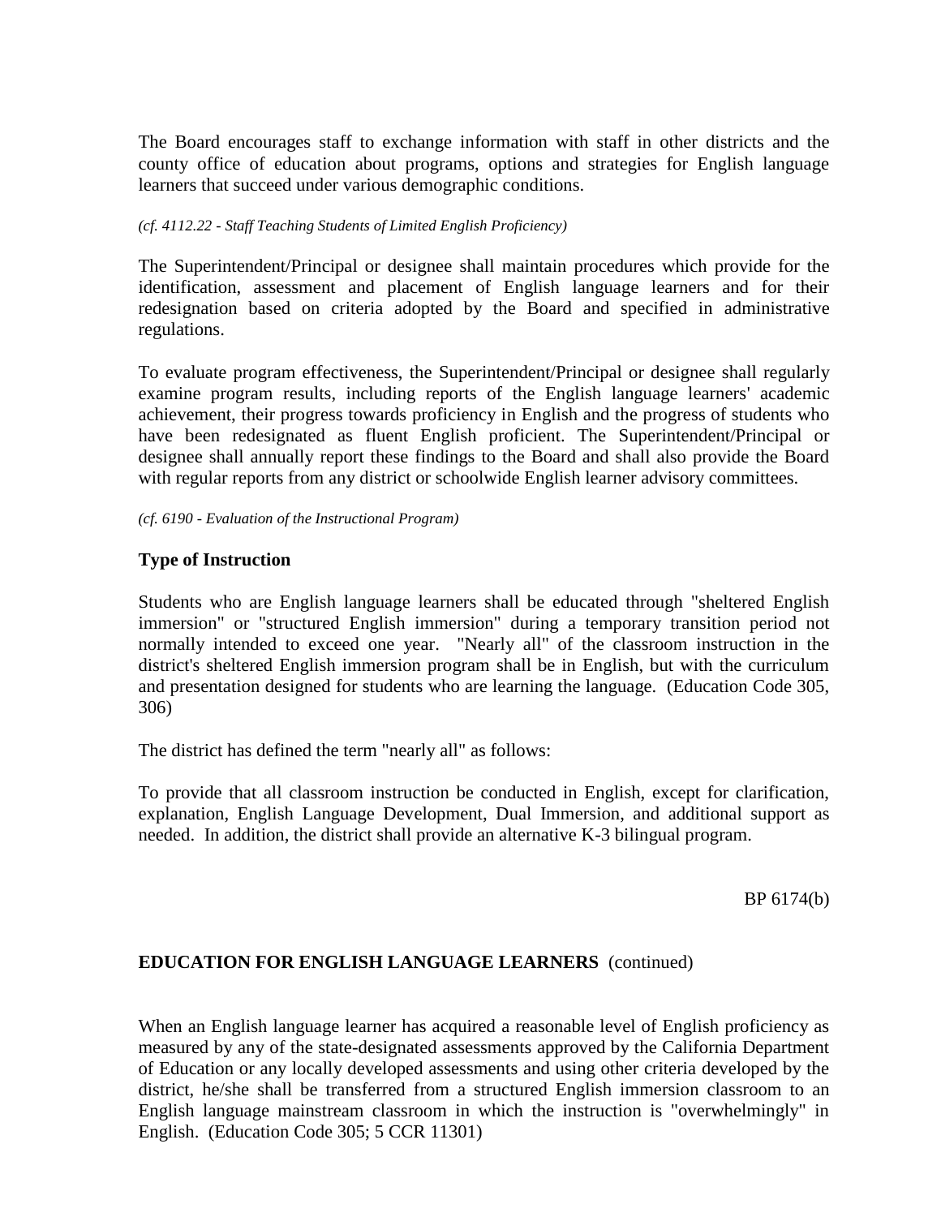The Board encourages staff to exchange information with staff in other districts and the county office of education about programs, options and strategies for English language learners that succeed under various demographic conditions.

*(cf. 4112.22 - Staff Teaching Students of Limited English Proficiency)*

The Superintendent/Principal or designee shall maintain procedures which provide for the identification, assessment and placement of English language learners and for their redesignation based on criteria adopted by the Board and specified in administrative regulations.

To evaluate program effectiveness, the Superintendent/Principal or designee shall regularly examine program results, including reports of the English language learners' academic achievement, their progress towards proficiency in English and the progress of students who have been redesignated as fluent English proficient. The Superintendent/Principal or designee shall annually report these findings to the Board and shall also provide the Board with regular reports from any district or schoolwide English learner advisory committees.

*(cf. 6190 - Evaluation of the Instructional Program)*

**Type of Instruction**

Students who are English language learners shall be educated through "sheltered English immersion" or "structured English immersion" during a temporary transition period not normally intended to exceed one year. "Nearly all" of the classroom instruction in the district's sheltered English immersion program shall be in English, but with the curriculum and presentation designed for students who are learning the language. (Education Code 305, 306)

The district has defined the term "nearly all" as follows:

To provide that all classroom instruction be conducted in English, except for clarification, explanation, English Language Development, Dual Immersion, and additional support as needed. In addition, the district shall provide an alternative K-3 bilingual program.

BP 6174(b)

**EDUCATION FOR ENGLISH LANGUAGE LEARNERS** (continued)

When an English language learner has acquired a reasonable level of English proficiency as measured by any of the state-designated assessments approved by the California Department of Education or any locally developed assessments and using other criteria developed by the district, he/she shall be transferred from a structured English immersion classroom to an English language mainstream classroom in which the instruction is "overwhelmingly" in English. (Education Code 305; 5 CCR 11301)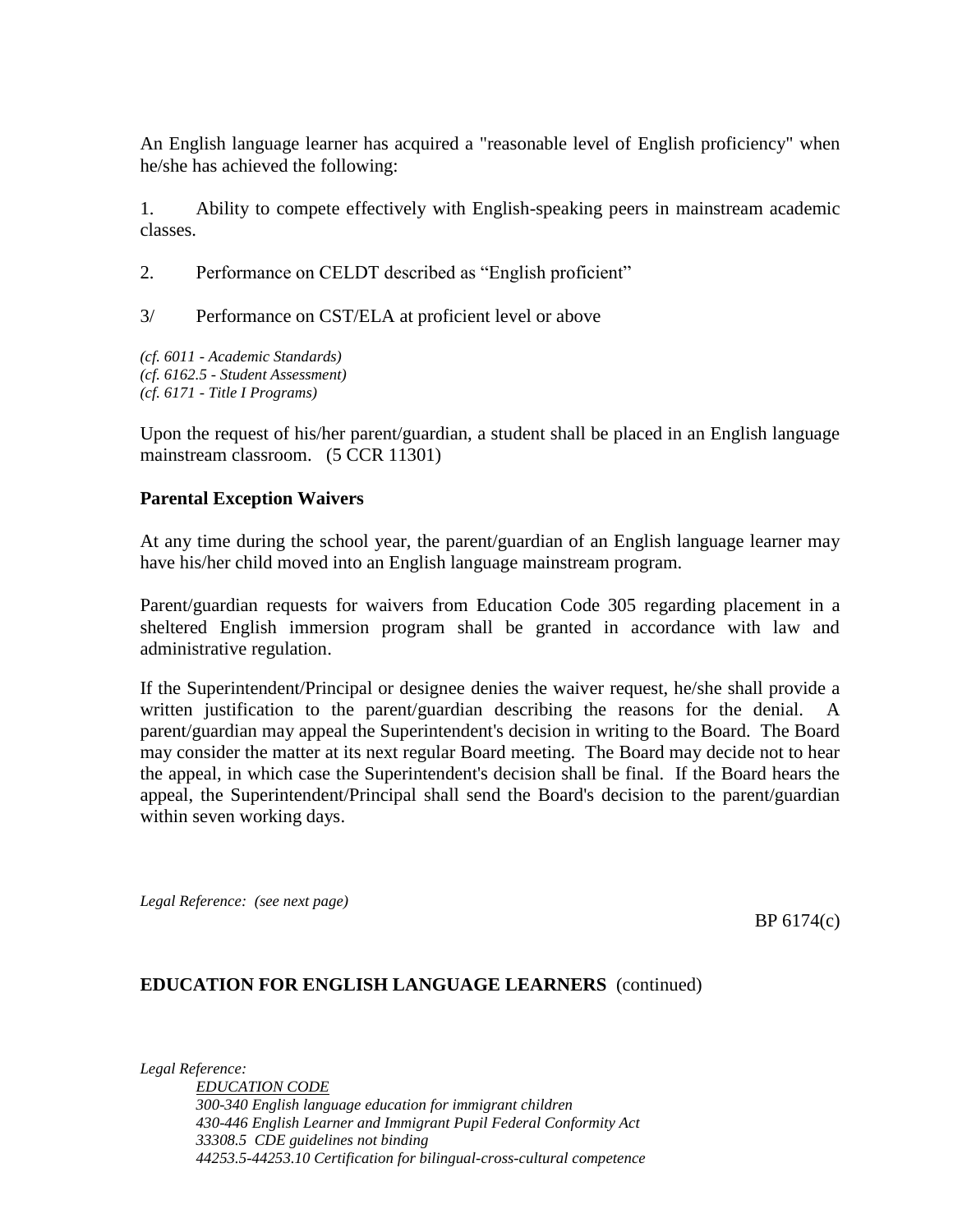An English language learner has acquired a "reasonable level of English proficiency" when he/she has achieved the following:

1. Ability to compete effectively with English-speaking peers in mainstream academic classes.

2. Performance on CELDT described as "English proficient"

3/ Performance on CST/ELA at proficient level or above

*(cf. 6011 - Academic Standards)*
*(cf. 6162.5 - Student Assessment)*
*(cf. 6171 - Title I Programs)*

Upon the request of his/her parent/guardian, a student shall be placed in an English language mainstream classroom. (5 CCR 11301)

**Parental Exception Waivers**

At any time during the school year, the parent/guardian of an English language learner may have his/her child moved into an English language mainstream program.

Parent/guardian requests for waivers from Education Code 305 regarding placement in a sheltered English immersion program shall be granted in accordance with law and administrative regulation.

If the Superintendent/Principal or designee denies the waiver request, he/she shall provide a written justification to the parent/guardian describing the reasons for the denial. A parent/guardian may appeal the Superintendent's decision in writing to the Board. The Board may consider the matter at its next regular Board meeting. The Board may decide not to hear the appeal, in which case the Superintendent's decision shall be final. If the Board hears the appeal, the Superintendent/Principal shall send the Board's decision to the parent/guardian within seven working days.

*Legal Reference: (see next page)*

BP 6174(c)

**EDUCATION FOR ENGLISH LANGUAGE LEARNERS** (continued)

*Legal Reference:*

*EDUCATION CODE*
*300-340 English language education for immigrant children*
*430-446 English Learner and Immigrant Pupil Federal Conformity Act*
*33308.5 CDE guidelines not binding*
*44253.5-44253.10 Certification for bilingual-cross-cultural competence*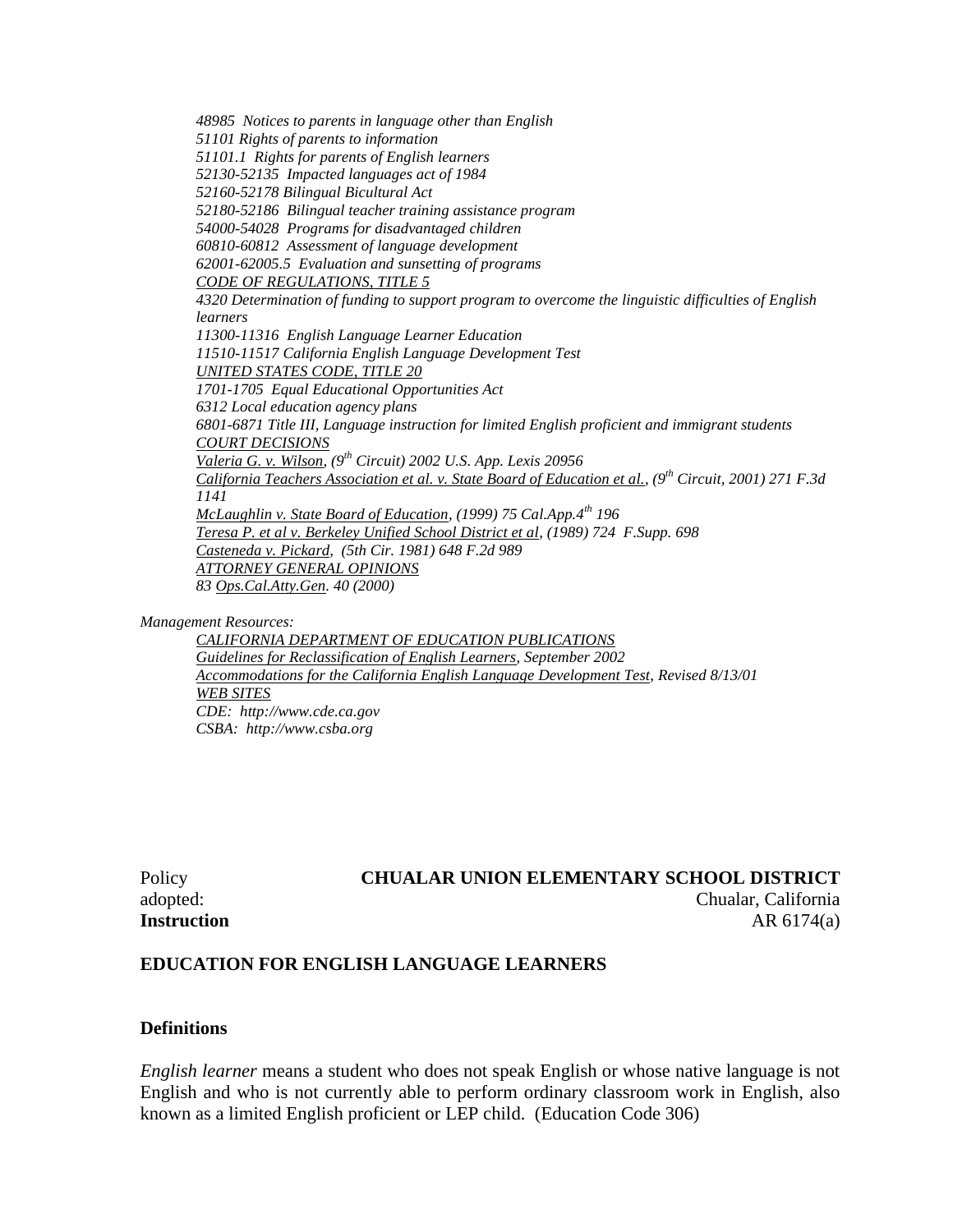*48985 Notices to parents in language other than English*
*51101 Rights of parents to information*
*51101.1 Rights for parents of English learners*
*52130-52135 Impacted languages act of 1984*
*52160-52178 Bilingual Bicultural Act*
*52180-52186 Bilingual teacher training assistance program*
*54000-54028 Programs for disadvantaged children*
*60810-60812 Assessment of language development*
*62001-62005.5 Evaluation and sunsetting of programs*
*CODE OF REGULATIONS, TITLE 5*
*4320 Determination of funding to support program to overcome the linguistic difficulties of English learners*
*11300-11316 English Language Learner Education*
*11510-11517 California English Language Development Test*
*UNITED STATES CODE, TITLE 20*
*1701-1705 Equal Educational Opportunities Act*
*6312 Local education agency plans*
*6801-6871 Title III, Language instruction for limited English proficient and immigrant students*
*COURT DECISIONS*
*Valeria G. v. Wilson, (9th Circuit) 2002 U.S. App. Lexis 20956*
*California Teachers Association et al. v. State Board of Education et al., (9th Circuit, 2001) 271 F.3d 1141*
*McLaughlin v. State Board of Education, (1999) 75 Cal.App.4th 196*
*Teresa P. et al v. Berkeley Unified School District et al, (1989) 724 F.Supp. 698*
*Casteneda v. Pickard, (5th Cir. 1981) 648 F.2d 989*
*ATTORNEY GENERAL OPINIONS*
*83 Ops.Cal.Atty.Gen. 40 (2000)*

*Management Resources:*
*CALIFORNIA DEPARTMENT OF EDUCATION PUBLICATIONS*
*Guidelines for Reclassification of English Learners, September 2002*
*Accommodations for the California English Language Development Test, Revised 8/13/01*
*WEB SITES*
*CDE: http://www.cde.ca.gov*
*CSBA: http://www.csba.org*

Policy adopted:

**CHUALAR UNION ELEMENTARY SCHOOL DISTRICT**
Chualar, California

**Instruction** AR 6174(a)

**EDUCATION FOR ENGLISH LANGUAGE LEARNERS**

**Definitions**

*English learner* means a student who does not speak English or whose native language is not English and who is not currently able to perform ordinary classroom work in English, also known as a limited English proficient or LEP child. (Education Code 306)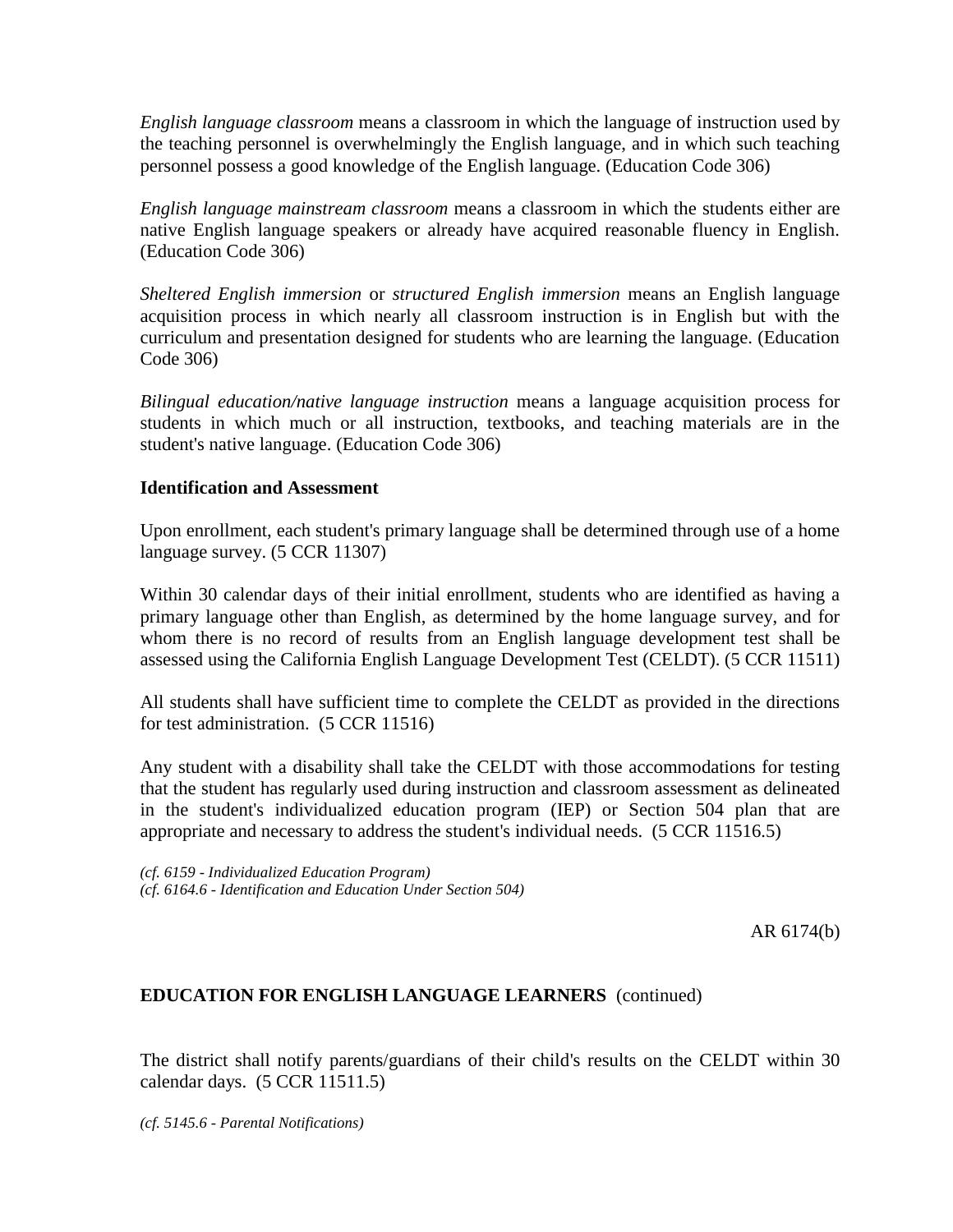*English language classroom* means a classroom in which the language of instruction used by the teaching personnel is overwhelmingly the English language, and in which such teaching personnel possess a good knowledge of the English language. (Education Code 306)

*English language mainstream classroom* means a classroom in which the students either are native English language speakers or already have acquired reasonable fluency in English. (Education Code 306)

*Sheltered English immersion* or *structured English immersion* means an English language acquisition process in which nearly all classroom instruction is in English but with the curriculum and presentation designed for students who are learning the language. (Education Code 306)

*Bilingual education/native language instruction* means a language acquisition process for students in which much or all instruction, textbooks, and teaching materials are in the student's native language. (Education Code 306)

**Identification and Assessment**

Upon enrollment, each student's primary language shall be determined through use of a home language survey. (5 CCR 11307)

Within 30 calendar days of their initial enrollment, students who are identified as having a primary language other than English, as determined by the home language survey, and for whom there is no record of results from an English language development test shall be assessed using the California English Language Development Test (CELDT). (5 CCR 11511)

All students shall have sufficient time to complete the CELDT as provided in the directions for test administration. (5 CCR 11516)

Any student with a disability shall take the CELDT with those accommodations for testing that the student has regularly used during instruction and classroom assessment as delineated in the student's individualized education program (IEP) or Section 504 plan that are appropriate and necessary to address the student's individual needs. (5 CCR 11516.5)

*(cf. 6159 - Individualized Education Program)*
*(cf. 6164.6 - Identification and Education Under Section 504)*

AR 6174(b)

**EDUCATION FOR ENGLISH LANGUAGE LEARNERS** (continued)

The district shall notify parents/guardians of their child's results on the CELDT within 30 calendar days. (5 CCR 11511.5)

*(cf. 5145.6 - Parental Notifications)*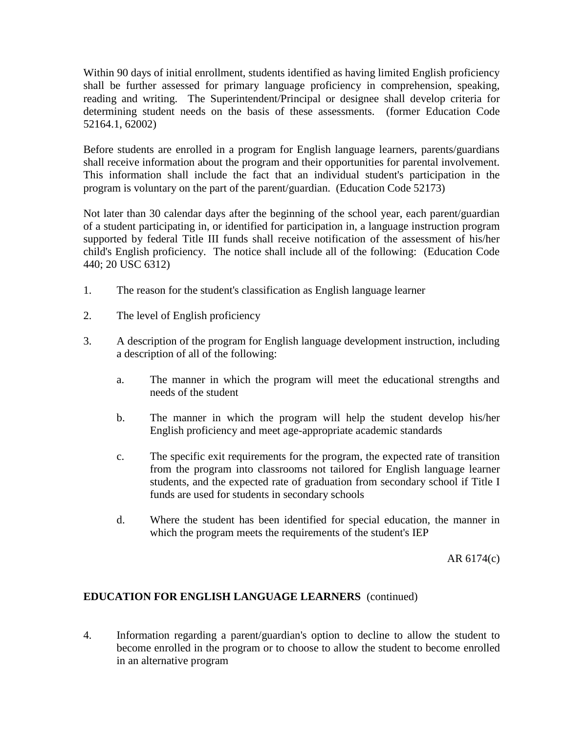Within 90 days of initial enrollment, students identified as having limited English proficiency shall be further assessed for primary language proficiency in comprehension, speaking, reading and writing. The Superintendent/Principal or designee shall develop criteria for determining student needs on the basis of these assessments. (former Education Code 52164.1, 62002)

Before students are enrolled in a program for English language learners, parents/guardians shall receive information about the program and their opportunities for parental involvement. This information shall include the fact that an individual student's participation in the program is voluntary on the part of the parent/guardian. (Education Code 52173)

Not later than 30 calendar days after the beginning of the school year, each parent/guardian of a student participating in, or identified for participation in, a language instruction program supported by federal Title III funds shall receive notification of the assessment of his/her child's English proficiency. The notice shall include all of the following: (Education Code 440; 20 USC 6312)

1. The reason for the student's classification as English language learner

2. The level of English proficiency

3. A description of the program for English language development instruction, including a description of all of the following:

   a. The manner in which the program will meet the educational strengths and needs of the student

   b. The manner in which the program will help the student develop his/her English proficiency and meet age-appropriate academic standards

   c. The specific exit requirements for the program, the expected rate of transition from the program into classrooms not tailored for English language learner students, and the expected rate of graduation from secondary school if Title I funds are used for students in secondary schools

   d. Where the student has been identified for special education, the manner in which the program meets the requirements of the student's IEP

AR 6174(c)

**EDUCATION FOR ENGLISH LANGUAGE LEARNERS** (continued)

4. Information regarding a parent/guardian's option to decline to allow the student to become enrolled in the program or to choose to allow the student to become enrolled in an alternative program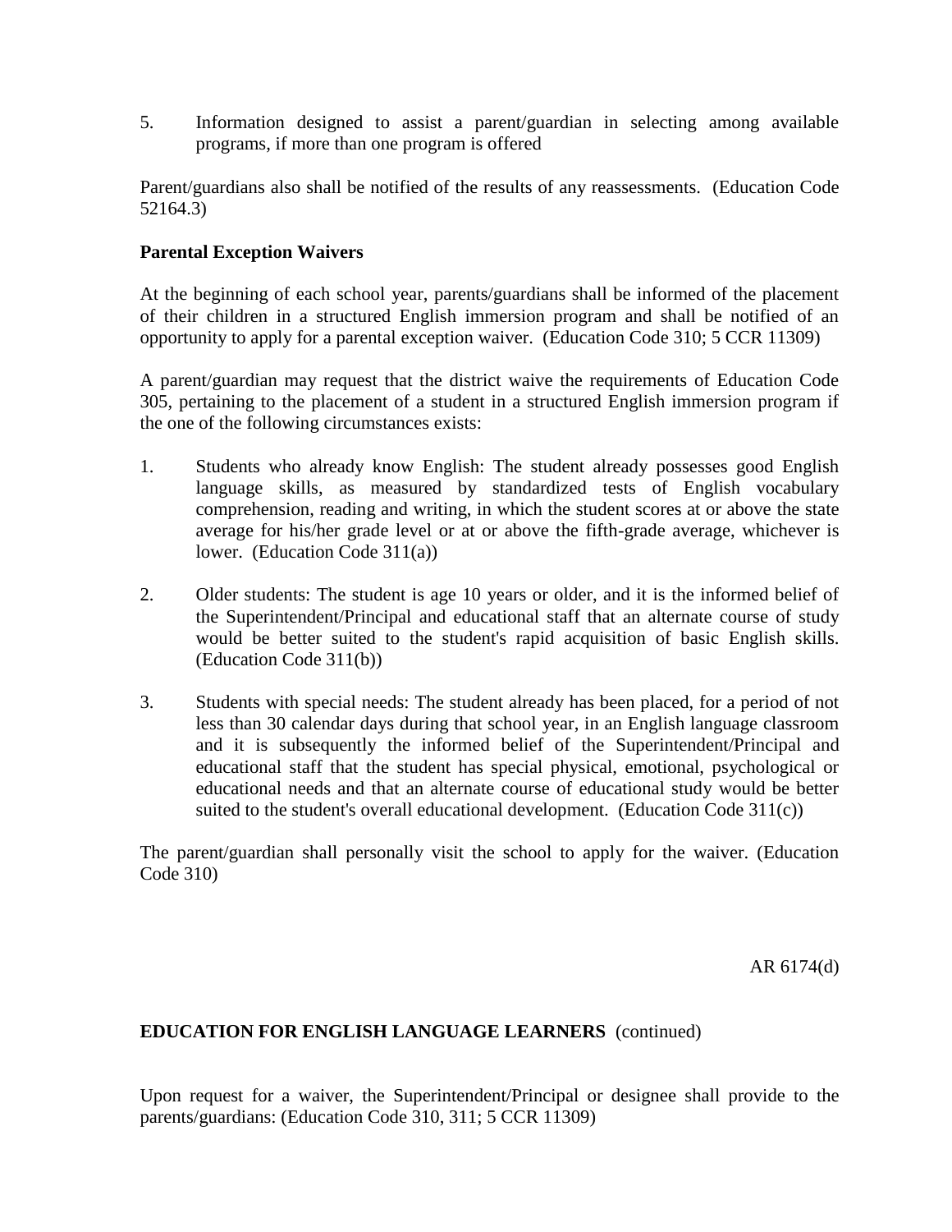5. Information designed to assist a parent/guardian in selecting among available programs, if more than one program is offered

Parent/guardians also shall be notified of the results of any reassessments. (Education Code 52164.3)

**Parental Exception Waivers**

At the beginning of each school year, parents/guardians shall be informed of the placement of their children in a structured English immersion program and shall be notified of an opportunity to apply for a parental exception waiver. (Education Code 310; 5 CCR 11309)

A parent/guardian may request that the district waive the requirements of Education Code 305, pertaining to the placement of a student in a structured English immersion program if the one of the following circumstances exists:

1. Students who already know English: The student already possesses good English language skills, as measured by standardized tests of English vocabulary comprehension, reading and writing, in which the student scores at or above the state average for his/her grade level or at or above the fifth-grade average, whichever is lower. (Education Code 311(a))

2. Older students: The student is age 10 years or older, and it is the informed belief of the Superintendent/Principal and educational staff that an alternate course of study would be better suited to the student's rapid acquisition of basic English skills. (Education Code 311(b))

3. Students with special needs: The student already has been placed, for a period of not less than 30 calendar days during that school year, in an English language classroom and it is subsequently the informed belief of the Superintendent/Principal and educational staff that the student has special physical, emotional, psychological or educational needs and that an alternate course of educational study would be better suited to the student's overall educational development. (Education Code 311(c))

The parent/guardian shall personally visit the school to apply for the waiver. (Education Code 310)

AR 6174(d)

**EDUCATION FOR ENGLISH LANGUAGE LEARNERS** (continued)

Upon request for a waiver, the Superintendent/Principal or designee shall provide to the parents/guardians: (Education Code 310, 311; 5 CCR 11309)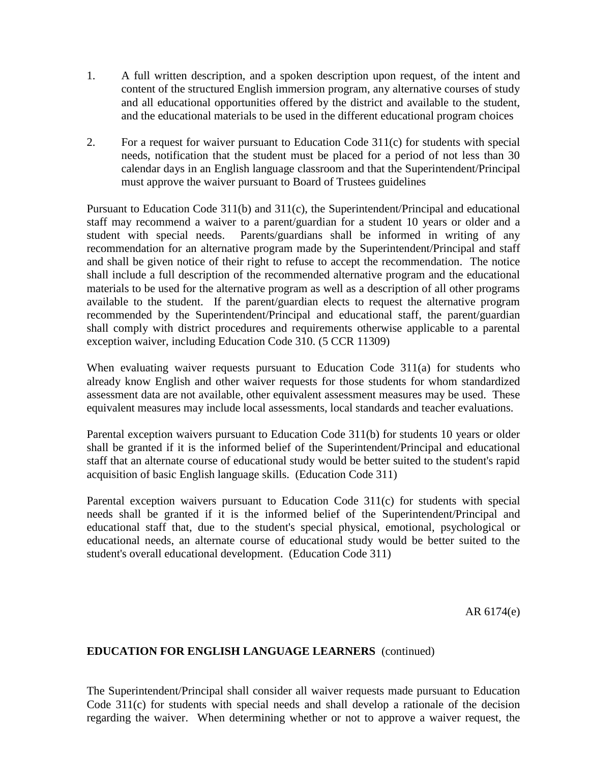1. A full written description, and a spoken description upon request, of the intent and content of the structured English immersion program, any alternative courses of study and all educational opportunities offered by the district and available to the student, and the educational materials to be used in the different educational program choices

2. For a request for waiver pursuant to Education Code 311(c) for students with special needs, notification that the student must be placed for a period of not less than 30 calendar days in an English language classroom and that the Superintendent/Principal must approve the waiver pursuant to Board of Trustees guidelines

Pursuant to Education Code 311(b) and 311(c), the Superintendent/Principal and educational staff may recommend a waiver to a parent/guardian for a student 10 years or older and a student with special needs. Parents/guardians shall be informed in writing of any recommendation for an alternative program made by the Superintendent/Principal and staff and shall be given notice of their right to refuse to accept the recommendation. The notice shall include a full description of the recommended alternative program and the educational materials to be used for the alternative program as well as a description of all other programs available to the student. If the parent/guardian elects to request the alternative program recommended by the Superintendent/Principal and educational staff, the parent/guardian shall comply with district procedures and requirements otherwise applicable to a parental exception waiver, including Education Code 310. (5 CCR 11309)

When evaluating waiver requests pursuant to Education Code 311(a) for students who already know English and other waiver requests for those students for whom standardized assessment data are not available, other equivalent assessment measures may be used. These equivalent measures may include local assessments, local standards and teacher evaluations.

Parental exception waivers pursuant to Education Code 311(b) for students 10 years or older shall be granted if it is the informed belief of the Superintendent/Principal and educational staff that an alternate course of educational study would be better suited to the student's rapid acquisition of basic English language skills. (Education Code 311)

Parental exception waivers pursuant to Education Code 311(c) for students with special needs shall be granted if it is the informed belief of the Superintendent/Principal and educational staff that, due to the student's special physical, emotional, psychological or educational needs, an alternate course of educational study would be better suited to the student's overall educational development. (Education Code 311)

AR 6174(e)

**EDUCATION FOR ENGLISH LANGUAGE LEARNERS** (continued)

The Superintendent/Principal shall consider all waiver requests made pursuant to Education Code 311(c) for students with special needs and shall develop a rationale of the decision regarding the waiver. When determining whether or not to approve a waiver request, the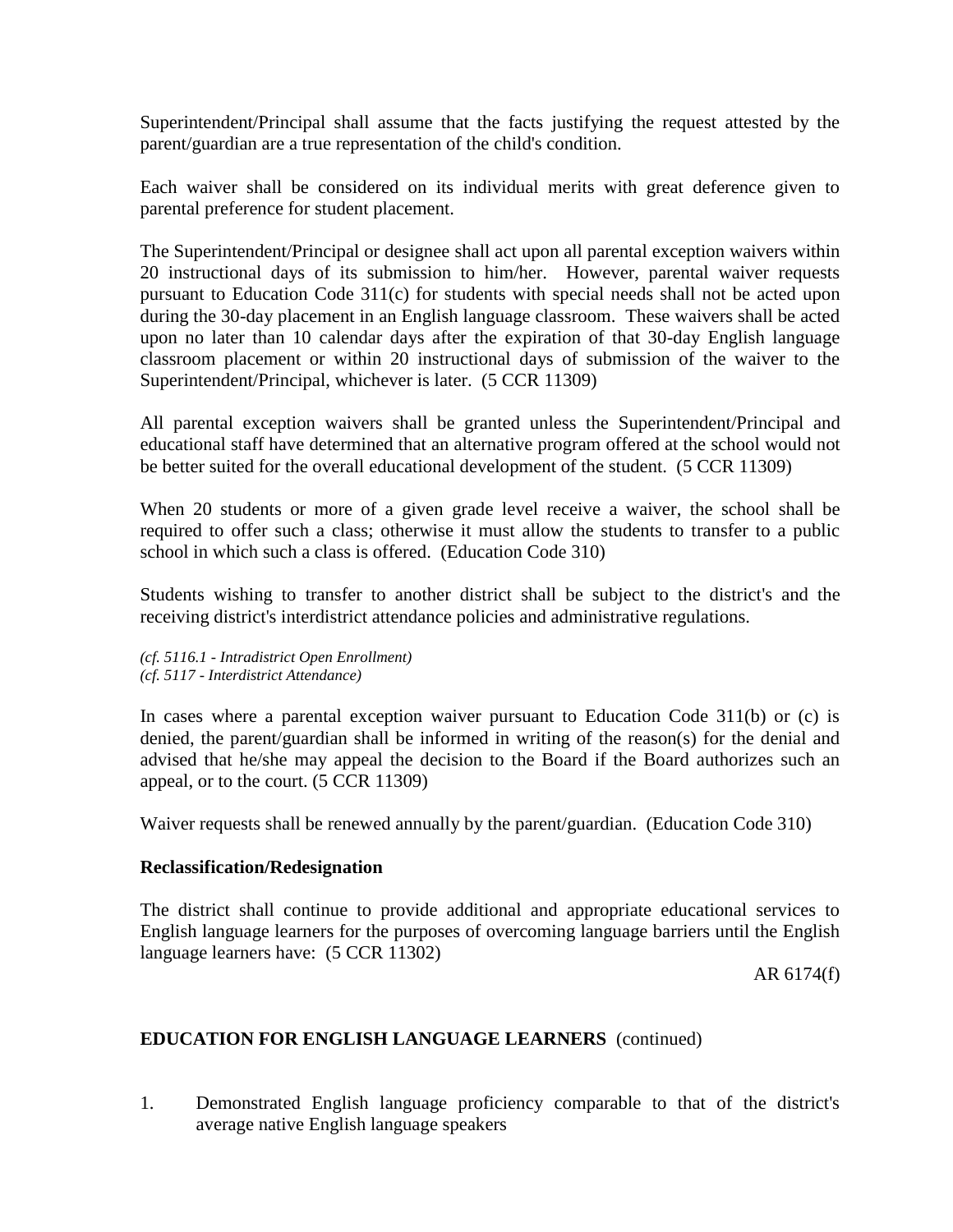Superintendent/Principal shall assume that the facts justifying the request attested by the parent/guardian are a true representation of the child's condition.

Each waiver shall be considered on its individual merits with great deference given to parental preference for student placement.

The Superintendent/Principal or designee shall act upon all parental exception waivers within 20 instructional days of its submission to him/her. However, parental waiver requests pursuant to Education Code 311(c) for students with special needs shall not be acted upon during the 30-day placement in an English language classroom. These waivers shall be acted upon no later than 10 calendar days after the expiration of that 30-day English language classroom placement or within 20 instructional days of submission of the waiver to the Superintendent/Principal, whichever is later. (5 CCR 11309)

All parental exception waivers shall be granted unless the Superintendent/Principal and educational staff have determined that an alternative program offered at the school would not be better suited for the overall educational development of the student. (5 CCR 11309)

When 20 students or more of a given grade level receive a waiver, the school shall be required to offer such a class; otherwise it must allow the students to transfer to a public school in which such a class is offered. (Education Code 310)

Students wishing to transfer to another district shall be subject to the district's and the receiving district's interdistrict attendance policies and administrative regulations.

*(cf. 5116.1 - Intradistrict Open Enrollment)*
*(cf. 5117 - Interdistrict Attendance)*

In cases where a parental exception waiver pursuant to Education Code 311(b) or (c) is denied, the parent/guardian shall be informed in writing of the reason(s) for the denial and advised that he/she may appeal the decision to the Board if the Board authorizes such an appeal, or to the court. (5 CCR 11309)

Waiver requests shall be renewed annually by the parent/guardian. (Education Code 310)

**Reclassification/Redesignation**

The district shall continue to provide additional and appropriate educational services to English language learners for the purposes of overcoming language barriers until the English language learners have: (5 CCR 11302)

1. Demonstrated English language proficiency comparable to that of the district's average native English language speakers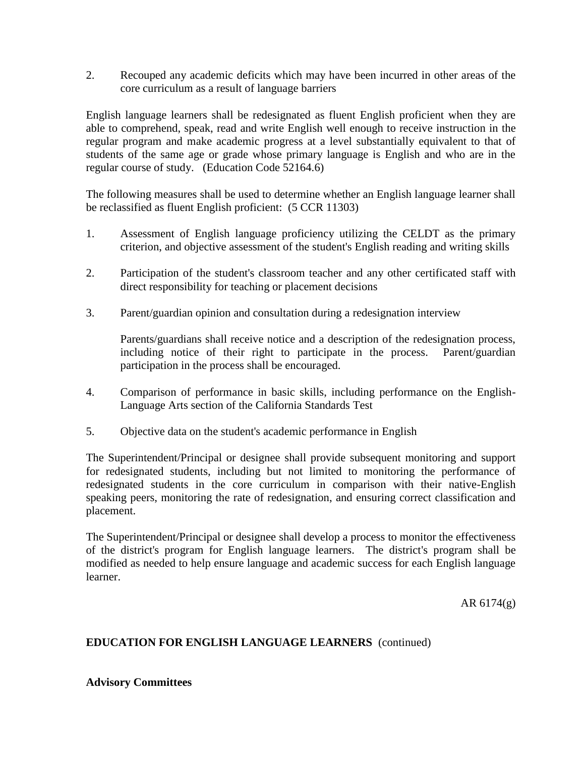2. Recouped any academic deficits which may have been incurred in other areas of the core curriculum as a result of language barriers

English language learners shall be redesignated as fluent English proficient when they are able to comprehend, speak, read and write English well enough to receive instruction in the regular program and make academic progress at a level substantially equivalent to that of students of the same age or grade whose primary language is English and who are in the regular course of study. (Education Code 52164.6)

The following measures shall be used to determine whether an English language learner shall be reclassified as fluent English proficient: (5 CCR 11303)

1. Assessment of English language proficiency utilizing the CELDT as the primary criterion, and objective assessment of the student's English reading and writing skills

2. Participation of the student's classroom teacher and any other certificated staff with direct responsibility for teaching or placement decisions

3. Parent/guardian opinion and consultation during a redesignation interview

   Parents/guardians shall receive notice and a description of the redesignation process, including notice of their right to participate in the process. Parent/guardian participation in the process shall be encouraged.

4. Comparison of performance in basic skills, including performance on the English-Language Arts section of the California Standards Test

5. Objective data on the student's academic performance in English

The Superintendent/Principal or designee shall provide subsequent monitoring and support for redesignated students, including but not limited to monitoring the performance of redesignated students in the core curriculum in comparison with their native-English speaking peers, monitoring the rate of redesignation, and ensuring correct classification and placement.

The Superintendent/Principal or designee shall develop a process to monitor the effectiveness of the district's program for English language learners. The district's program shall be modified as needed to help ensure language and academic success for each English language learner.

AR 6174(g)

**EDUCATION FOR ENGLISH LANGUAGE LEARNERS** (continued)

**Advisory Committees**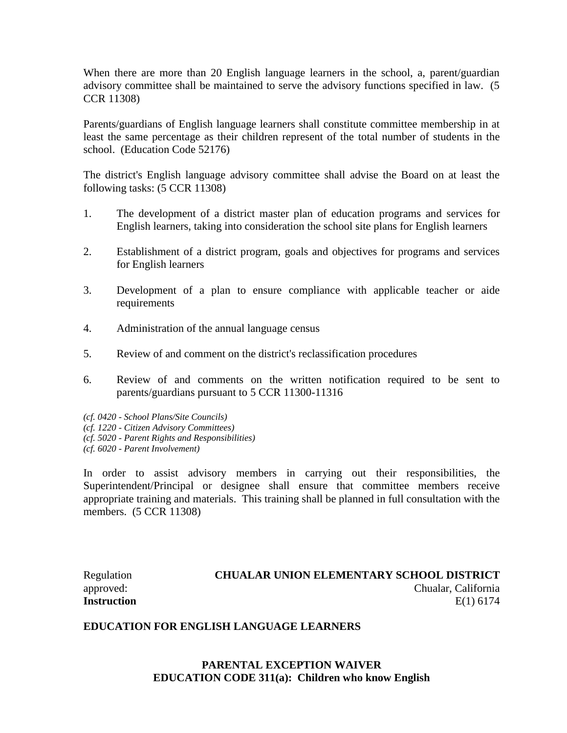When there are more than 20 English language learners in the school, a, parent/guardian advisory committee shall be maintained to serve the advisory functions specified in law. (5 CCR 11308)

Parents/guardians of English language learners shall constitute committee membership in at least the same percentage as their children represent of the total number of students in the school. (Education Code 52176)

The district's English language advisory committee shall advise the Board on at least the following tasks: (5 CCR 11308)

1. The development of a district master plan of education programs and services for English learners, taking into consideration the school site plans for English learners

2. Establishment of a district program, goals and objectives for programs and services for English learners

3. Development of a plan to ensure compliance with applicable teacher or aide requirements

4. Administration of the annual language census

5. Review of and comment on the district's reclassification procedures

6. Review of and comments on the written notification required to be sent to parents/guardians pursuant to 5 CCR 11300-11316

*(cf. 0420 - School Plans/Site Councils)*
*(cf. 1220 - Citizen Advisory Committees)*
*(cf. 5020 - Parent Rights and Responsibilities)*
*(cf. 6020 - Parent Involvement)*

In order to assist advisory members in carrying out their responsibilities, the Superintendent/Principal or designee shall ensure that committee members receive appropriate training and materials. This training shall be planned in full consultation with the members. (5 CCR 11308)

Regulation approved: **CHUALAR UNION ELEMENTARY SCHOOL DISTRICT**
Chualar, California

**Instruction** E(1) 6174

**EDUCATION FOR ENGLISH LANGUAGE LEARNERS**

**PARENTAL EXCEPTION WAIVER**
**EDUCATION CODE 311(a): Children who know English**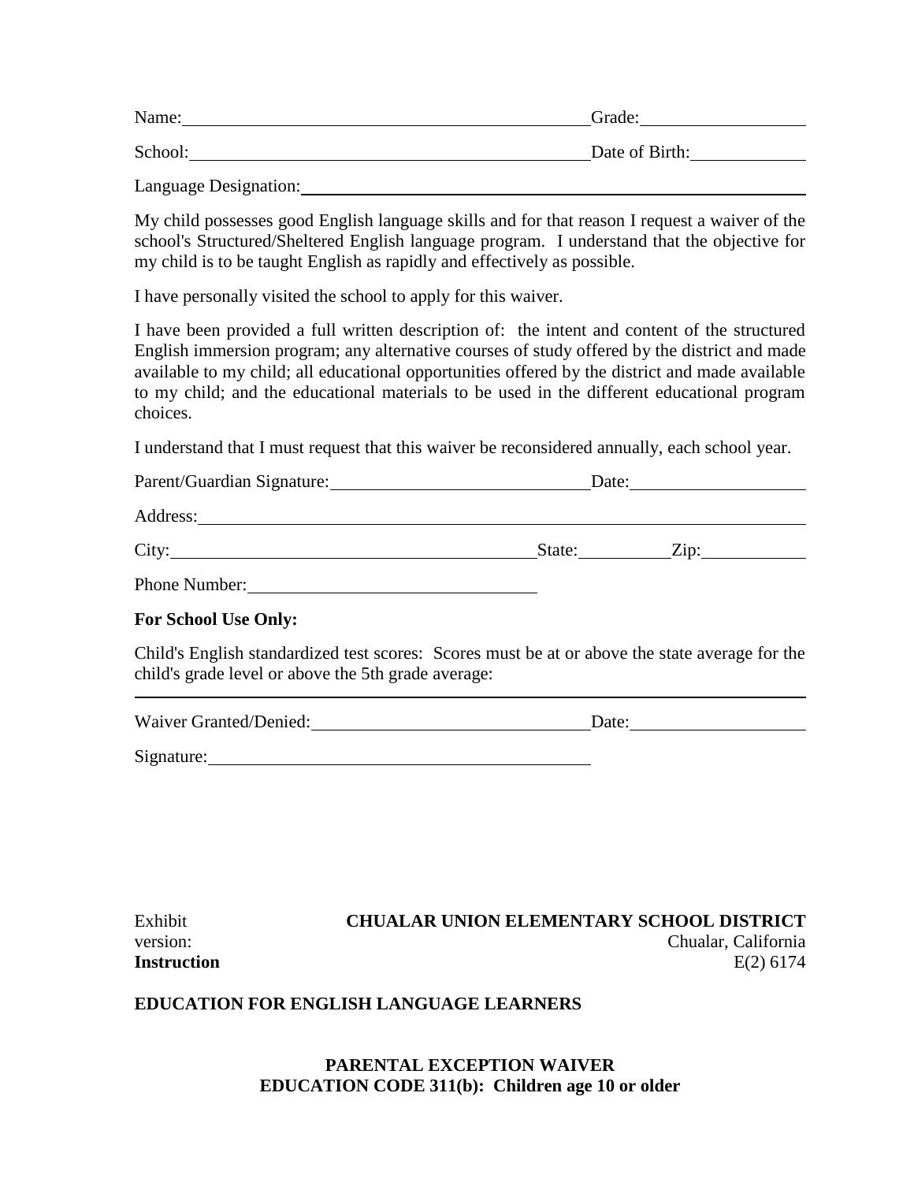Name: ______________________________________________ Grade: __________________

School: ____________________________________________ Date of Birth: ____________

Language Designation: _______________________________________________________

My child possesses good English language skills and for that reason I request a waiver of the school's Structured/Sheltered English language program. I understand that the objective for my child is to be taught English as rapidly and effectively as possible.

I have personally visited the school to apply for this waiver.

I have been provided a full written description of: the intent and content of the structured English immersion program; any alternative courses of study offered by the district and made available to my child; all educational opportunities offered by the district and made available to my child; and the educational materials to be used in the different educational program choices.

I understand that I must request that this waiver be reconsidered annually, each school year.

Parent/Guardian Signature: _____________________________ Date: ___________________

Address: ____________________________________________________________________

City: __________________________________________ State: __________ Zip: ___________

Phone Number: _________________________________

**For School Use Only:**

Child's English standardized test scores: Scores must be at or above the state average for the child's grade level or above the 5th grade average:

_____________________________________________________________________________

Waiver Granted/Denied: _______________________________ Date: ___________________

Signature: ___________________________________________

Exhibit
version:
**Instruction**

**CHUALAR UNION ELEMENTARY SCHOOL DISTRICT**
Chualar, California
E(2) 6174

**EDUCATION FOR ENGLISH LANGUAGE LEARNERS**

**PARENTAL EXCEPTION WAIVER**
**EDUCATION CODE 311(b): Children age 10 or older**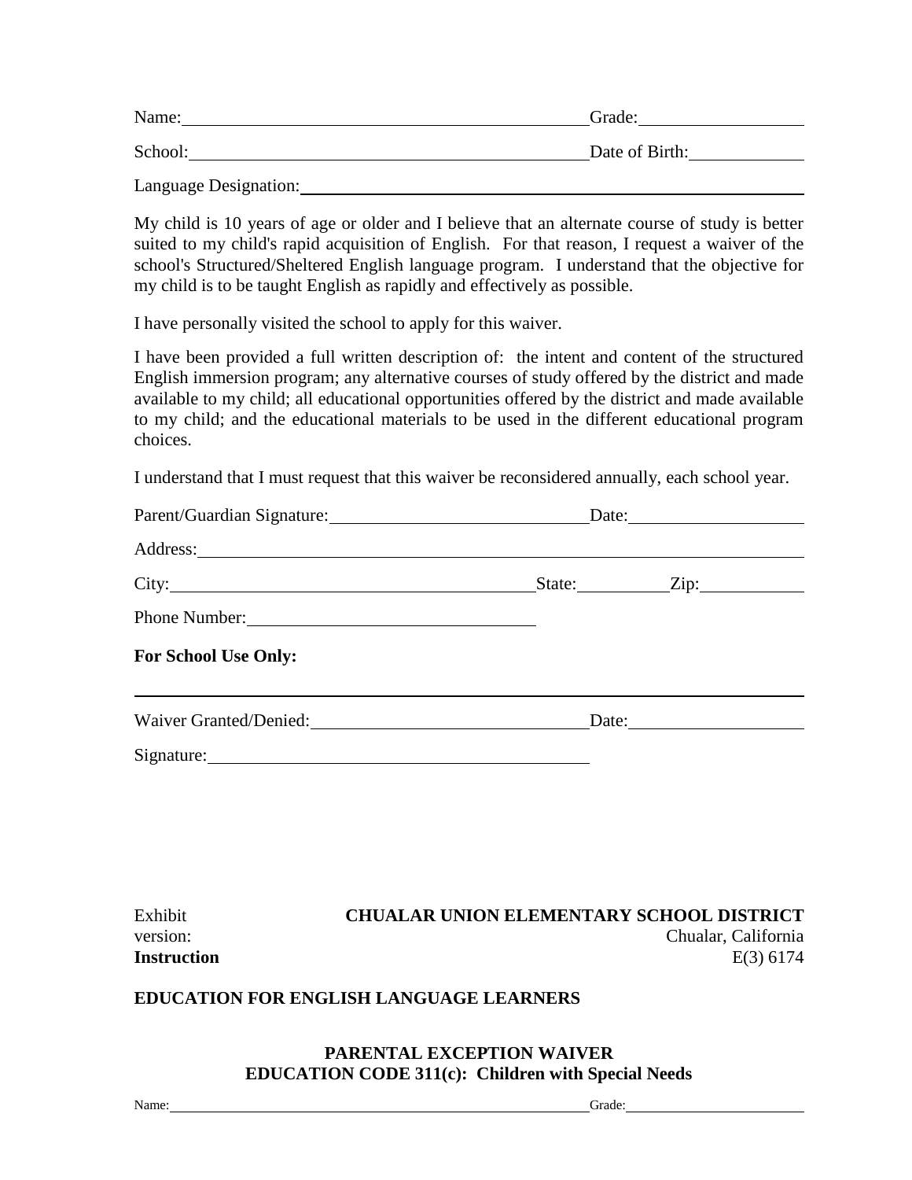Name: ______________________________________________ Grade: __________________

School: _____________________________________________ Date of Birth: ____________

Language Designation: _________________________________________________________

My child is 10 years of age or older and I believe that an alternate course of study is better suited to my child's rapid acquisition of English. For that reason, I request a waiver of the school's Structured/Sheltered English language program. I understand that the objective for my child is to be taught English as rapidly and effectively as possible.

I have personally visited the school to apply for this waiver.

I have been provided a full written description of: the intent and content of the structured English immersion program; any alternative courses of study offered by the district and made available to my child; all educational opportunities offered by the district and made available to my child; and the educational materials to be used in the different educational program choices.

I understand that I must request that this waiver be reconsidered annually, each school year.

Parent/Guardian Signature: _____________________________ Date: ___________________

Address: _______________________________________________________________________

City: __________________________________________ State: __________ Zip: ___________

Phone Number: _________________________________

**For School Use Only:**

_______________________________________________________________________________

Waiver Granted/Denied: _______________________________ Date: ___________________

Signature: ___________________________________________

Exhibit version: **Instruction**

**CHUALAR UNION ELEMENTARY SCHOOL DISTRICT**
Chualar, California
E(3) 6174

**EDUCATION FOR ENGLISH LANGUAGE LEARNERS**

**PARENTAL EXCEPTION WAIVER**
**EDUCATION CODE 311(c): Children with Special Needs**

Name: ______________________________________________ Grade: __________________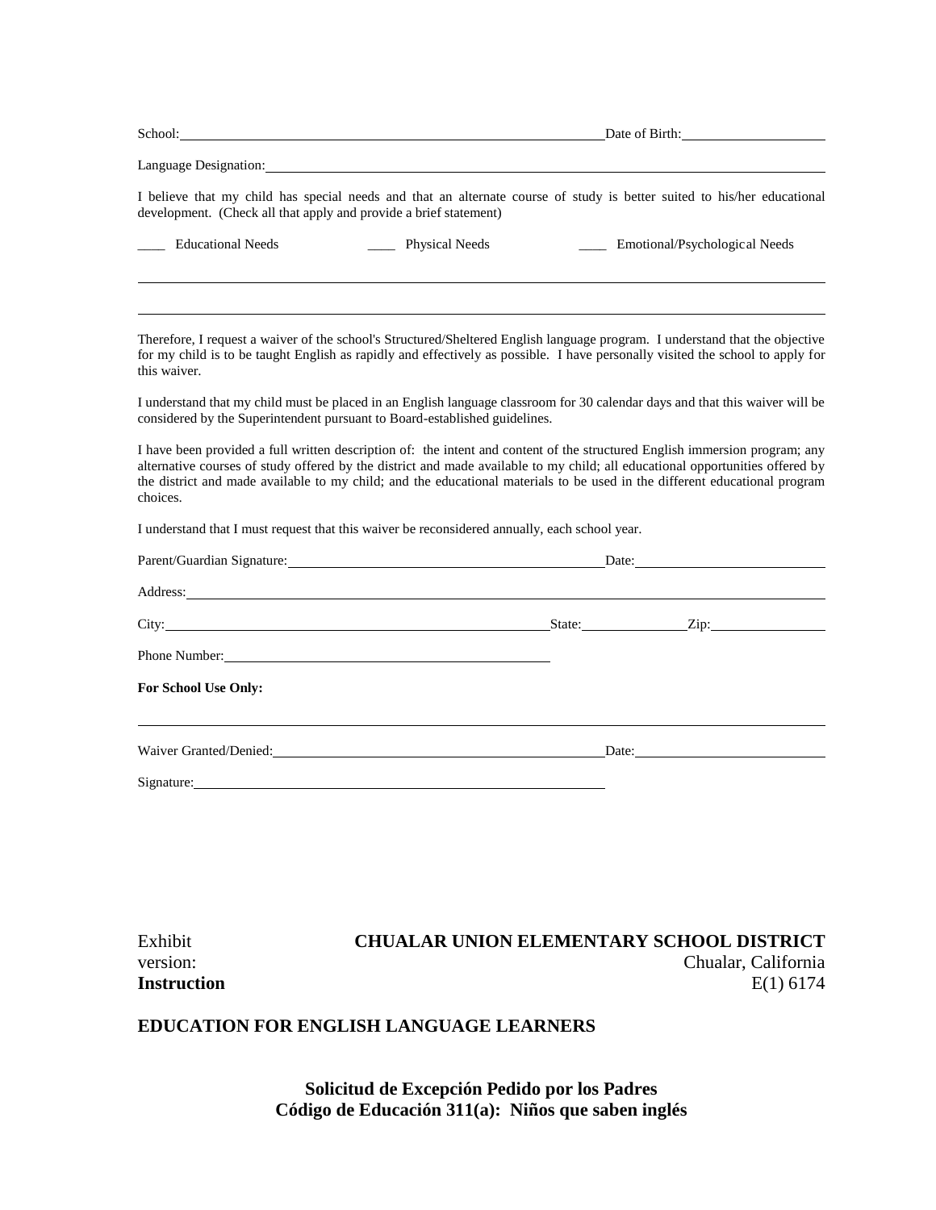School: \_\_\_\_\_\_\_\_\_\_\_\_\_\_\_\_\_\_\_\_\_\_\_\_\_\_\_\_\_\_\_\_ Date of Birth: \_\_\_\_\_\_\_\_\_\_\_\_\_\_\_\_

Language Designation: \_\_\_\_\_\_\_\_\_\_\_\_\_\_\_\_\_\_\_\_\_\_\_\_\_\_\_\_\_\_\_\_

I believe that my child has special needs and that an alternate course of study is better suited to his/her educational development. (Check all that apply and provide a brief statement)

\_\_\_\_ Educational Needs      \_\_\_\_ Physical Needs      \_\_\_\_ Emotional/Psychological Needs

\_\_\_\_\_\_\_\_\_\_\_\_\_\_\_\_\_\_\_\_\_\_\_\_\_\_\_\_\_\_\_\_\_\_\_\_\_\_\_\_\_\_\_\_\_\_\_\_

\_\_\_\_\_\_\_\_\_\_\_\_\_\_\_\_\_\_\_\_\_\_\_\_\_\_\_\_\_\_\_\_\_\_\_\_\_\_\_\_\_\_\_\_\_\_\_\_

Therefore, I request a waiver of the school's Structured/Sheltered English language program. I understand that the objective for my child is to be taught English as rapidly and effectively as possible. I have personally visited the school to apply for this waiver.

I understand that my child must be placed in an English language classroom for 30 calendar days and that this waiver will be considered by the Superintendent pursuant to Board-established guidelines.

I have been provided a full written description of: the intent and content of the structured English immersion program; any alternative courses of study offered by the district and made available to my child; all educational opportunities offered by the district and made available to my child; and the educational materials to be used in the different educational program choices.

I understand that I must request that this waiver be reconsidered annually, each school year.

Parent/Guardian Signature: \_\_\_\_\_\_\_\_\_\_\_\_\_\_\_\_\_\_\_\_\_\_\_\_\_\_\_\_ Date: \_\_\_\_\_\_\_\_\_\_\_\_\_\_\_\_

Address: \_\_\_\_\_\_\_\_\_\_\_\_\_\_\_\_\_\_\_\_\_\_\_\_\_\_\_\_\_\_\_\_\_\_\_\_\_\_\_\_\_\_\_\_

City: \_\_\_\_\_\_\_\_\_\_\_\_\_\_\_\_\_\_\_\_\_\_\_\_\_\_\_\_ State: \_\_\_\_\_\_\_\_\_\_ Zip: \_\_\_\_\_\_\_\_\_\_

Phone Number: \_\_\_\_\_\_\_\_\_\_\_\_\_\_\_\_\_\_\_\_\_\_\_\_\_\_\_\_

**For School Use Only:**

\_\_\_\_\_\_\_\_\_\_\_\_\_\_\_\_\_\_\_\_\_\_\_\_\_\_\_\_\_\_\_\_\_\_\_\_\_\_\_\_\_\_\_\_\_\_\_\_

Waiver Granted/Denied: \_\_\_\_\_\_\_\_\_\_\_\_\_\_\_\_\_\_\_\_\_\_\_\_\_\_\_\_ Date: \_\_\_\_\_\_\_\_\_\_\_\_\_\_\_\_

Signature: \_\_\_\_\_\_\_\_\_\_\_\_\_\_\_\_\_\_\_\_\_\_\_\_\_\_\_\_\_\_\_\_

Exhibit **CHUALAR UNION ELEMENTARY SCHOOL DISTRICT**
version: Chualar, California
**Instruction** E(1) 6174

**EDUCATION FOR ENGLISH LANGUAGE LEARNERS**

**Solicitud de Excepción Pedido por los Padres**
**Código de Educación 311(a): Niños que saben inglés**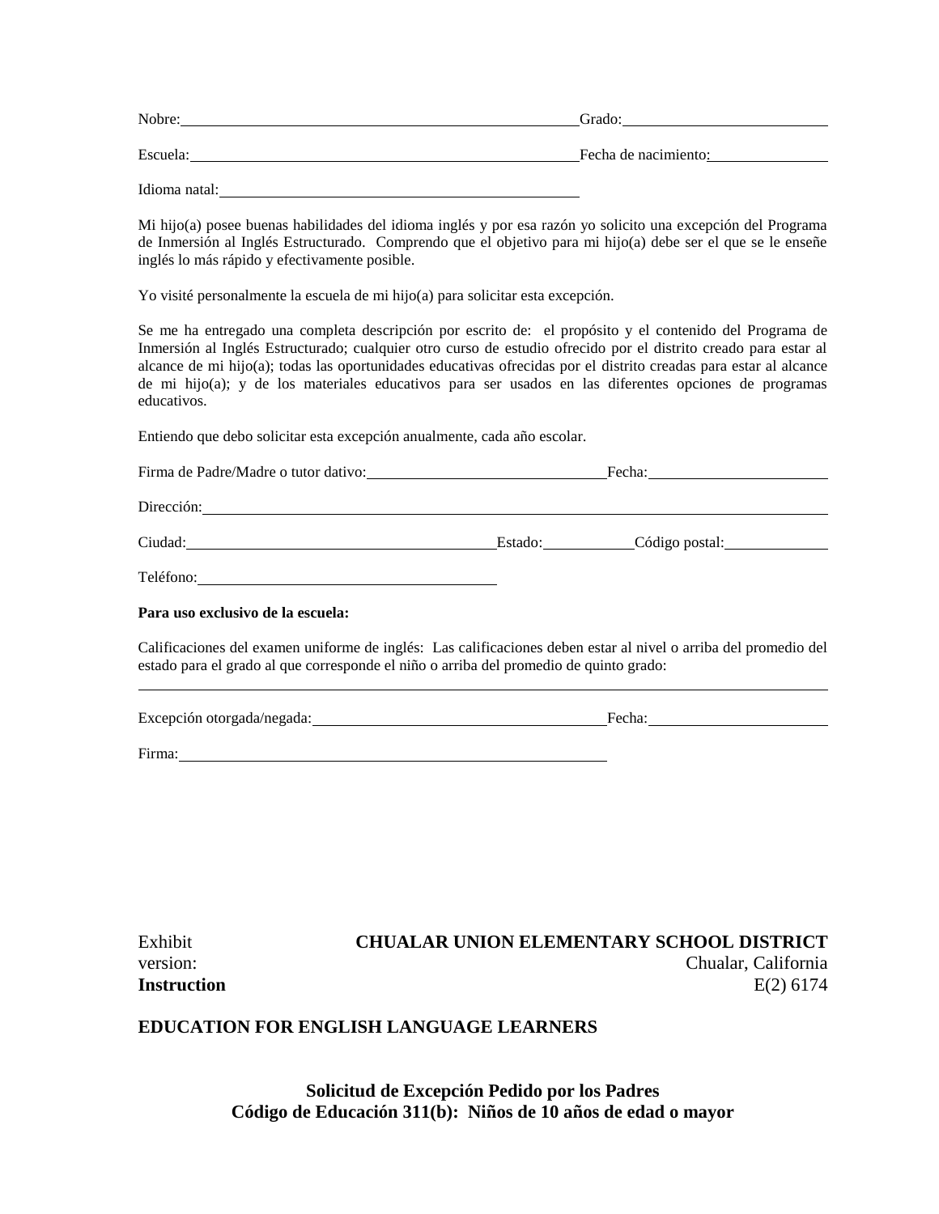Nobre: ______________________________ Grado: ______________________

Escuela: ______________________________ Fecha de nacimiento: ______________

Idioma natal: ______________________________

Mi hijo(a) posee buenas habilidades del idioma inglés y por esa razón yo solicito una excepción del Programa de Inmersión al Inglés Estructurado. Comprendo que el objetivo para mi hijo(a) debe ser el que se le enseñe inglés lo más rápido y efectivamente posible.

Yo visité personalmente la escuela de mi hijo(a) para solicitar esta excepción.

Se me ha entregado una completa descripción por escrito de: el propósito y el contenido del Programa de Inmersión al Inglés Estructurado; cualquier otro curso de estudio ofrecido por el distrito creado para estar al alcance de mi hijo(a); todas las oportunidades educativas ofrecidas por el distrito creadas para estar al alcance de mi hijo(a); y de los materiales educativos para ser usados en las diferentes opciones de programas educativos.

Entiendo que debo solicitar esta excepción anualmente, cada año escolar.

Firma de Padre/Madre o tutor dativo: ______________________ Fecha: ______________________

Dirección: ______________________________________________

Ciudad: ______________________ Estado: __________ Código postal: __________

Teléfono: ______________________

**Para uso exclusivo de la escuela:**

Calificaciones del examen uniforme de inglés: Las calificaciones deben estar al nivel o arriba del promedio del estado para el grado al que corresponde el niño o arriba del promedio de quinto grado:

______________________________________________

Excepción otorgada/negada: ______________________ Fecha: ______________________

Firma: ______________________________

Exhibit version: **Instruction**

**CHUALAR UNION ELEMENTARY SCHOOL DISTRICT**
Chualar, California
E(2) 6174

**EDUCATION FOR ENGLISH LANGUAGE LEARNERS**

**Solicitud de Excepción Pedido por los Padres**
**Código de Educación 311(b): Niños de 10 años de edad o mayor**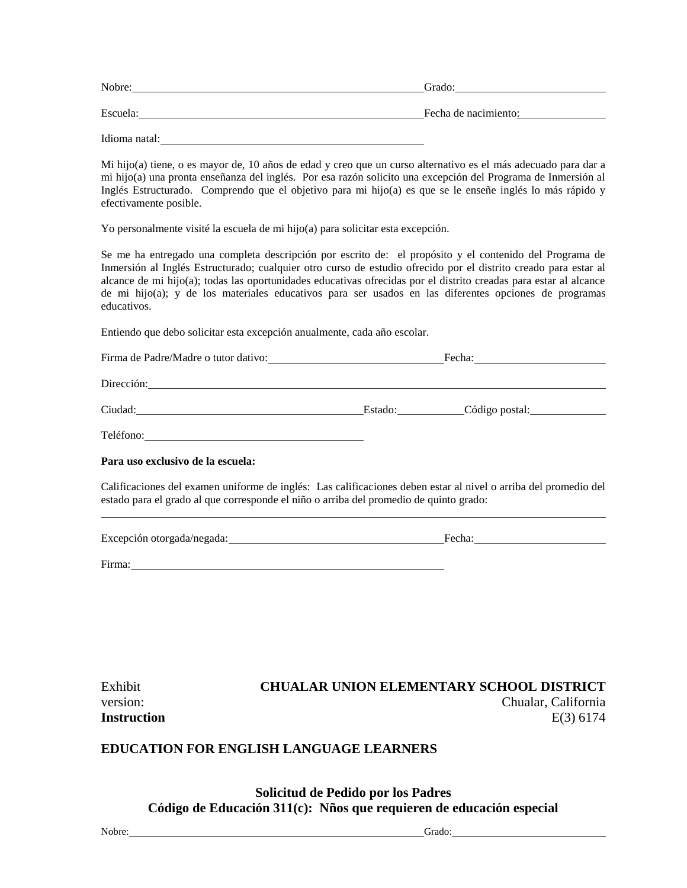Nobre:______________________________ Grado:______________________________

Escuela:______________________________ Fecha de nacimiento:______________________________

Idioma natal:______________________________

Mi hijo(a) tiene, o es mayor de, 10 años de edad y creo que un curso alternativo es el más adecuado para dar a mi hijo(a) una pronta enseñanza del inglés. Por esa razón solicito una excepción del Programa de Inmersión al Inglés Estructurado. Comprendo que el objetivo para mi hijo(a) es que se le enseñe inglés lo más rápido y efectivamente posible.

Yo personalmente visité la escuela de mi hijo(a) para solicitar esta excepción.

Se me ha entregado una completa descripción por escrito de: el propósito y el contenido del Programa de Inmersión al Inglés Estructurado; cualquier otro curso de estudio ofrecido por el distrito creado para estar al alcance de mi hijo(a); todas las oportunidades educativas ofrecidas por el distrito creadas para estar al alcance de mi hijo(a); y de los materiales educativos para ser usados en las diferentes opciones de programas educativos.

Entiendo que debo solicitar esta excepción anualmente, cada año escolar.

Firma de Padre/Madre o tutor dativo:______________________________ Fecha:______________________________

Dirección:______________________________

Ciudad:______________________________ Estado:______________ Código postal:______________

Teléfono:______________________________

**Para uso exclusivo de la escuela:**

Calificaciones del examen uniforme de inglés: Las calificaciones deben estar al nivel o arriba del promedio del estado para el grado al que corresponde el niño o arriba del promedio de quinto grado:

______________________________________________________________________

Excepción otorgada/negada:______________________________ Fecha:______________________________

Firma:______________________________

Exhibit version: **Instruction**

**CHUALAR UNION ELEMENTARY SCHOOL DISTRICT**
Chualar, California
E(3) 6174

**EDUCATION FOR ENGLISH LANGUAGE LEARNERS**

## Solicitud de Pedido por los Padres
## Código de Educación 311(c): Nños que requieren de educación especial

Nobre:______________________________ Grado:______________________________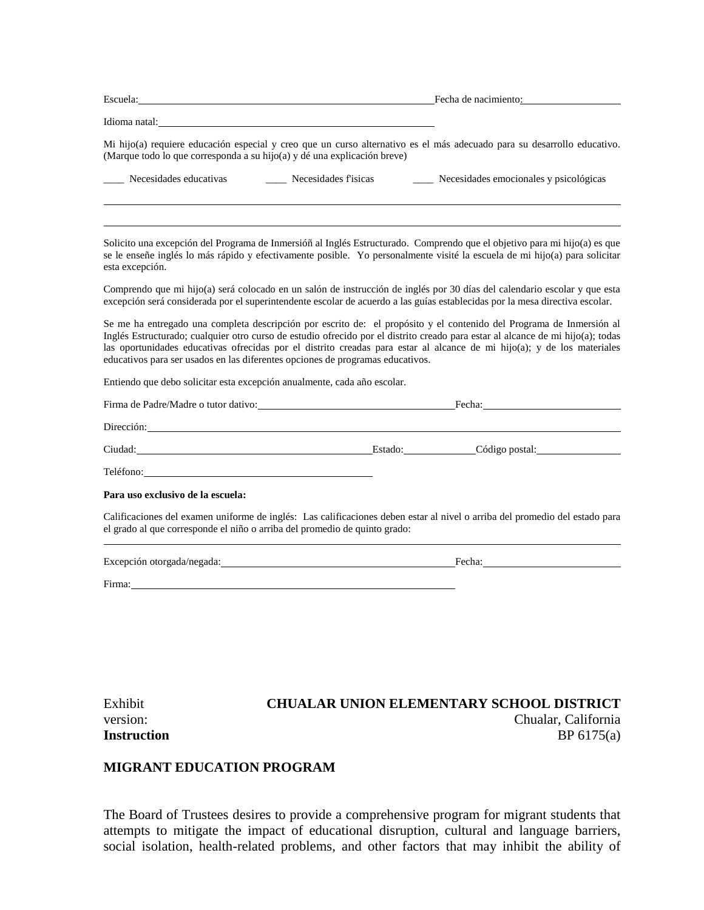Escuela:______________________________________________Fecha de nacimiento:_______________

Idioma natal:__________________________________________

Mi hijo(a) requiere educación especial y creo que un curso alternativo es el más adecuado para su desarrollo educativo. (Marque todo lo que corresponda a su hijo(a) y dé una explicación breve)

____ Necesidades educativas ____ Necesidades físicas ____ Necesidades emocionales y psicológicas

_____________________________________________________________________________

_____________________________________________________________________________

Solicito una excepción del Programa de Inmersióñ al Inglés Estructurado. Comprendo que el objetivo para mi hijo(a) es que se le enseñe inglés lo más rápido y efectivamente posible. Yo personalmente visité la escuela de mi hijo(a) para solicitar esta excepción.

Comprendo que mi hijo(a) será colocado en un salón de instrucción de inglés por 30 días del calendario escolar y que esta excepción será considerada por el superintendente escolar de acuerdo a las guías establecidas por la mesa directiva escolar.

Se me ha entregado una completa descripción por escrito de: el propósito y el contenido del Programa de Inmersión al Inglés Estructurado; cualquier otro curso de estudio ofrecido por el distrito creado para estar al alcance de mi hijo(a); todas las oportunidades educativas ofrecidas por el distrito creadas para estar al alcance de mi hijo(a); y de los materiales educativos para ser usados en las diferentes opciones de programas educativos.

Entiendo que debo solicitar esta excepción anualmente, cada año escolar.

Firma de Padre/Madre o tutor dativo:_____________________________Fecha:____________________

Dirección:_____________________________________________________________________

Ciudad:___________________________________Estado:__________Código postal:____________

Teléfono:__________________________________

**Para uso exclusivo de la escuela:**

Calificaciones del examen uniforme de inglés: Las calificaciones deben estar al nivel o arriba del promedio del estado para el grado al que corresponde el niño o arriba del promedio de quinto grado:

_____________________________________________________________________________

Excepción otorgada/negada:___________________________________Fecha:____________________

Firma:_________________________________________________

Exhibit version: **CHUALAR UNION ELEMENTARY SCHOOL DISTRICT**
Chualar, California

**Instruction** BP 6175(a)

**MIGRANT EDUCATION PROGRAM**

The Board of Trustees desires to provide a comprehensive program for migrant students that attempts to mitigate the impact of educational disruption, cultural and language barriers, social isolation, health-related problems, and other factors that may inhibit the ability of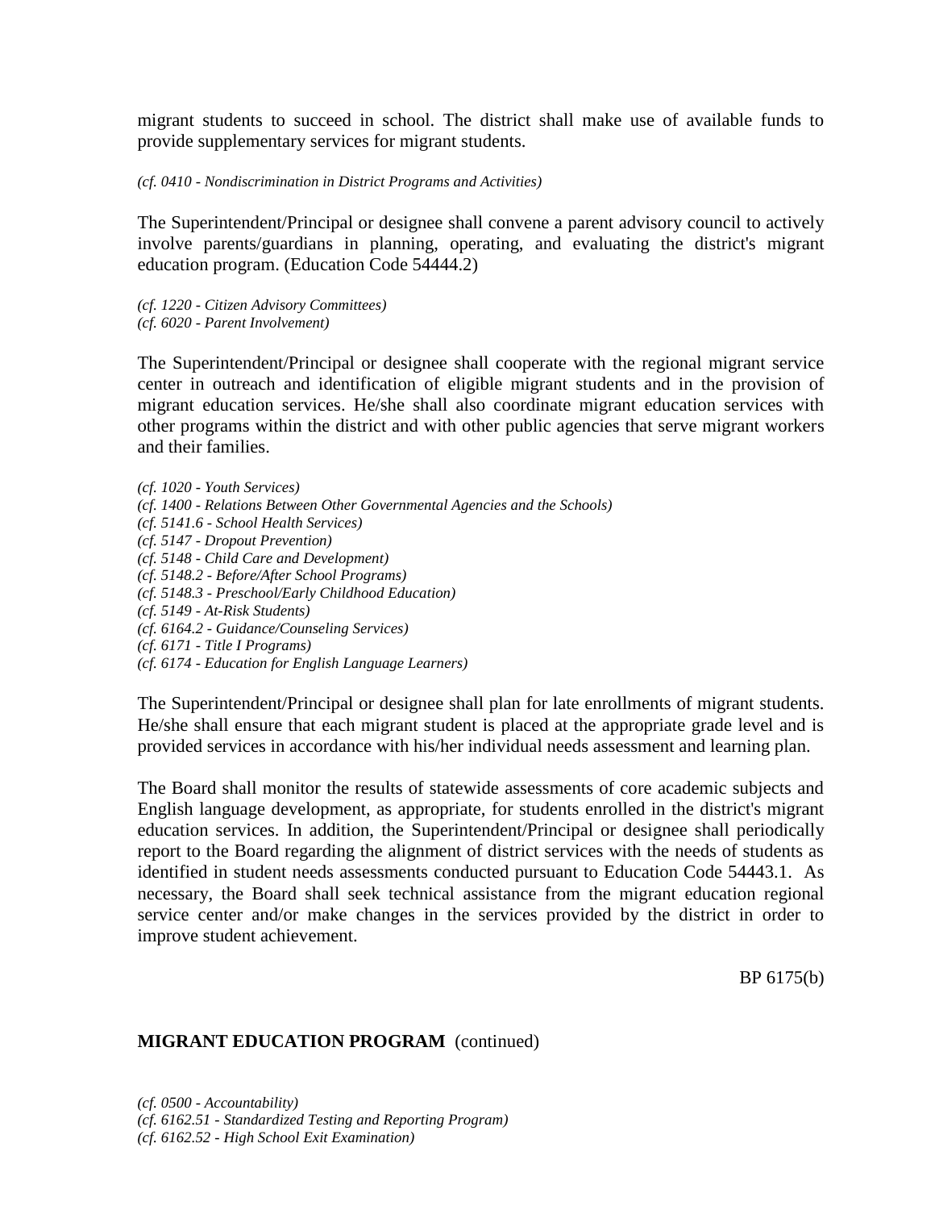migrant students to succeed in school. The district shall make use of available funds to provide supplementary services for migrant students.

*(cf. 0410 - Nondiscrimination in District Programs and Activities)*

The Superintendent/Principal or designee shall convene a parent advisory council to actively involve parents/guardians in planning, operating, and evaluating the district's migrant education program. (Education Code 54444.2)

*(cf. 1220 - Citizen Advisory Committees)*
*(cf. 6020 - Parent Involvement)*

The Superintendent/Principal or designee shall cooperate with the regional migrant service center in outreach and identification of eligible migrant students and in the provision of migrant education services. He/she shall also coordinate migrant education services with other programs within the district and with other public agencies that serve migrant workers and their families.

*(cf. 1020 - Youth Services)*
*(cf. 1400 - Relations Between Other Governmental Agencies and the Schools)*
*(cf. 5141.6 - School Health Services)*
*(cf. 5147 - Dropout Prevention)*
*(cf. 5148 - Child Care and Development)*
*(cf. 5148.2 - Before/After School Programs)*
*(cf. 5148.3 - Preschool/Early Childhood Education)*
*(cf. 5149 - At-Risk Students)*
*(cf. 6164.2 - Guidance/Counseling Services)*
*(cf. 6171 - Title I Programs)*
*(cf. 6174 - Education for English Language Learners)*

The Superintendent/Principal or designee shall plan for late enrollments of migrant students. He/she shall ensure that each migrant student is placed at the appropriate grade level and is provided services in accordance with his/her individual needs assessment and learning plan.

The Board shall monitor the results of statewide assessments of core academic subjects and English language development, as appropriate, for students enrolled in the district's migrant education services. In addition, the Superintendent/Principal or designee shall periodically report to the Board regarding the alignment of district services with the needs of students as identified in student needs assessments conducted pursuant to Education Code 54443.1. As necessary, the Board shall seek technical assistance from the migrant education regional service center and/or make changes in the services provided by the district in order to improve student achievement.

BP 6175(b)

**MIGRANT EDUCATION PROGRAM** (continued)

*(cf. 0500 - Accountability)*
*(cf. 6162.51 - Standardized Testing and Reporting Program)*
*(cf. 6162.52 - High School Exit Examination)*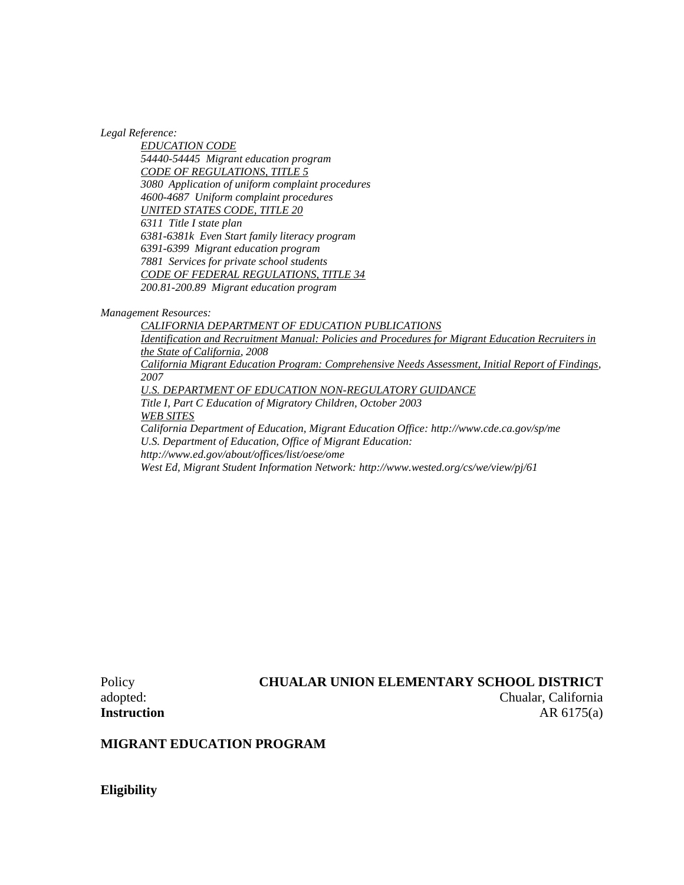*Legal Reference:*

*EDUCATION CODE*
*54440-54445 Migrant education program*
*CODE OF REGULATIONS, TITLE 5*
*3080 Application of uniform complaint procedures*
*4600-4687 Uniform complaint procedures*
*UNITED STATES CODE, TITLE 20*
*6311 Title I state plan*
*6381-6381k Even Start family literacy program*
*6391-6399 Migrant education program*
*7881 Services for private school students*
*CODE OF FEDERAL REGULATIONS, TITLE 34*
*200.81-200.89 Migrant education program*

*Management Resources:*

*CALIFORNIA DEPARTMENT OF EDUCATION PUBLICATIONS*
*Identification and Recruitment Manual: Policies and Procedures for Migrant Education Recruiters in the State of California, 2008*
*California Migrant Education Program: Comprehensive Needs Assessment, Initial Report of Findings, 2007*
*U.S. DEPARTMENT OF EDUCATION NON-REGULATORY GUIDANCE*
*Title I, Part C Education of Migratory Children, October 2003*
*WEB SITES*
*California Department of Education, Migrant Education Office: http://www.cde.ca.gov/sp/me*
*U.S. Department of Education, Office of Migrant Education: http://www.ed.gov/about/offices/list/oese/ome*
*West Ed, Migrant Student Information Network: http://www.wested.org/cs/we/view/pj/61*

Policy adopted: **CHUALAR UNION ELEMENTARY SCHOOL DISTRICT**
Chualar, California

**Instruction** AR 6175(a)

**MIGRANT EDUCATION PROGRAM**

**Eligibility**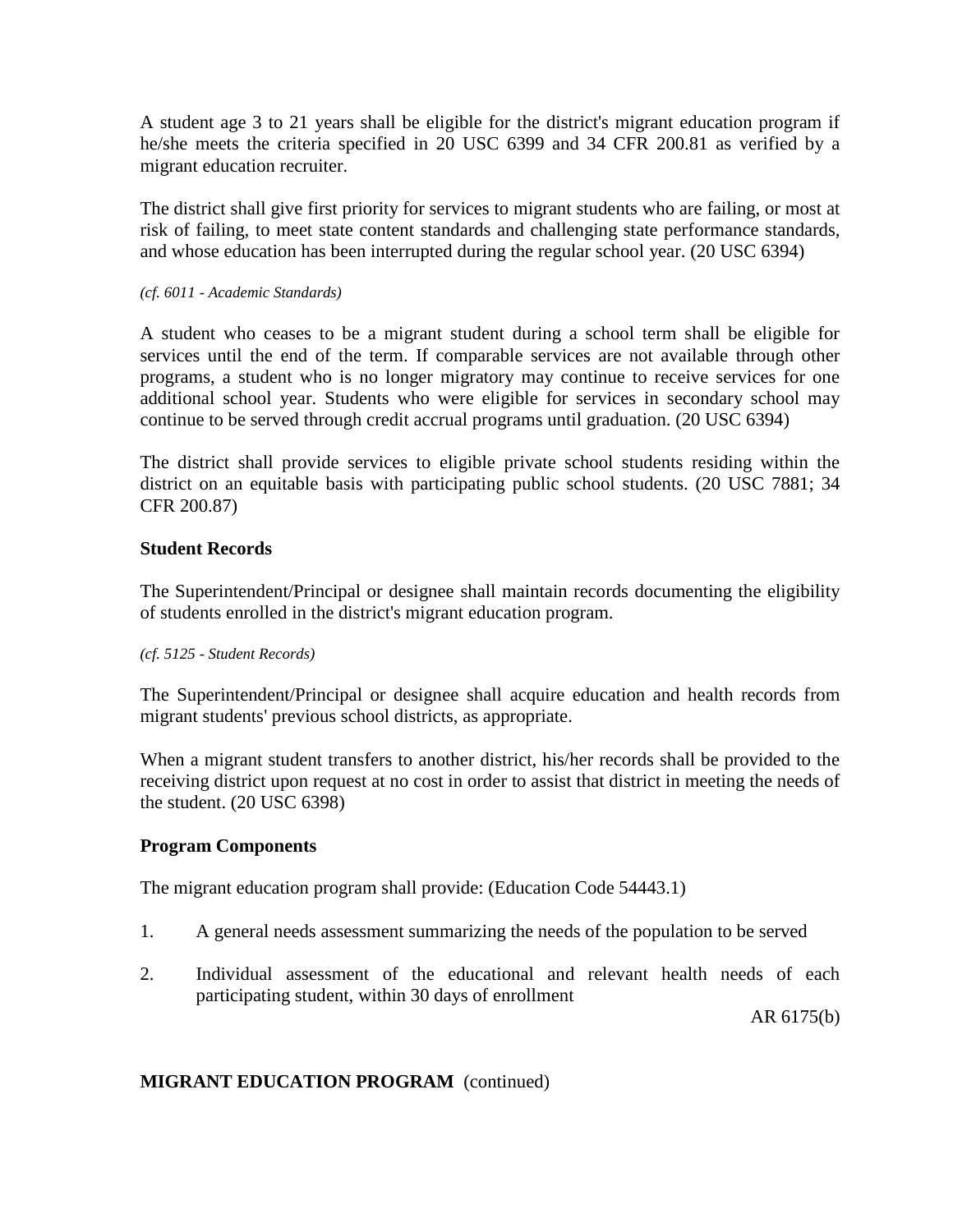A student age 3 to 21 years shall be eligible for the district's migrant education program if he/she meets the criteria specified in 20 USC 6399 and 34 CFR 200.81 as verified by a migrant education recruiter.

The district shall give first priority for services to migrant students who are failing, or most at risk of failing, to meet state content standards and challenging state performance standards, and whose education has been interrupted during the regular school year. (20 USC 6394)

*(cf. 6011 - Academic Standards)*

A student who ceases to be a migrant student during a school term shall be eligible for services until the end of the term. If comparable services are not available through other programs, a student who is no longer migratory may continue to receive services for one additional school year. Students who were eligible for services in secondary school may continue to be served through credit accrual programs until graduation. (20 USC 6394)

The district shall provide services to eligible private school students residing within the district on an equitable basis with participating public school students. (20 USC 7881; 34 CFR 200.87)

**Student Records**

The Superintendent/Principal or designee shall maintain records documenting the eligibility of students enrolled in the district's migrant education program.

*(cf. 5125 - Student Records)*

The Superintendent/Principal or designee shall acquire education and health records from migrant students' previous school districts, as appropriate.

When a migrant student transfers to another district, his/her records shall be provided to the receiving district upon request at no cost in order to assist that district in meeting the needs of the student. (20 USC 6398)

**Program Components**

The migrant education program shall provide: (Education Code 54443.1)

1. A general needs assessment summarizing the needs of the population to be served

2. Individual assessment of the educational and relevant health needs of each participating student, within 30 days of enrollment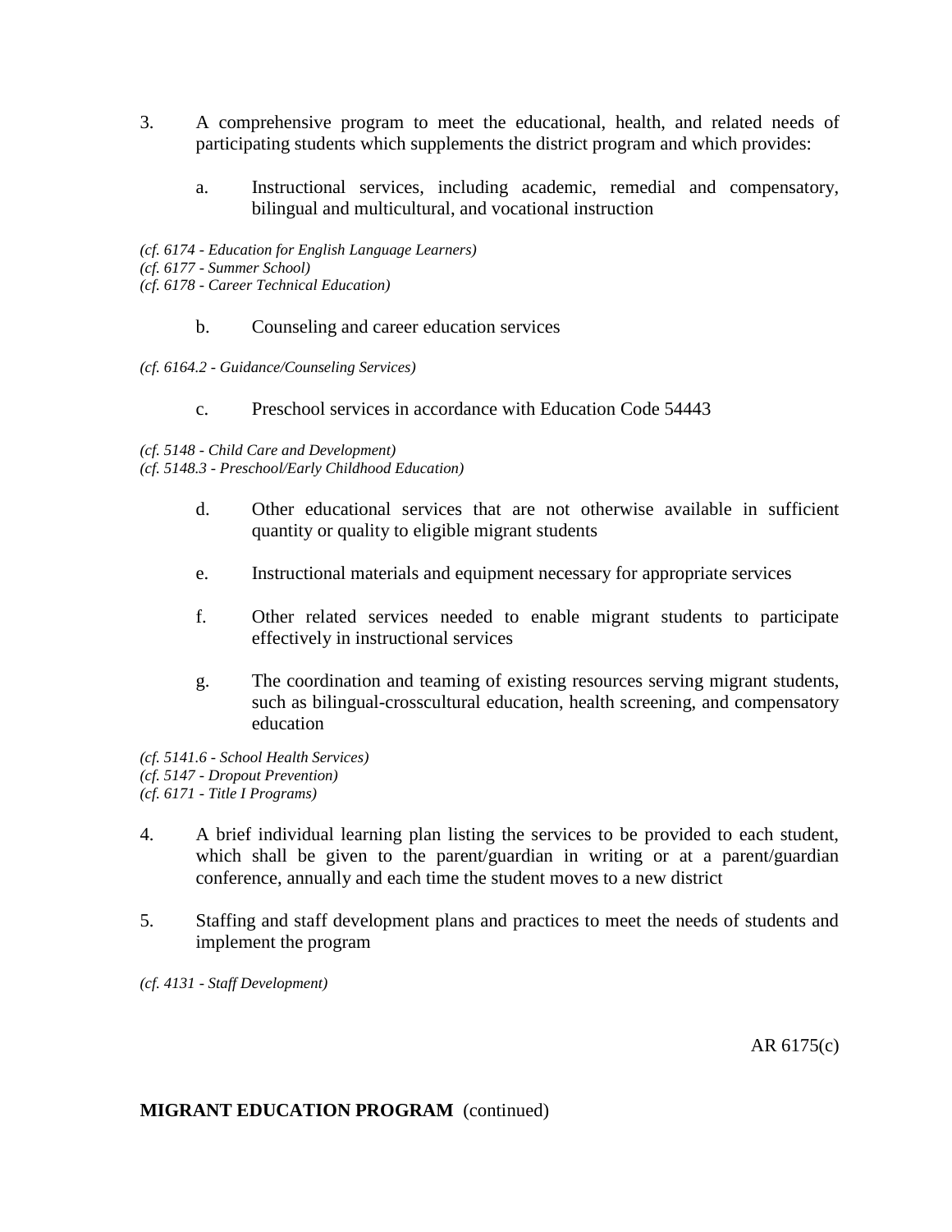3. A comprehensive program to meet the educational, health, and related needs of participating students which supplements the district program and which provides:

   a. Instructional services, including academic, remedial and compensatory, bilingual and multicultural, and vocational instruction

*(cf. 6174 - Education for English Language Learners)*
*(cf. 6177 - Summer School)*
*(cf. 6178 - Career Technical Education)*

   b. Counseling and career education services

*(cf. 6164.2 - Guidance/Counseling Services)*

   c. Preschool services in accordance with Education Code 54443

*(cf. 5148 - Child Care and Development)*
*(cf. 5148.3 - Preschool/Early Childhood Education)*

   d. Other educational services that are not otherwise available in sufficient quantity or quality to eligible migrant students

   e. Instructional materials and equipment necessary for appropriate services

   f. Other related services needed to enable migrant students to participate effectively in instructional services

   g. The coordination and teaming of existing resources serving migrant students, such as bilingual-crosscultural education, health screening, and compensatory education

*(cf. 5141.6 - School Health Services)*
*(cf. 5147 - Dropout Prevention)*
*(cf. 6171 - Title I Programs)*

4. A brief individual learning plan listing the services to be provided to each student, which shall be given to the parent/guardian in writing or at a parent/guardian conference, annually and each time the student moves to a new district

5. Staffing and staff development plans and practices to meet the needs of students and implement the program

*(cf. 4131 - Staff Development)*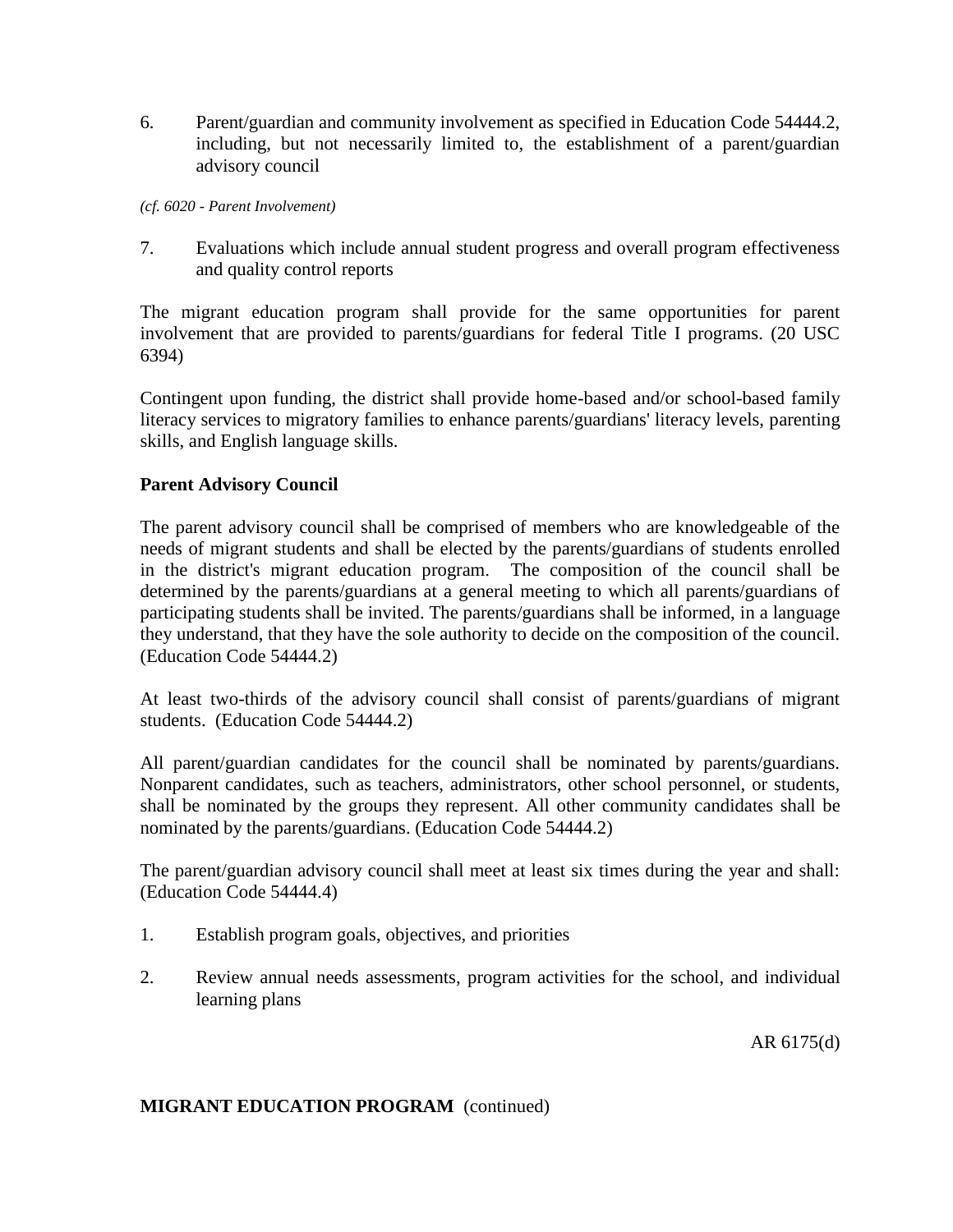6. Parent/guardian and community involvement as specified in Education Code 54444.2, including, but not necessarily limited to, the establishment of a parent/guardian advisory council

*(cf. 6020 - Parent Involvement)*

7. Evaluations which include annual student progress and overall program effectiveness and quality control reports

The migrant education program shall provide for the same opportunities for parent involvement that are provided to parents/guardians for federal Title I programs. (20 USC 6394)

Contingent upon funding, the district shall provide home-based and/or school-based family literacy services to migratory families to enhance parents/guardians' literacy levels, parenting skills, and English language skills.

**Parent Advisory Council**

The parent advisory council shall be comprised of members who are knowledgeable of the needs of migrant students and shall be elected by the parents/guardians of students enrolled in the district's migrant education program. The composition of the council shall be determined by the parents/guardians at a general meeting to which all parents/guardians of participating students shall be invited. The parents/guardians shall be informed, in a language they understand, that they have the sole authority to decide on the composition of the council. (Education Code 54444.2)

At least two-thirds of the advisory council shall consist of parents/guardians of migrant students. (Education Code 54444.2)

All parent/guardian candidates for the council shall be nominated by parents/guardians. Nonparent candidates, such as teachers, administrators, other school personnel, or students, shall be nominated by the groups they represent. All other community candidates shall be nominated by the parents/guardians. (Education Code 54444.2)

The parent/guardian advisory council shall meet at least six times during the year and shall: (Education Code 54444.4)

1. Establish program goals, objectives, and priorities

2. Review annual needs assessments, program activities for the school, and individual learning plans

AR 6175(d)

**MIGRANT EDUCATION PROGRAM** (continued)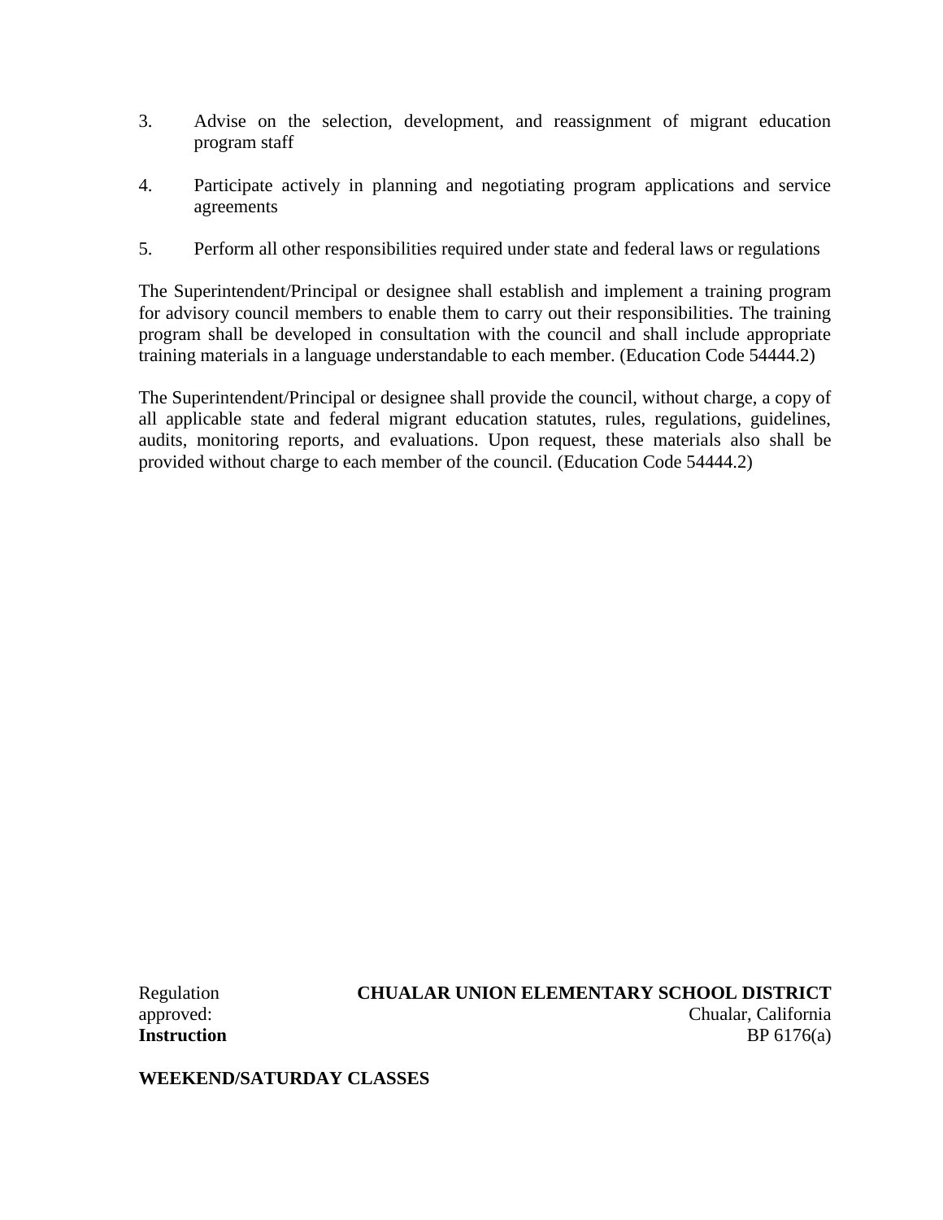3. Advise on the selection, development, and reassignment of migrant education program staff

4. Participate actively in planning and negotiating program applications and service agreements

5. Perform all other responsibilities required under state and federal laws or regulations

The Superintendent/Principal or designee shall establish and implement a training program for advisory council members to enable them to carry out their responsibilities. The training program shall be developed in consultation with the council and shall include appropriate training materials in a language understandable to each member. (Education Code 54444.2)

The Superintendent/Principal or designee shall provide the council, without charge, a copy of all applicable state and federal migrant education statutes, rules, regulations, guidelines, audits, monitoring reports, and evaluations. Upon request, these materials also shall be provided without charge to each member of the council. (Education Code 54444.2)

Regulation approved: **CHUALAR UNION ELEMENTARY SCHOOL DISTRICT**
Chualar, California

**Instruction** BP 6176(a)

**WEEKEND/SATURDAY CLASSES**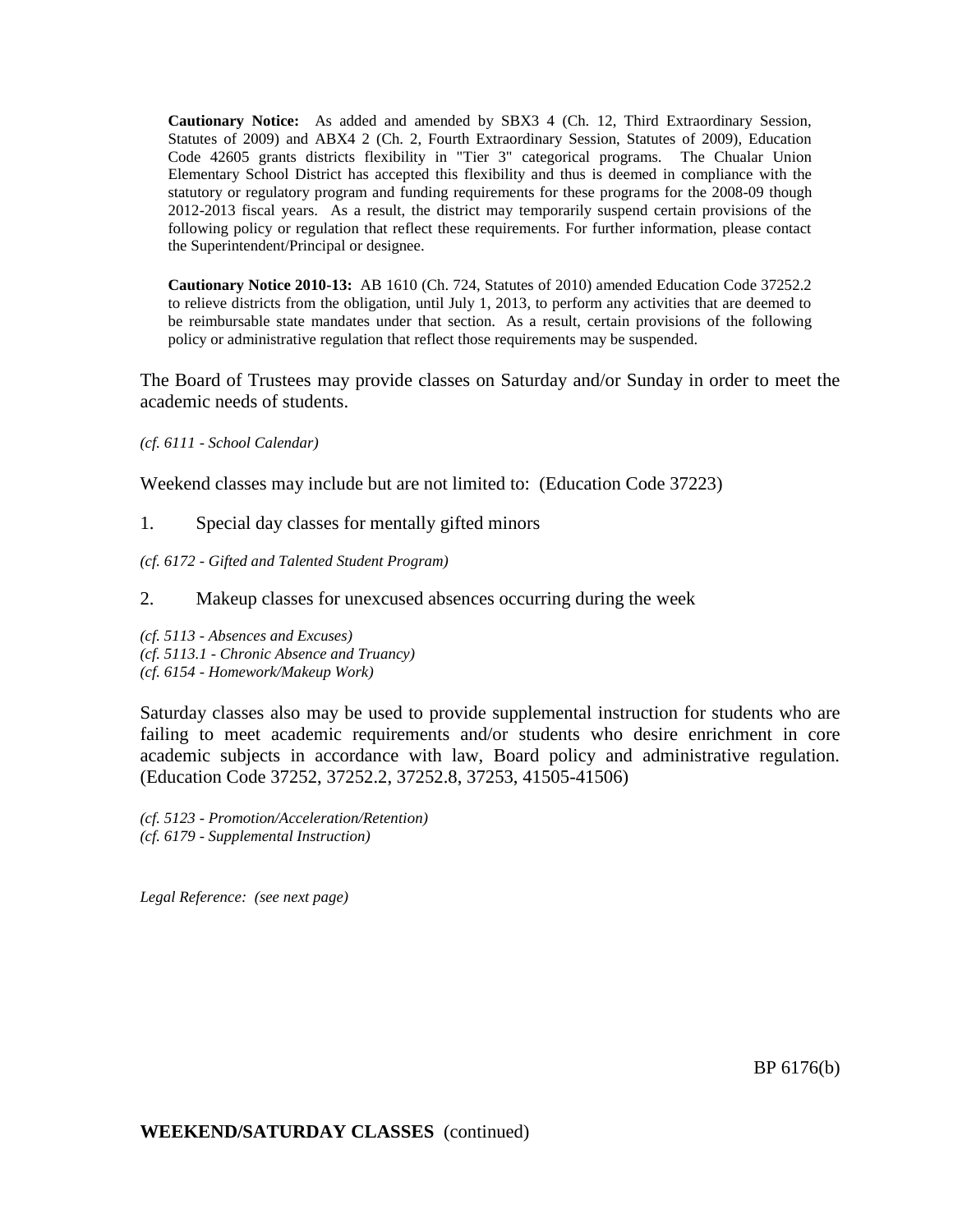**Cautionary Notice:** As added and amended by SBX3 4 (Ch. 12, Third Extraordinary Session, Statutes of 2009) and ABX4 2 (Ch. 2, Fourth Extraordinary Session, Statutes of 2009), Education Code 42605 grants districts flexibility in "Tier 3" categorical programs. The Chualar Union Elementary School District has accepted this flexibility and thus is deemed in compliance with the statutory or regulatory program and funding requirements for these programs for the 2008-09 though 2012-2013 fiscal years. As a result, the district may temporarily suspend certain provisions of the following policy or regulation that reflect these requirements. For further information, please contact the Superintendent/Principal or designee.

**Cautionary Notice 2010-13:** AB 1610 (Ch. 724, Statutes of 2010) amended Education Code 37252.2 to relieve districts from the obligation, until July 1, 2013, to perform any activities that are deemed to be reimbursable state mandates under that section. As a result, certain provisions of the following policy or administrative regulation that reflect those requirements may be suspended.

The Board of Trustees may provide classes on Saturday and/or Sunday in order to meet the academic needs of students.

*(cf. 6111 - School Calendar)*

Weekend classes may include but are not limited to: (Education Code 37223)

1. Special day classes for mentally gifted minors

*(cf. 6172 - Gifted and Talented Student Program)*

2. Makeup classes for unexcused absences occurring during the week

*(cf. 5113 - Absences and Excuses)*
*(cf. 5113.1 - Chronic Absence and Truancy)*
*(cf. 6154 - Homework/Makeup Work)*

Saturday classes also may be used to provide supplemental instruction for students who are failing to meet academic requirements and/or students who desire enrichment in core academic subjects in accordance with law, Board policy and administrative regulation. (Education Code 37252, 37252.2, 37252.8, 37253, 41505-41506)

*(cf. 5123 - Promotion/Acceleration/Retention)*
*(cf. 6179 - Supplemental Instruction)*

*Legal Reference: (see next page)*

BP 6176(b)

**WEEKEND/SATURDAY CLASSES** (continued)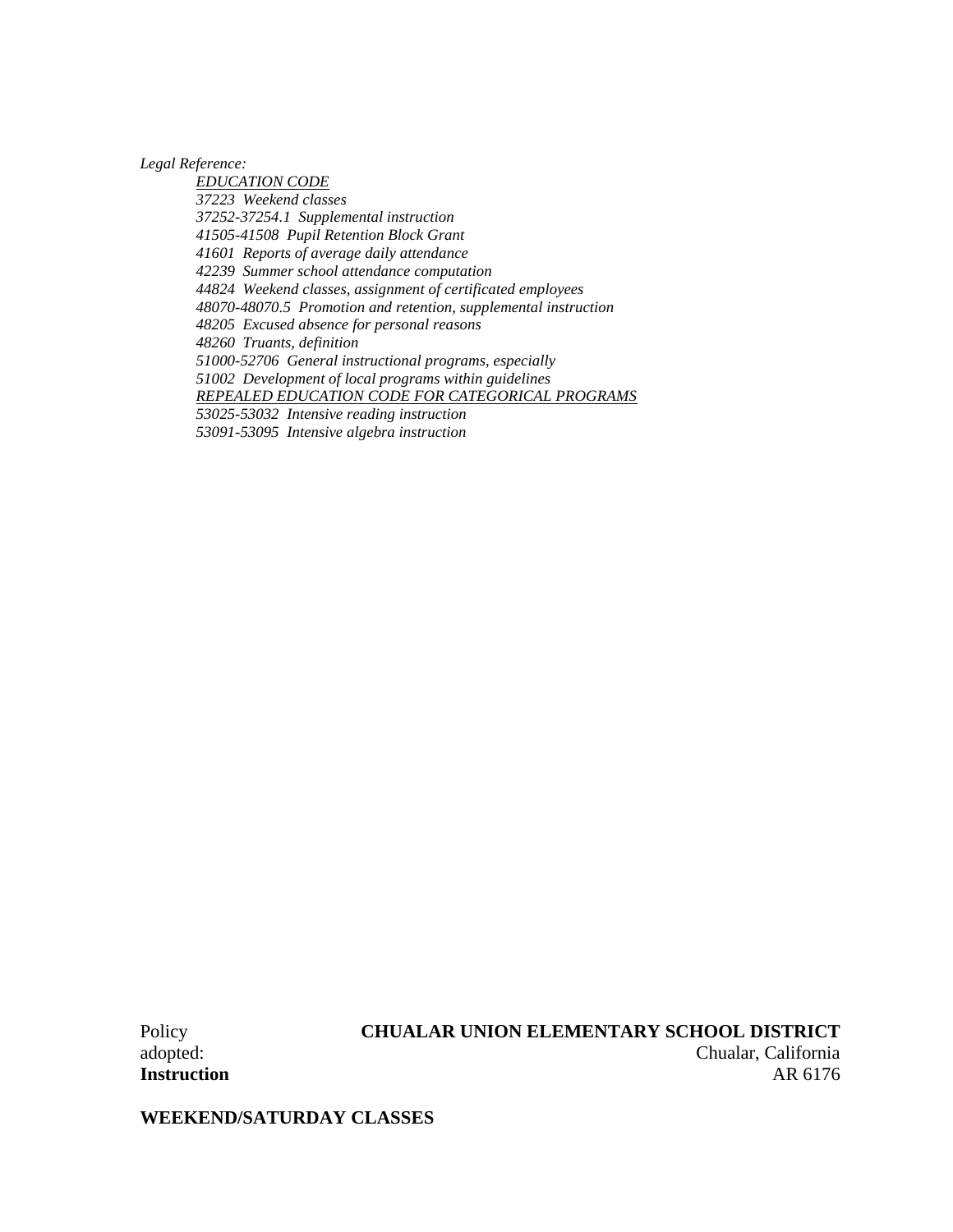*Legal Reference:*

*EDUCATION CODE*

*37223 Weekend classes*

*37252-37254.1 Supplemental instruction*

*41505-41508 Pupil Retention Block Grant*

*41601 Reports of average daily attendance*

*42239 Summer school attendance computation*

*44824 Weekend classes, assignment of certificated employees*

*48070-48070.5 Promotion and retention, supplemental instruction*

*48205 Excused absence for personal reasons*

*48260 Truants, definition*

*51000-52706 General instructional programs, especially*

*51002 Development of local programs within guidelines*

*REPEALED EDUCATION CODE FOR CATEGORICAL PROGRAMS*

*53025-53032 Intensive reading instruction*

*53091-53095 Intensive algebra instruction*

Policy adopted: **CHUALAR UNION ELEMENTARY SCHOOL DISTRICT**

Chualar, California

**Instruction** AR 6176

**WEEKEND/SATURDAY CLASSES**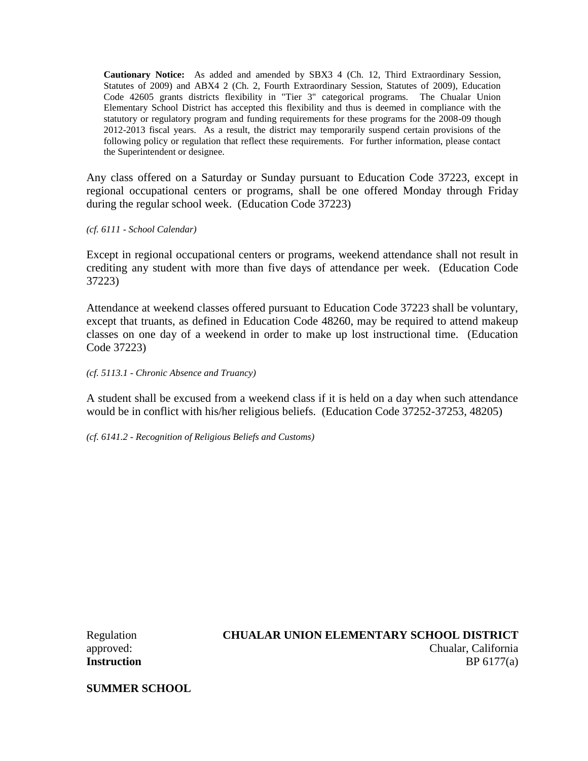**Cautionary Notice:** As added and amended by SBX3 4 (Ch. 12, Third Extraordinary Session, Statutes of 2009) and ABX4 2 (Ch. 2, Fourth Extraordinary Session, Statutes of 2009), Education Code 42605 grants districts flexibility in "Tier 3" categorical programs. The Chualar Union Elementary School District has accepted this flexibility and thus is deemed in compliance with the statutory or regulatory program and funding requirements for these programs for the 2008-09 though 2012-2013 fiscal years. As a result, the district may temporarily suspend certain provisions of the following policy or regulation that reflect these requirements. For further information, please contact the Superintendent or designee.

Any class offered on a Saturday or Sunday pursuant to Education Code 37223, except in regional occupational centers or programs, shall be one offered Monday through Friday during the regular school week. (Education Code 37223)

*(cf. 6111 - School Calendar)*

Except in regional occupational centers or programs, weekend attendance shall not result in crediting any student with more than five days of attendance per week. (Education Code 37223)

Attendance at weekend classes offered pursuant to Education Code 37223 shall be voluntary, except that truants, as defined in Education Code 48260, may be required to attend makeup classes on one day of a weekend in order to make up lost instructional time. (Education Code 37223)

*(cf. 5113.1 - Chronic Absence and Truancy)*

A student shall be excused from a weekend class if it is held on a day when such attendance would be in conflict with his/her religious beliefs. (Education Code 37252-37253, 48205)

*(cf. 6141.2 - Recognition of Religious Beliefs and Customs)*

Regulation approved:

**CHUALAR UNION ELEMENTARY SCHOOL DISTRICT**
Chualar, California

**Instruction** BP 6177(a)

**SUMMER SCHOOL**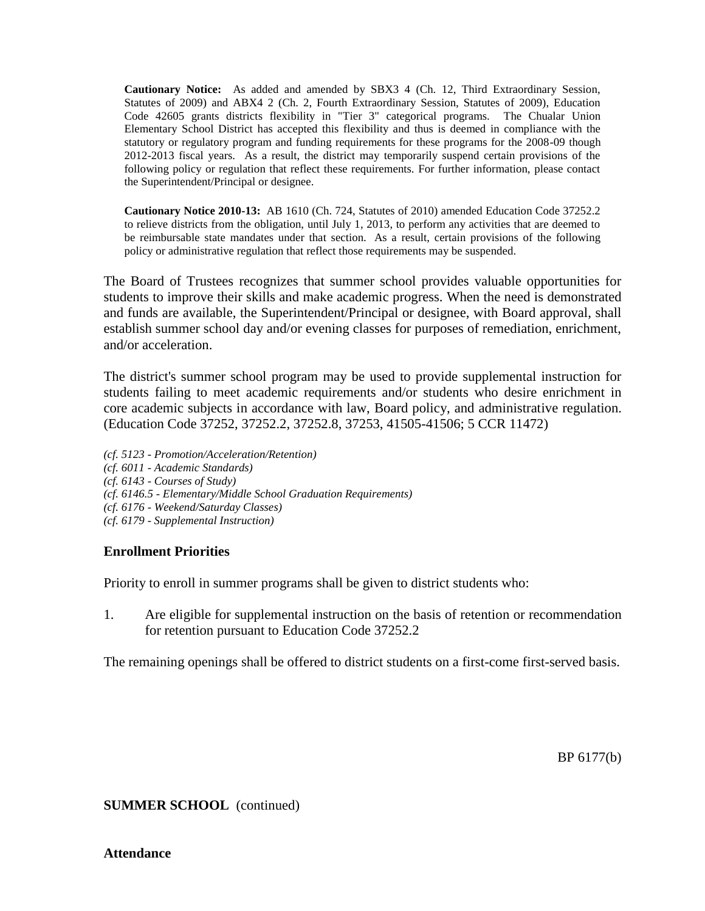**Cautionary Notice:** As added and amended by SBX3 4 (Ch. 12, Third Extraordinary Session, Statutes of 2009) and ABX4 2 (Ch. 2, Fourth Extraordinary Session, Statutes of 2009), Education Code 42605 grants districts flexibility in "Tier 3" categorical programs. The Chualar Union Elementary School District has accepted this flexibility and thus is deemed in compliance with the statutory or regulatory program and funding requirements for these programs for the 2008-09 though 2012-2013 fiscal years. As a result, the district may temporarily suspend certain provisions of the following policy or regulation that reflect these requirements. For further information, please contact the Superintendent/Principal or designee.

**Cautionary Notice 2010-13:** AB 1610 (Ch. 724, Statutes of 2010) amended Education Code 37252.2 to relieve districts from the obligation, until July 1, 2013, to perform any activities that are deemed to be reimbursable state mandates under that section. As a result, certain provisions of the following policy or administrative regulation that reflect those requirements may be suspended.

The Board of Trustees recognizes that summer school provides valuable opportunities for students to improve their skills and make academic progress. When the need is demonstrated and funds are available, the Superintendent/Principal or designee, with Board approval, shall establish summer school day and/or evening classes for purposes of remediation, enrichment, and/or acceleration.

The district's summer school program may be used to provide supplemental instruction for students failing to meet academic requirements and/or students who desire enrichment in core academic subjects in accordance with law, Board policy, and administrative regulation. (Education Code 37252, 37252.2, 37252.8, 37253, 41505-41506; 5 CCR 11472)

*(cf. 5123 - Promotion/Acceleration/Retention)*
*(cf. 6011 - Academic Standards)*
*(cf. 6143 - Courses of Study)*
*(cf. 6146.5 - Elementary/Middle School Graduation Requirements)*
*(cf. 6176 - Weekend/Saturday Classes)*
*(cf. 6179 - Supplemental Instruction)*

### Enrollment Priorities

Priority to enroll in summer programs shall be given to district students who:

1. Are eligible for supplemental instruction on the basis of retention or recommendation for retention pursuant to Education Code 37252.2

The remaining openings shall be offered to district students on a first-come first-served basis.

BP 6177(b)

**SUMMER SCHOOL** (continued)

### Attendance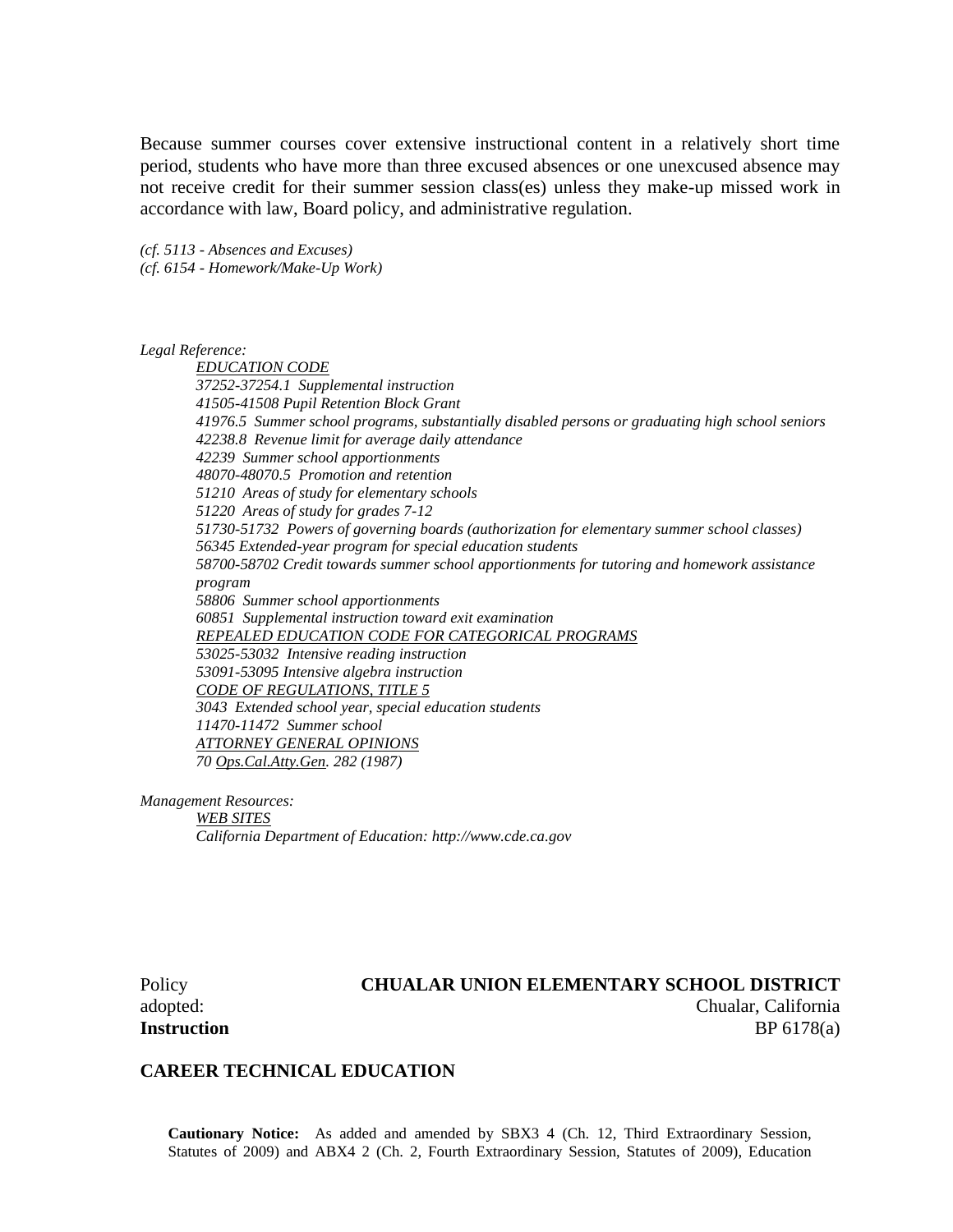Because summer courses cover extensive instructional content in a relatively short time period, students who have more than three excused absences or one unexcused absence may not receive credit for their summer session class(es) unless they make-up missed work in accordance with law, Board policy, and administrative regulation.

*(cf. 5113 - Absences and Excuses)*
*(cf. 6154 - Homework/Make-Up Work)*

*Legal Reference:*

*EDUCATION CODE*
*37252-37254.1 Supplemental instruction*
*41505-41508 Pupil Retention Block Grant*
*41976.5 Summer school programs, substantially disabled persons or graduating high school seniors*
*42238.8 Revenue limit for average daily attendance*
*42239 Summer school apportionments*
*48070-48070.5 Promotion and retention*
*51210 Areas of study for elementary schools*
*51220 Areas of study for grades 7-12*
*51730-51732 Powers of governing boards (authorization for elementary summer school classes)*
*56345 Extended-year program for special education students*
*58700-58702 Credit towards summer school apportionments for tutoring and homework assistance program*
*58806 Summer school apportionments*
*60851 Supplemental instruction toward exit examination*
*REPEALED EDUCATION CODE FOR CATEGORICAL PROGRAMS*
*53025-53032 Intensive reading instruction*
*53091-53095 Intensive algebra instruction*
*CODE OF REGULATIONS, TITLE 5*
*3043 Extended school year, special education students*
*11470-11472 Summer school*
*ATTORNEY GENERAL OPINIONS*
*70 Ops.Cal.Atty.Gen. 282 (1987)*

*Management Resources:*

*WEB SITES*
*California Department of Education: http://www.cde.ca.gov*

Policy **CHUALAR UNION ELEMENTARY SCHOOL DISTRICT**
adopted: Chualar, California

**Instruction** BP 6178(a)

## CAREER TECHNICAL EDUCATION

**Cautionary Notice:** As added and amended by SBX3 4 (Ch. 12, Third Extraordinary Session, Statutes of 2009) and ABX4 2 (Ch. 2, Fourth Extraordinary Session, Statutes of 2009), Education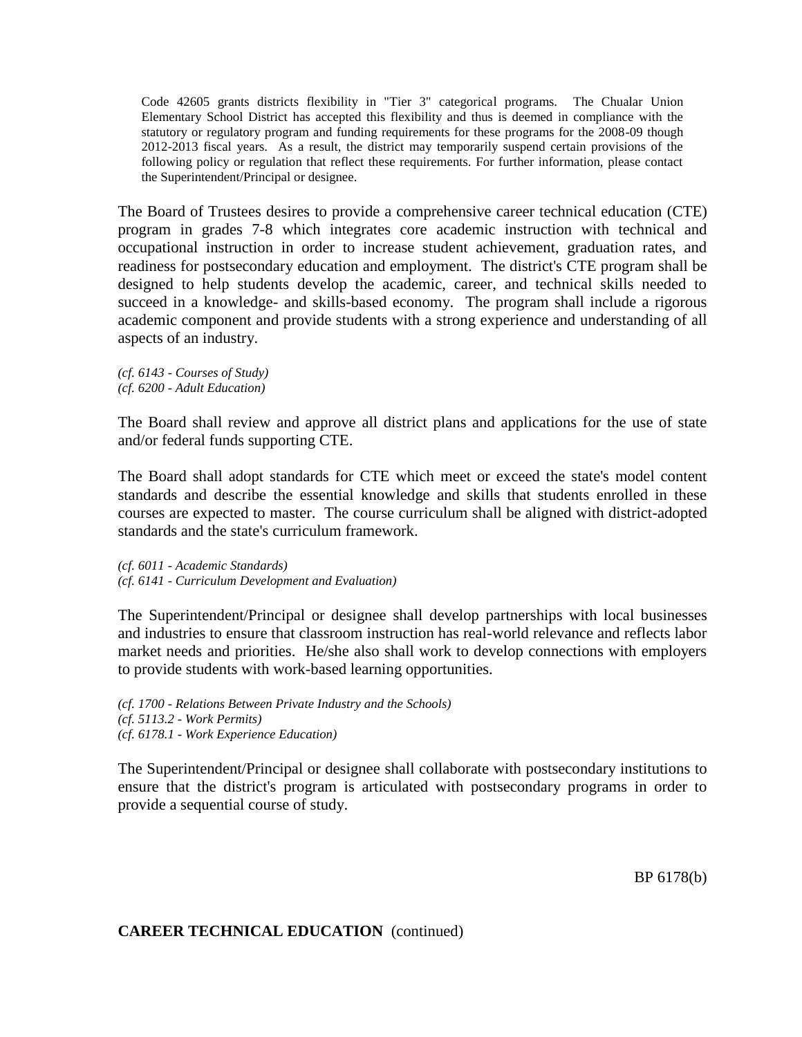Code 42605 grants districts flexibility in "Tier 3" categorical programs. The Chualar Union Elementary School District has accepted this flexibility and thus is deemed in compliance with the statutory or regulatory program and funding requirements for these programs for the 2008-09 though 2012-2013 fiscal years. As a result, the district may temporarily suspend certain provisions of the following policy or regulation that reflect these requirements. For further information, please contact the Superintendent/Principal or designee.

The Board of Trustees desires to provide a comprehensive career technical education (CTE) program in grades 7-8 which integrates core academic instruction with technical and occupational instruction in order to increase student achievement, graduation rates, and readiness for postsecondary education and employment. The district's CTE program shall be designed to help students develop the academic, career, and technical skills needed to succeed in a knowledge- and skills-based economy. The program shall include a rigorous academic component and provide students with a strong experience and understanding of all aspects of an industry.

*(cf. 6143 - Courses of Study)*
*(cf. 6200 - Adult Education)*

The Board shall review and approve all district plans and applications for the use of state and/or federal funds supporting CTE.

The Board shall adopt standards for CTE which meet or exceed the state's model content standards and describe the essential knowledge and skills that students enrolled in these courses are expected to master. The course curriculum shall be aligned with district-adopted standards and the state's curriculum framework.

*(cf. 6011 - Academic Standards)*
*(cf. 6141 - Curriculum Development and Evaluation)*

The Superintendent/Principal or designee shall develop partnerships with local businesses and industries to ensure that classroom instruction has real-world relevance and reflects labor market needs and priorities. He/she also shall work to develop connections with employers to provide students with work-based learning opportunities.

*(cf. 1700 - Relations Between Private Industry and the Schools)*
*(cf. 5113.2 - Work Permits)*
*(cf. 6178.1 - Work Experience Education)*

The Superintendent/Principal or designee shall collaborate with postsecondary institutions to ensure that the district's program is articulated with postsecondary programs in order to provide a sequential course of study.

BP 6178(b)

**CAREER TECHNICAL EDUCATION** (continued)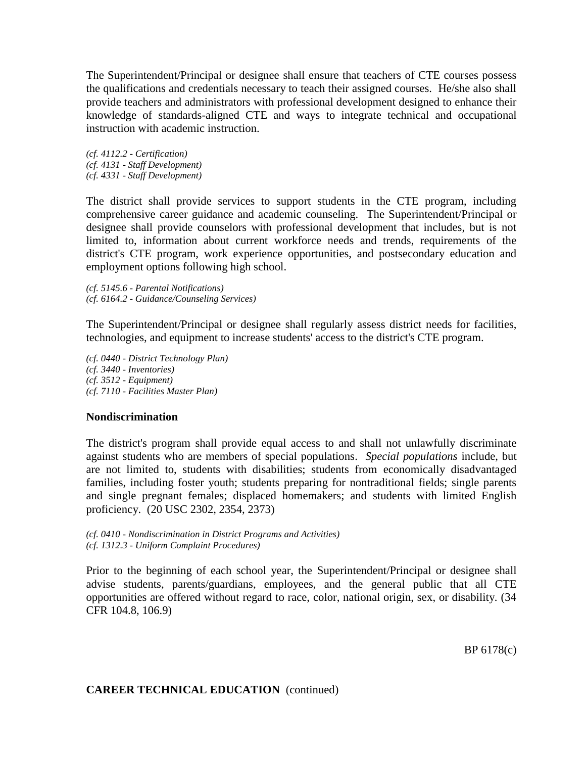The Superintendent/Principal or designee shall ensure that teachers of CTE courses possess the qualifications and credentials necessary to teach their assigned courses. He/she also shall provide teachers and administrators with professional development designed to enhance their knowledge of standards-aligned CTE and ways to integrate technical and occupational instruction with academic instruction.

*(cf. 4112.2 - Certification)*
*(cf. 4131 - Staff Development)*
*(cf. 4331 - Staff Development)*

The district shall provide services to support students in the CTE program, including comprehensive career guidance and academic counseling. The Superintendent/Principal or designee shall provide counselors with professional development that includes, but is not limited to, information about current workforce needs and trends, requirements of the district's CTE program, work experience opportunities, and postsecondary education and employment options following high school.

*(cf. 5145.6 - Parental Notifications)*
*(cf. 6164.2 - Guidance/Counseling Services)*

The Superintendent/Principal or designee shall regularly assess district needs for facilities, technologies, and equipment to increase students' access to the district's CTE program.

*(cf. 0440 - District Technology Plan)*
*(cf. 3440 - Inventories)*
*(cf. 3512 - Equipment)*
*(cf. 7110 - Facilities Master Plan)*

**Nondiscrimination**

The district's program shall provide equal access to and shall not unlawfully discriminate against students who are members of special populations. *Special populations* include, but are not limited to, students with disabilities; students from economically disadvantaged families, including foster youth; students preparing for nontraditional fields; single parents and single pregnant females; displaced homemakers; and students with limited English proficiency. (20 USC 2302, 2354, 2373)

*(cf. 0410 - Nondiscrimination in District Programs and Activities)*
*(cf. 1312.3 - Uniform Complaint Procedures)*

Prior to the beginning of each school year, the Superintendent/Principal or designee shall advise students, parents/guardians, employees, and the general public that all CTE opportunities are offered without regard to race, color, national origin, sex, or disability. (34 CFR 104.8, 106.9)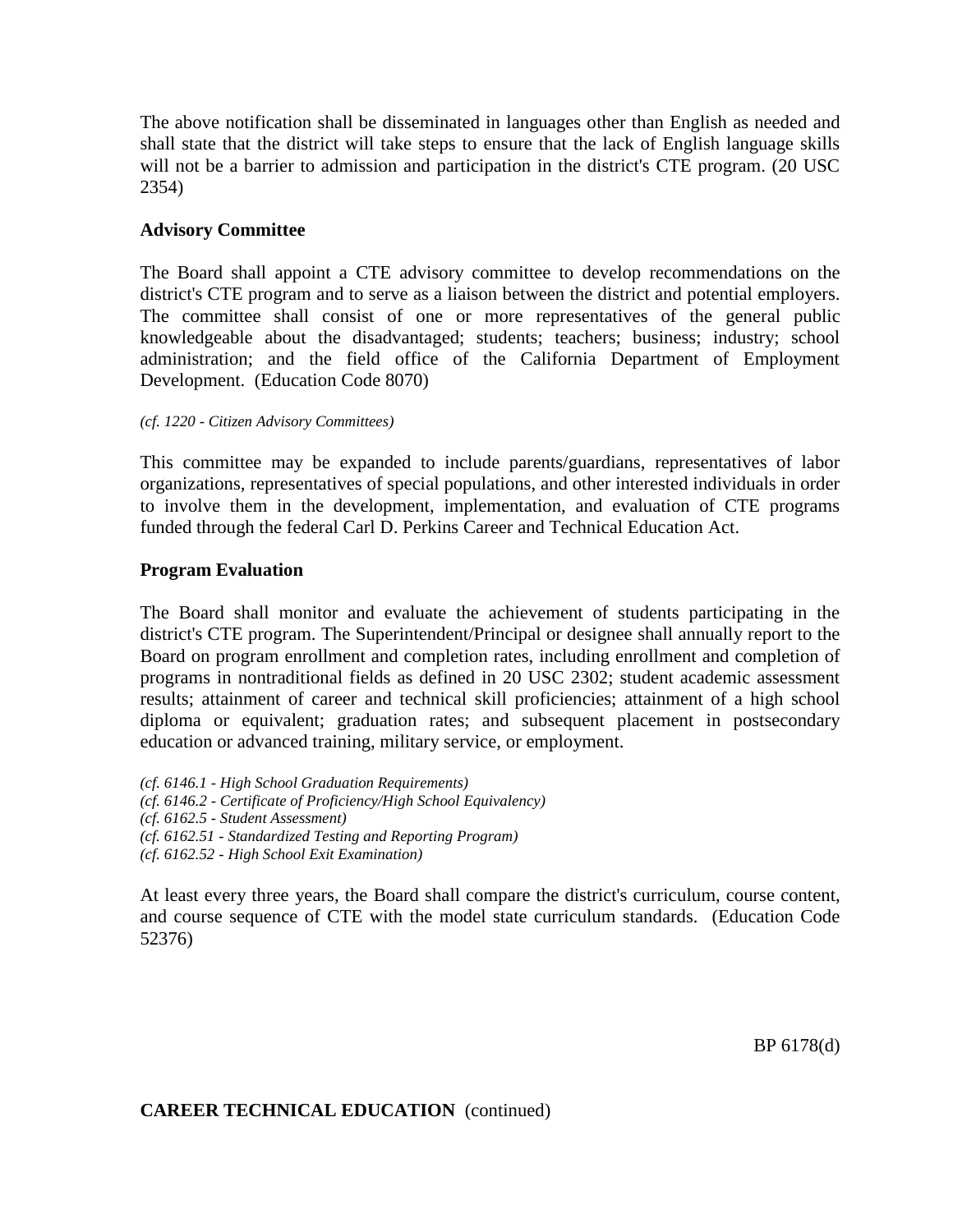The above notification shall be disseminated in languages other than English as needed and shall state that the district will take steps to ensure that the lack of English language skills will not be a barrier to admission and participation in the district's CTE program. (20 USC 2354)

**Advisory Committee**

The Board shall appoint a CTE advisory committee to develop recommendations on the district's CTE program and to serve as a liaison between the district and potential employers. The committee shall consist of one or more representatives of the general public knowledgeable about the disadvantaged; students; teachers; business; industry; school administration; and the field office of the California Department of Employment Development. (Education Code 8070)

*(cf. 1220 - Citizen Advisory Committees)*

This committee may be expanded to include parents/guardians, representatives of labor organizations, representatives of special populations, and other interested individuals in order to involve them in the development, implementation, and evaluation of CTE programs funded through the federal Carl D. Perkins Career and Technical Education Act.

**Program Evaluation**

The Board shall monitor and evaluate the achievement of students participating in the district's CTE program. The Superintendent/Principal or designee shall annually report to the Board on program enrollment and completion rates, including enrollment and completion of programs in nontraditional fields as defined in 20 USC 2302; student academic assessment results; attainment of career and technical skill proficiencies; attainment of a high school diploma or equivalent; graduation rates; and subsequent placement in postsecondary education or advanced training, military service, or employment.

*(cf. 6146.1 - High School Graduation Requirements)*
*(cf. 6146.2 - Certificate of Proficiency/High School Equivalency)*
*(cf. 6162.5 - Student Assessment)*
*(cf. 6162.51 - Standardized Testing and Reporting Program)*
*(cf. 6162.52 - High School Exit Examination)*

At least every three years, the Board shall compare the district's curriculum, course content, and course sequence of CTE with the model state curriculum standards. (Education Code 52376)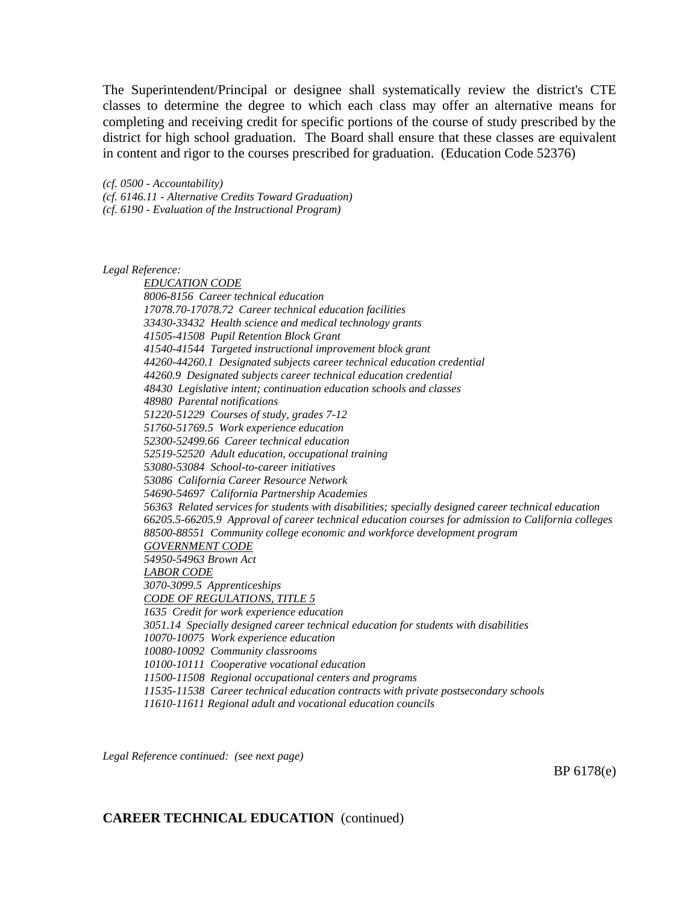The Superintendent/Principal or designee shall systematically review the district's CTE classes to determine the degree to which each class may offer an alternative means for completing and receiving credit for specific portions of the course of study prescribed by the district for high school graduation. The Board shall ensure that these classes are equivalent in content and rigor to the courses prescribed for graduation. (Education Code 52376)

*(cf. 0500 - Accountability)*
*(cf. 6146.11 - Alternative Credits Toward Graduation)*
*(cf. 6190 - Evaluation of the Instructional Program)*

*Legal Reference:*

*EDUCATION CODE*
*8006-8156 Career technical education*
*17078.70-17078.72 Career technical education facilities*
*33430-33432 Health science and medical technology grants*
*41505-41508 Pupil Retention Block Grant*
*41540-41544 Targeted instructional improvement block grant*
*44260-44260.1 Designated subjects career technical education credential*
*44260.9 Designated subjects career technical education credential*
*48430 Legislative intent; continuation education schools and classes*
*48980 Parental notifications*
*51220-51229 Courses of study, grades 7-12*
*51760-51769.5 Work experience education*
*52300-52499.66 Career technical education*
*52519-52520 Adult education, occupational training*
*53080-53084 School-to-career initiatives*
*53086 California Career Resource Network*
*54690-54697 California Partnership Academies*
*56363 Related services for students with disabilities; specially designed career technical education*
*66205.5-66205.9 Approval of career technical education courses for admission to California colleges*
*88500-88551 Community college economic and workforce development program*
*GOVERNMENT CODE*
*54950-54963 Brown Act*
*LABOR CODE*
*3070-3099.5 Apprenticeships*
*CODE OF REGULATIONS, TITLE 5*
*1635 Credit for work experience education*
*3051.14 Specially designed career technical education for students with disabilities*
*10070-10075 Work experience education*
*10080-10092 Community classrooms*
*10100-10111 Cooperative vocational education*
*11500-11508 Regional occupational centers and programs*
*11535-11538 Career technical education contracts with private postsecondary schools*
*11610-11611 Regional adult and vocational education councils*

*Legal Reference continued: (see next page)*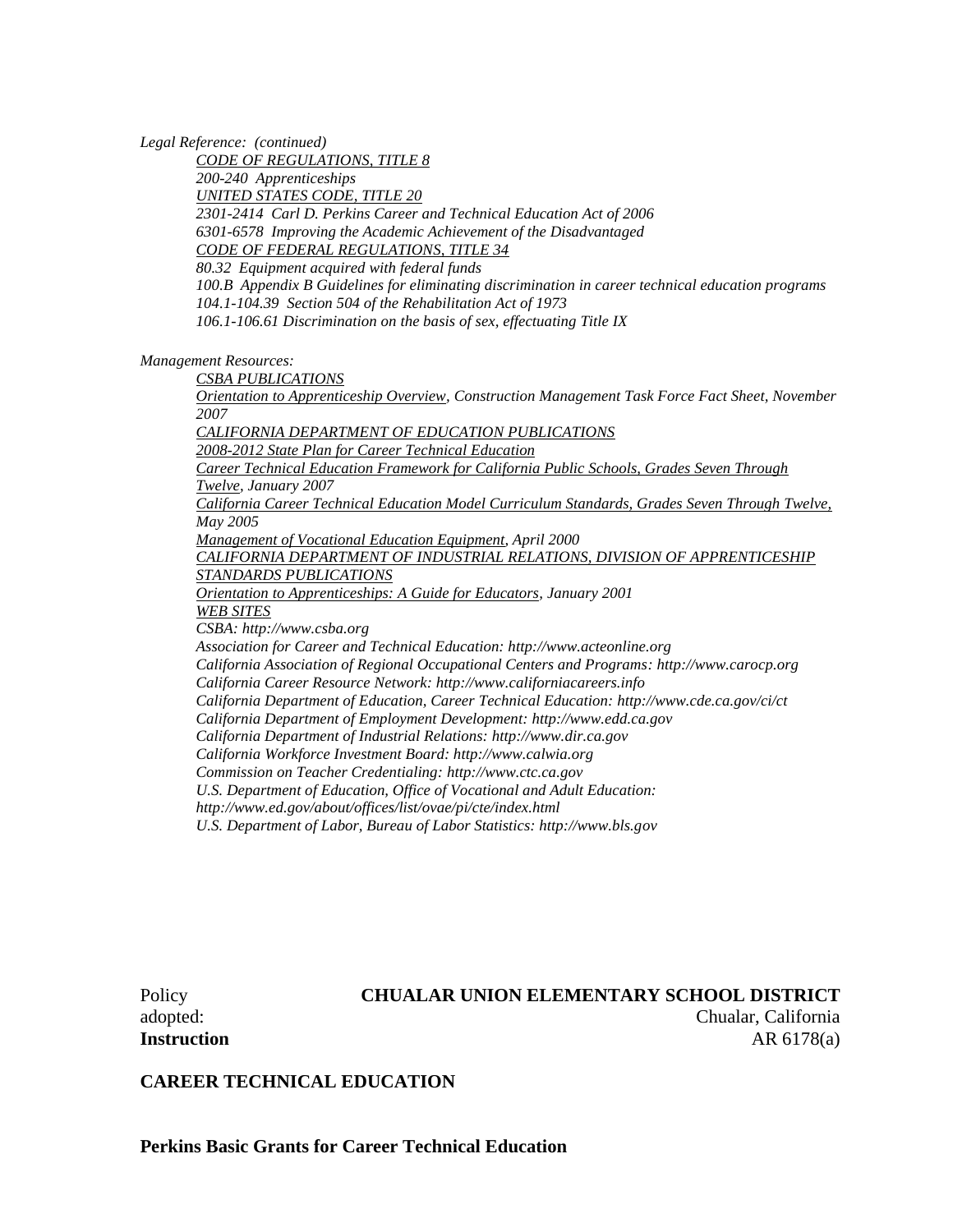*Legal Reference: (continued)*

*CODE OF REGULATIONS, TITLE 8*

*200-240 Apprenticeships*

*UNITED STATES CODE, TITLE 20*

*2301-2414 Carl D. Perkins Career and Technical Education Act of 2006*

*6301-6578 Improving the Academic Achievement of the Disadvantaged*

*CODE OF FEDERAL REGULATIONS, TITLE 34*

*80.32 Equipment acquired with federal funds*

*100.B Appendix B Guidelines for eliminating discrimination in career technical education programs*

*104.1-104.39 Section 504 of the Rehabilitation Act of 1973*

*106.1-106.61 Discrimination on the basis of sex, effectuating Title IX*

*Management Resources:*

*CSBA PUBLICATIONS*

*Orientation to Apprenticeship Overview, Construction Management Task Force Fact Sheet, November 2007*

*CALIFORNIA DEPARTMENT OF EDUCATION PUBLICATIONS*

*2008-2012 State Plan for Career Technical Education*

*Career Technical Education Framework for California Public Schools, Grades Seven Through Twelve, January 2007*

*California Career Technical Education Model Curriculum Standards, Grades Seven Through Twelve, May 2005*

*Management of Vocational Education Equipment, April 2000*

*CALIFORNIA DEPARTMENT OF INDUSTRIAL RELATIONS, DIVISION OF APPRENTICESHIP STANDARDS PUBLICATIONS*

*Orientation to Apprenticeships: A Guide for Educators, January 2001*

*WEB SITES*

*CSBA: http://www.csba.org*

*Association for Career and Technical Education: http://www.acteonline.org*

*California Association of Regional Occupational Centers and Programs: http://www.carocp.org*

*California Career Resource Network: http://www.californiacareers.info*

*California Department of Education, Career Technical Education: http://www.cde.ca.gov/ci/ct*

*California Department of Employment Development: http://www.edd.ca.gov*

*California Department of Industrial Relations: http://www.dir.ca.gov*

*California Workforce Investment Board: http://www.calwia.org*

*Commission on Teacher Credentialing: http://www.ctc.ca.gov*

*U.S. Department of Education, Office of Vocational and Adult Education: http://www.ed.gov/about/offices/list/ovae/pi/cte/index.html*

*U.S. Department of Labor, Bureau of Labor Statistics: http://www.bls.gov*

Policy adopted: **CHUALAR UNION ELEMENTARY SCHOOL DISTRICT**
Chualar, California

**Instruction** AR 6178(a)

## CAREER TECHNICAL EDUCATION

### Perkins Basic Grants for Career Technical Education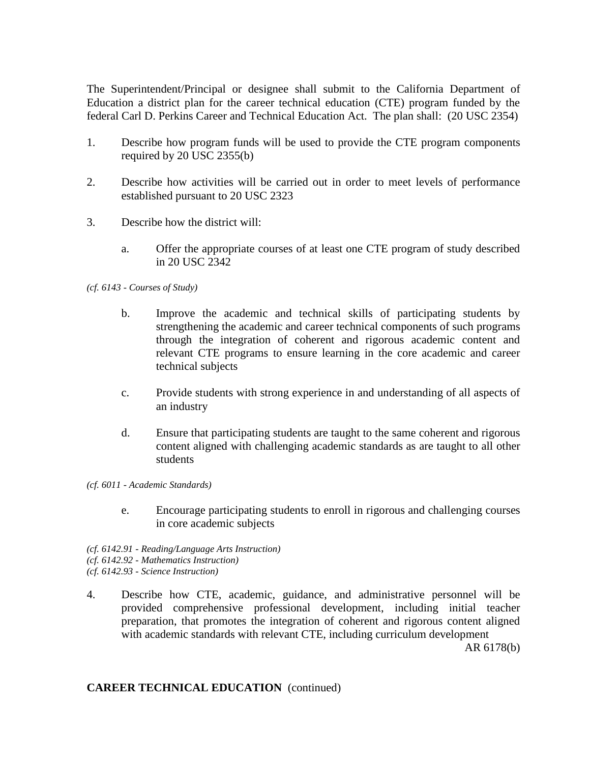The Superintendent/Principal or designee shall submit to the California Department of Education a district plan for the career technical education (CTE) program funded by the federal Carl D. Perkins Career and Technical Education Act. The plan shall: (20 USC 2354)

1. Describe how program funds will be used to provide the CTE program components required by 20 USC 2355(b)

2. Describe how activities will be carried out in order to meet levels of performance established pursuant to 20 USC 2323

3. Describe how the district will:

   a. Offer the appropriate courses of at least one CTE program of study described in 20 USC 2342

*(cf. 6143 - Courses of Study)*

   b. Improve the academic and technical skills of participating students by strengthening the academic and career technical components of such programs through the integration of coherent and rigorous academic content and relevant CTE programs to ensure learning in the core academic and career technical subjects

   c. Provide students with strong experience in and understanding of all aspects of an industry

   d. Ensure that participating students are taught to the same coherent and rigorous content aligned with challenging academic standards as are taught to all other students

*(cf. 6011 - Academic Standards)*

   e. Encourage participating students to enroll in rigorous and challenging courses in core academic subjects

*(cf. 6142.91 - Reading/Language Arts Instruction)*
*(cf. 6142.92 - Mathematics Instruction)*
*(cf. 6142.93 - Science Instruction)*

4. Describe how CTE, academic, guidance, and administrative personnel will be provided comprehensive professional development, including initial teacher preparation, that promotes the integration of coherent and rigorous content aligned with academic standards with relevant CTE, including curriculum development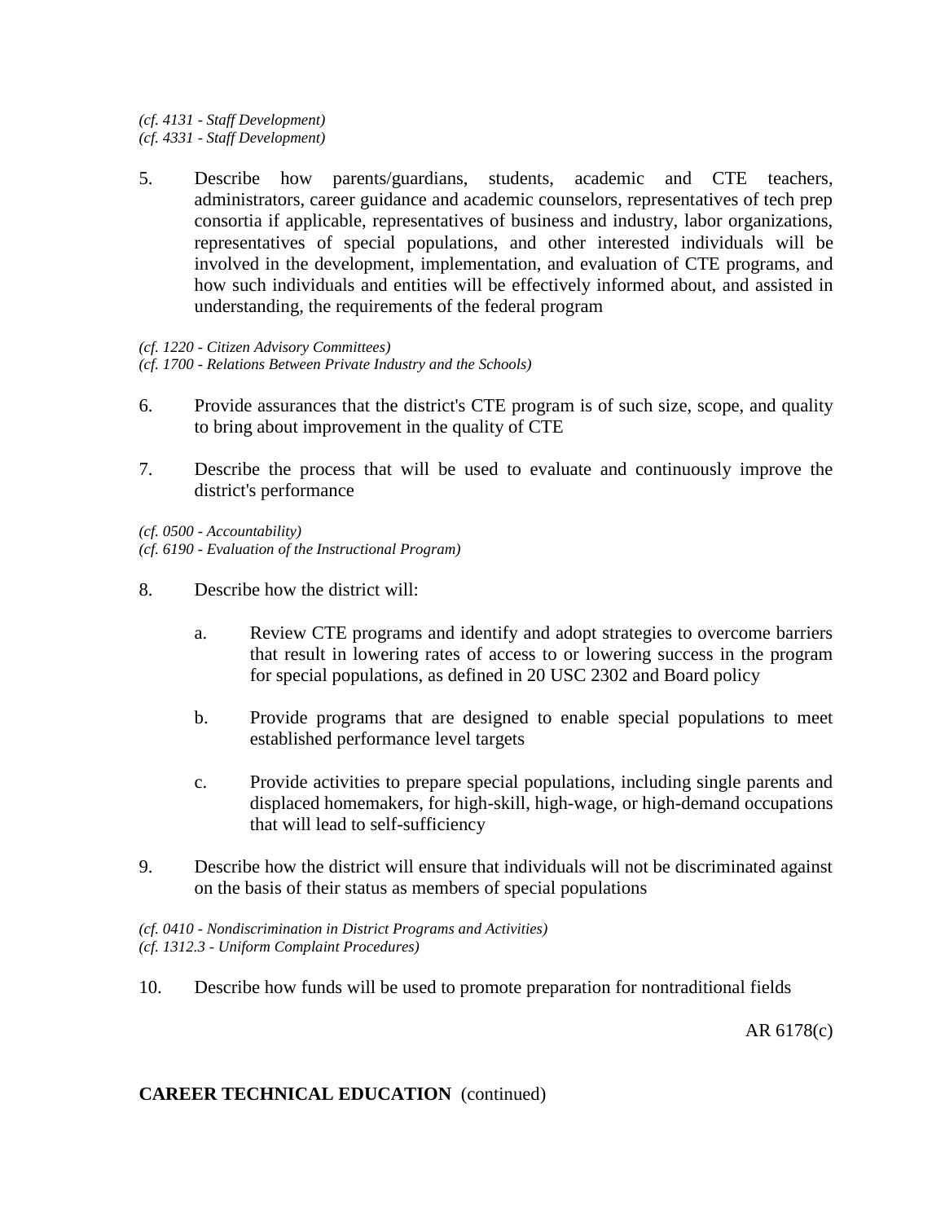*(cf. 4131 - Staff Development)*
*(cf. 4331 - Staff Development)*

5. Describe how parents/guardians, students, academic and CTE teachers, administrators, career guidance and academic counselors, representatives of tech prep consortia if applicable, representatives of business and industry, labor organizations, representatives of special populations, and other interested individuals will be involved in the development, implementation, and evaluation of CTE programs, and how such individuals and entities will be effectively informed about, and assisted in understanding, the requirements of the federal program

*(cf. 1220 - Citizen Advisory Committees)*
*(cf. 1700 - Relations Between Private Industry and the Schools)*

6. Provide assurances that the district's CTE program is of such size, scope, and quality to bring about improvement in the quality of CTE

7. Describe the process that will be used to evaluate and continuously improve the district's performance

*(cf. 0500 - Accountability)*
*(cf. 6190 - Evaluation of the Instructional Program)*

8. Describe how the district will:

   a. Review CTE programs and identify and adopt strategies to overcome barriers that result in lowering rates of access to or lowering success in the program for special populations, as defined in 20 USC 2302 and Board policy

   b. Provide programs that are designed to enable special populations to meet established performance level targets

   c. Provide activities to prepare special populations, including single parents and displaced homemakers, for high-skill, high-wage, or high-demand occupations that will lead to self-sufficiency

9. Describe how the district will ensure that individuals will not be discriminated against on the basis of their status as members of special populations

*(cf. 0410 - Nondiscrimination in District Programs and Activities)*
*(cf. 1312.3 - Uniform Complaint Procedures)*

10. Describe how funds will be used to promote preparation for nontraditional fields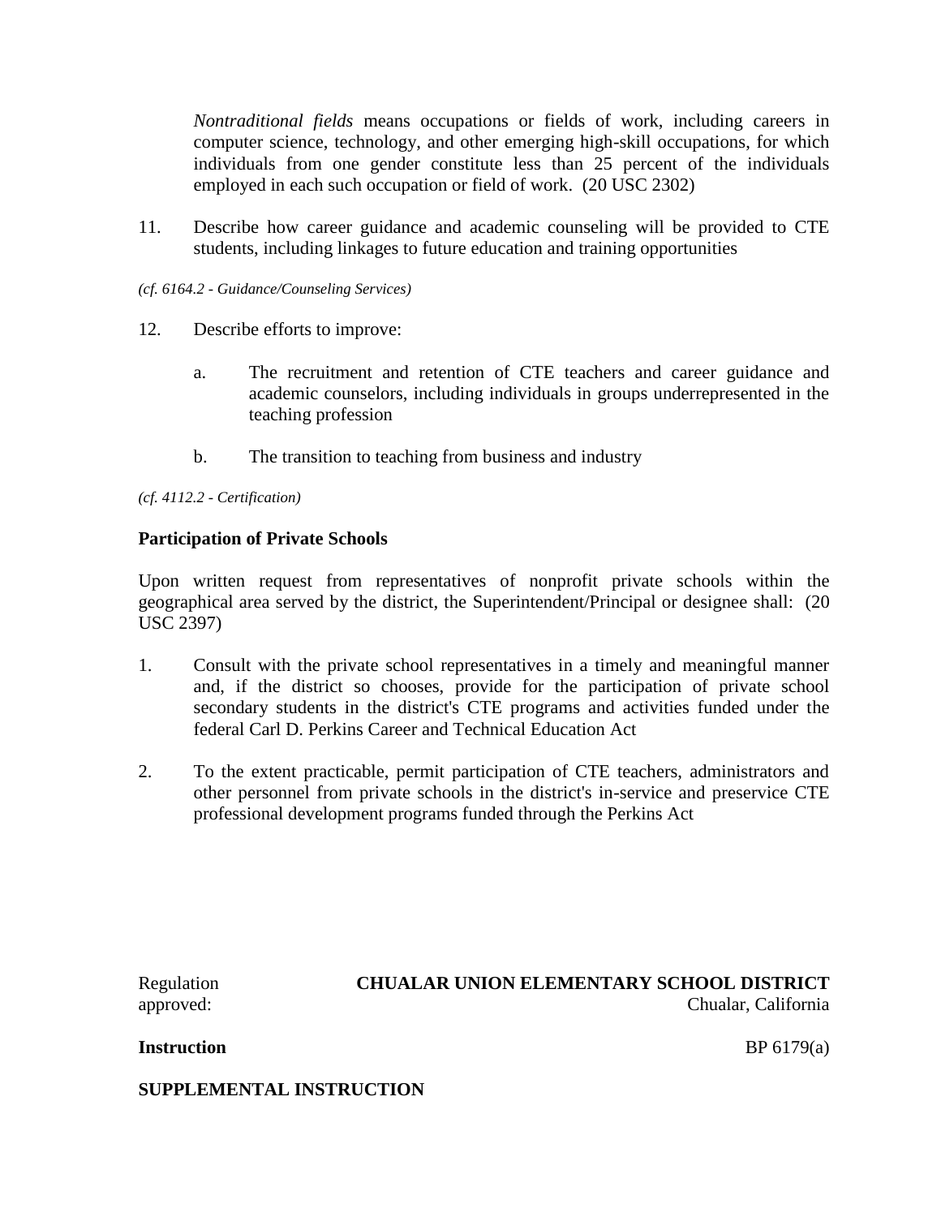*Nontraditional fields* means occupations or fields of work, including careers in computer science, technology, and other emerging high-skill occupations, for which individuals from one gender constitute less than 25 percent of the individuals employed in each such occupation or field of work. (20 USC 2302)

11. Describe how career guidance and academic counseling will be provided to CTE students, including linkages to future education and training opportunities

*(cf. 6164.2 - Guidance/Counseling Services)*

12. Describe efforts to improve:

    a. The recruitment and retention of CTE teachers and career guidance and academic counselors, including individuals in groups underrepresented in the teaching profession

    b. The transition to teaching from business and industry

*(cf. 4112.2 - Certification)*

**Participation of Private Schools**

Upon written request from representatives of nonprofit private schools within the geographical area served by the district, the Superintendent/Principal or designee shall: (20 USC 2397)

1. Consult with the private school representatives in a timely and meaningful manner and, if the district so chooses, provide for the participation of private school secondary students in the district's CTE programs and activities funded under the federal Carl D. Perkins Career and Technical Education Act

2. To the extent practicable, permit participation of CTE teachers, administrators and other personnel from private schools in the district's in-service and preservice CTE professional development programs funded through the Perkins Act

Regulation approved:

**CHUALAR UNION ELEMENTARY SCHOOL DISTRICT**
Chualar, California

**Instruction** BP 6179(a)

**SUPPLEMENTAL INSTRUCTION**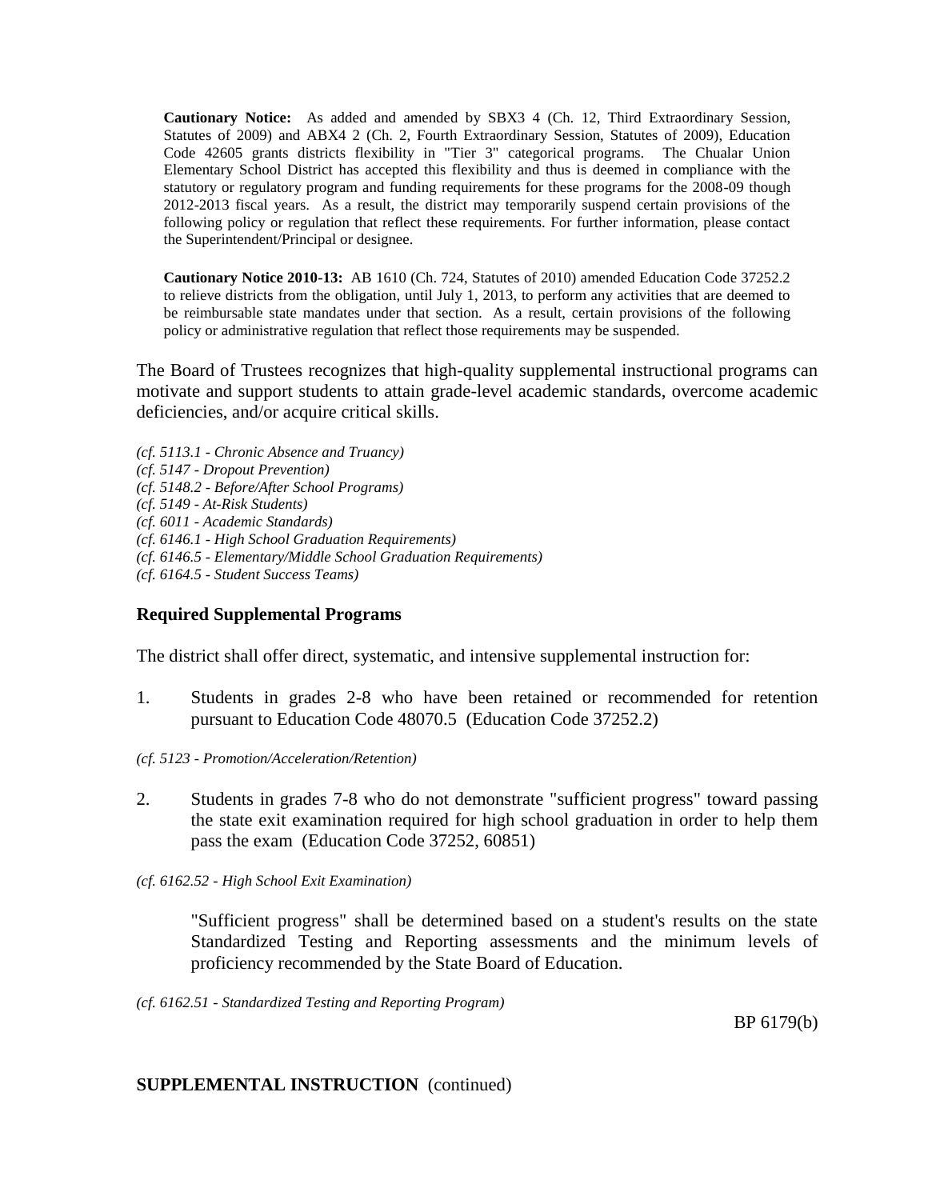**Cautionary Notice:** As added and amended by SBX3 4 (Ch. 12, Third Extraordinary Session, Statutes of 2009) and ABX4 2 (Ch. 2, Fourth Extraordinary Session, Statutes of 2009), Education Code 42605 grants districts flexibility in "Tier 3" categorical programs. The Chualar Union Elementary School District has accepted this flexibility and thus is deemed in compliance with the statutory or regulatory program and funding requirements for these programs for the 2008-09 though 2012-2013 fiscal years. As a result, the district may temporarily suspend certain provisions of the following policy or regulation that reflect these requirements. For further information, please contact the Superintendent/Principal or designee.

**Cautionary Notice 2010-13:** AB 1610 (Ch. 724, Statutes of 2010) amended Education Code 37252.2 to relieve districts from the obligation, until July 1, 2013, to perform any activities that are deemed to be reimbursable state mandates under that section. As a result, certain provisions of the following policy or administrative regulation that reflect those requirements may be suspended.

The Board of Trustees recognizes that high-quality supplemental instructional programs can motivate and support students to attain grade-level academic standards, overcome academic deficiencies, and/or acquire critical skills.

*(cf. 5113.1 - Chronic Absence and Truancy)*
*(cf. 5147 - Dropout Prevention)*
*(cf. 5148.2 - Before/After School Programs)*
*(cf. 5149 - At-Risk Students)*
*(cf. 6011 - Academic Standards)*
*(cf. 6146.1 - High School Graduation Requirements)*
*(cf. 6146.5 - Elementary/Middle School Graduation Requirements)*
*(cf. 6164.5 - Student Success Teams)*

### Required Supplemental Programs

The district shall offer direct, systematic, and intensive supplemental instruction for:

1. Students in grades 2-8 who have been retained or recommended for retention pursuant to Education Code 48070.5 (Education Code 37252.2)

*(cf. 5123 - Promotion/Acceleration/Retention)*

2. Students in grades 7-8 who do not demonstrate "sufficient progress" toward passing the state exit examination required for high school graduation in order to help them pass the exam (Education Code 37252, 60851)

*(cf. 6162.52 - High School Exit Examination)*

"Sufficient progress" shall be determined based on a student's results on the state Standardized Testing and Reporting assessments and the minimum levels of proficiency recommended by the State Board of Education.

*(cf. 6162.51 - Standardized Testing and Reporting Program)*

BP 6179(b)

**SUPPLEMENTAL INSTRUCTION** (continued)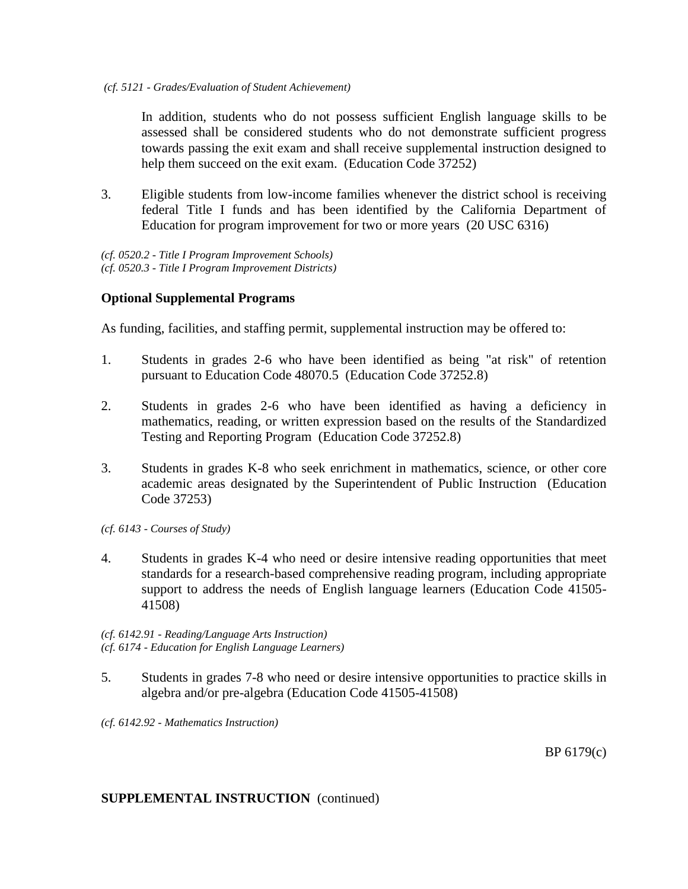*(cf. 5121 - Grades/Evaluation of Student Achievement)*

In addition, students who do not possess sufficient English language skills to be assessed shall be considered students who do not demonstrate sufficient progress towards passing the exit exam and shall receive supplemental instruction designed to help them succeed on the exit exam. (Education Code 37252)

3. Eligible students from low-income families whenever the district school is receiving federal Title I funds and has been identified by the California Department of Education for program improvement for two or more years (20 USC 6316)

*(cf. 0520.2 - Title I Program Improvement Schools)*
*(cf. 0520.3 - Title I Program Improvement Districts)*

**Optional Supplemental Programs**

As funding, facilities, and staffing permit, supplemental instruction may be offered to:

1. Students in grades 2-6 who have been identified as being "at risk" of retention pursuant to Education Code 48070.5 (Education Code 37252.8)

2. Students in grades 2-6 who have been identified as having a deficiency in mathematics, reading, or written expression based on the results of the Standardized Testing and Reporting Program (Education Code 37252.8)

3. Students in grades K-8 who seek enrichment in mathematics, science, or other core academic areas designated by the Superintendent of Public Instruction (Education Code 37253)

*(cf. 6143 - Courses of Study)*

4. Students in grades K-4 who need or desire intensive reading opportunities that meet standards for a research-based comprehensive reading program, including appropriate support to address the needs of English language learners (Education Code 41505-41508)

*(cf. 6142.91 - Reading/Language Arts Instruction)*
*(cf. 6174 - Education for English Language Learners)*

5. Students in grades 7-8 who need or desire intensive opportunities to practice skills in algebra and/or pre-algebra (Education Code 41505-41508)

*(cf. 6142.92 - Mathematics Instruction)*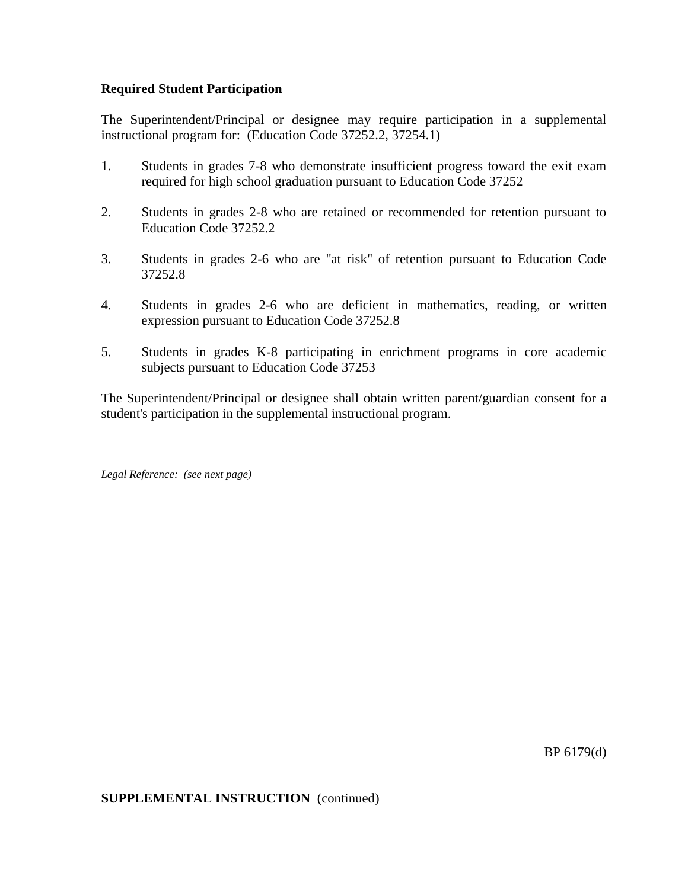**Required Student Participation**

The Superintendent/Principal or designee may require participation in a supplemental instructional program for: (Education Code 37252.2, 37254.1)

1. Students in grades 7-8 who demonstrate insufficient progress toward the exit exam required for high school graduation pursuant to Education Code 37252

2. Students in grades 2-8 who are retained or recommended for retention pursuant to Education Code 37252.2

3. Students in grades 2-6 who are "at risk" of retention pursuant to Education Code 37252.8

4. Students in grades 2-6 who are deficient in mathematics, reading, or written expression pursuant to Education Code 37252.8

5. Students in grades K-8 participating in enrichment programs in core academic subjects pursuant to Education Code 37253

The Superintendent/Principal or designee shall obtain written parent/guardian consent for a student's participation in the supplemental instructional program.

*Legal Reference: (see next page)*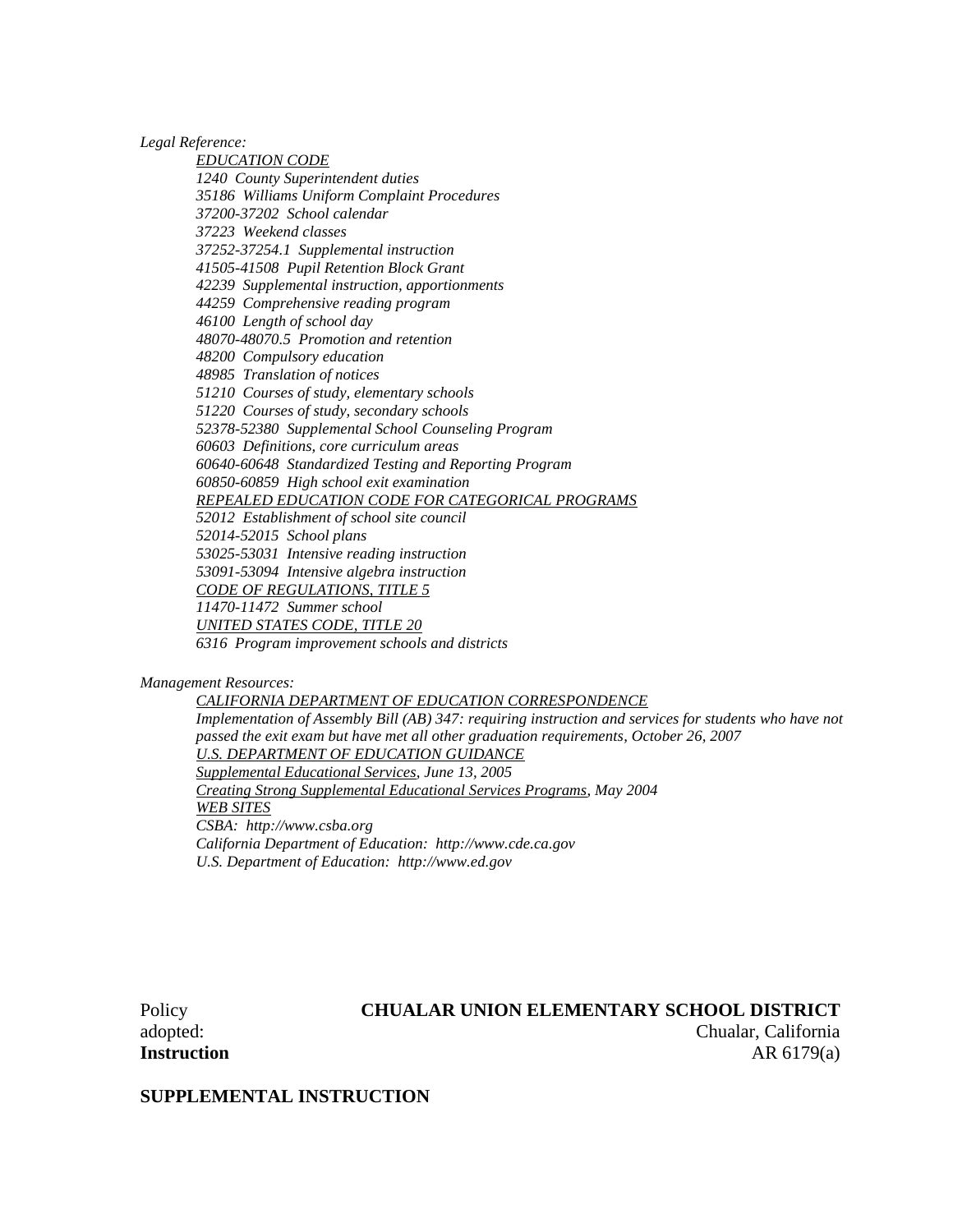*Legal Reference:*

*EDUCATION CODE*
*1240 County Superintendent duties*
*35186 Williams Uniform Complaint Procedures*
*37200-37202 School calendar*
*37223 Weekend classes*
*37252-37254.1 Supplemental instruction*
*41505-41508 Pupil Retention Block Grant*
*42239 Supplemental instruction, apportionments*
*44259 Comprehensive reading program*
*46100 Length of school day*
*48070-48070.5 Promotion and retention*
*48200 Compulsory education*
*48985 Translation of notices*
*51210 Courses of study, elementary schools*
*51220 Courses of study, secondary schools*
*52378-52380 Supplemental School Counseling Program*
*60603 Definitions, core curriculum areas*
*60640-60648 Standardized Testing and Reporting Program*
*60850-60859 High school exit examination*
*REPEALED EDUCATION CODE FOR CATEGORICAL PROGRAMS*
*52012 Establishment of school site council*
*52014-52015 School plans*
*53025-53031 Intensive reading instruction*
*53091-53094 Intensive algebra instruction*
*CODE OF REGULATIONS, TITLE 5*
*11470-11472 Summer school*
*UNITED STATES CODE, TITLE 20*
*6316 Program improvement schools and districts*

*Management Resources:*

*CALIFORNIA DEPARTMENT OF EDUCATION CORRESPONDENCE*
*Implementation of Assembly Bill (AB) 347: requiring instruction and services for students who have not passed the exit exam but have met all other graduation requirements, October 26, 2007*
*U.S. DEPARTMENT OF EDUCATION GUIDANCE*
*Supplemental Educational Services, June 13, 2005*
*Creating Strong Supplemental Educational Services Programs, May 2004*
*WEB SITES*
*CSBA: http://www.csba.org*
*California Department of Education: http://www.cde.ca.gov*
*U.S. Department of Education: http://www.ed.gov*

Policy adopted:

**CHUALAR UNION ELEMENTARY SCHOOL DISTRICT**
Chualar, California

**Instruction** AR 6179(a)

**SUPPLEMENTAL INSTRUCTION**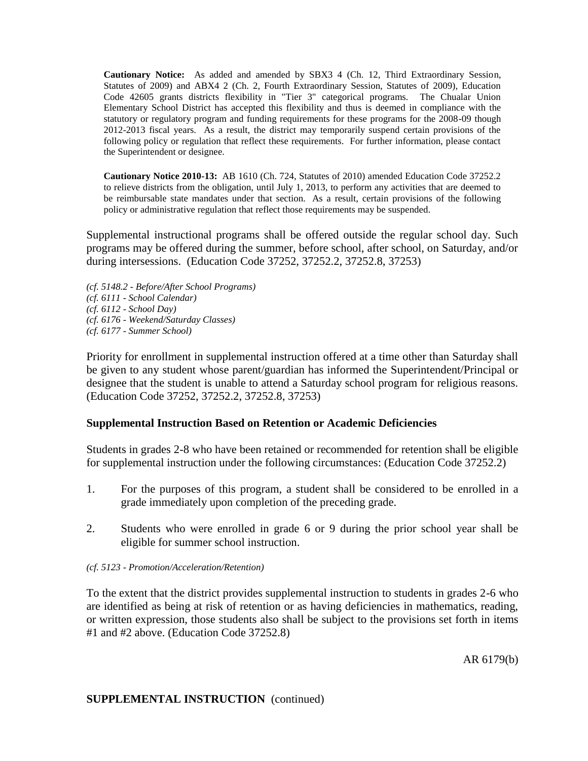**Cautionary Notice:** As added and amended by SBX3 4 (Ch. 12, Third Extraordinary Session, Statutes of 2009) and ABX4 2 (Ch. 2, Fourth Extraordinary Session, Statutes of 2009), Education Code 42605 grants districts flexibility in "Tier 3" categorical programs. The Chualar Union Elementary School District has accepted this flexibility and thus is deemed in compliance with the statutory or regulatory program and funding requirements for these programs for the 2008-09 though 2012-2013 fiscal years. As a result, the district may temporarily suspend certain provisions of the following policy or regulation that reflect these requirements. For further information, please contact the Superintendent or designee.

**Cautionary Notice 2010-13:** AB 1610 (Ch. 724, Statutes of 2010) amended Education Code 37252.2 to relieve districts from the obligation, until July 1, 2013, to perform any activities that are deemed to be reimbursable state mandates under that section. As a result, certain provisions of the following policy or administrative regulation that reflect those requirements may be suspended.

Supplemental instructional programs shall be offered outside the regular school day. Such programs may be offered during the summer, before school, after school, on Saturday, and/or during intersessions. (Education Code 37252, 37252.2, 37252.8, 37253)

*(cf. 5148.2 - Before/After School Programs)*
*(cf. 6111 - School Calendar)*
*(cf. 6112 - School Day)*
*(cf. 6176 - Weekend/Saturday Classes)*
*(cf. 6177 - Summer School)*

Priority for enrollment in supplemental instruction offered at a time other than Saturday shall be given to any student whose parent/guardian has informed the Superintendent/Principal or designee that the student is unable to attend a Saturday school program for religious reasons. (Education Code 37252, 37252.2, 37252.8, 37253)

### Supplemental Instruction Based on Retention or Academic Deficiencies

Students in grades 2-8 who have been retained or recommended for retention shall be eligible for supplemental instruction under the following circumstances: (Education Code 37252.2)

1. For the purposes of this program, a student shall be considered to be enrolled in a grade immediately upon completion of the preceding grade.

2. Students who were enrolled in grade 6 or 9 during the prior school year shall be eligible for summer school instruction.

*(cf. 5123 - Promotion/Acceleration/Retention)*

To the extent that the district provides supplemental instruction to students in grades 2-6 who are identified as being at risk of retention or as having deficiencies in mathematics, reading, or written expression, those students also shall be subject to the provisions set forth in items #1 and #2 above. (Education Code 37252.8)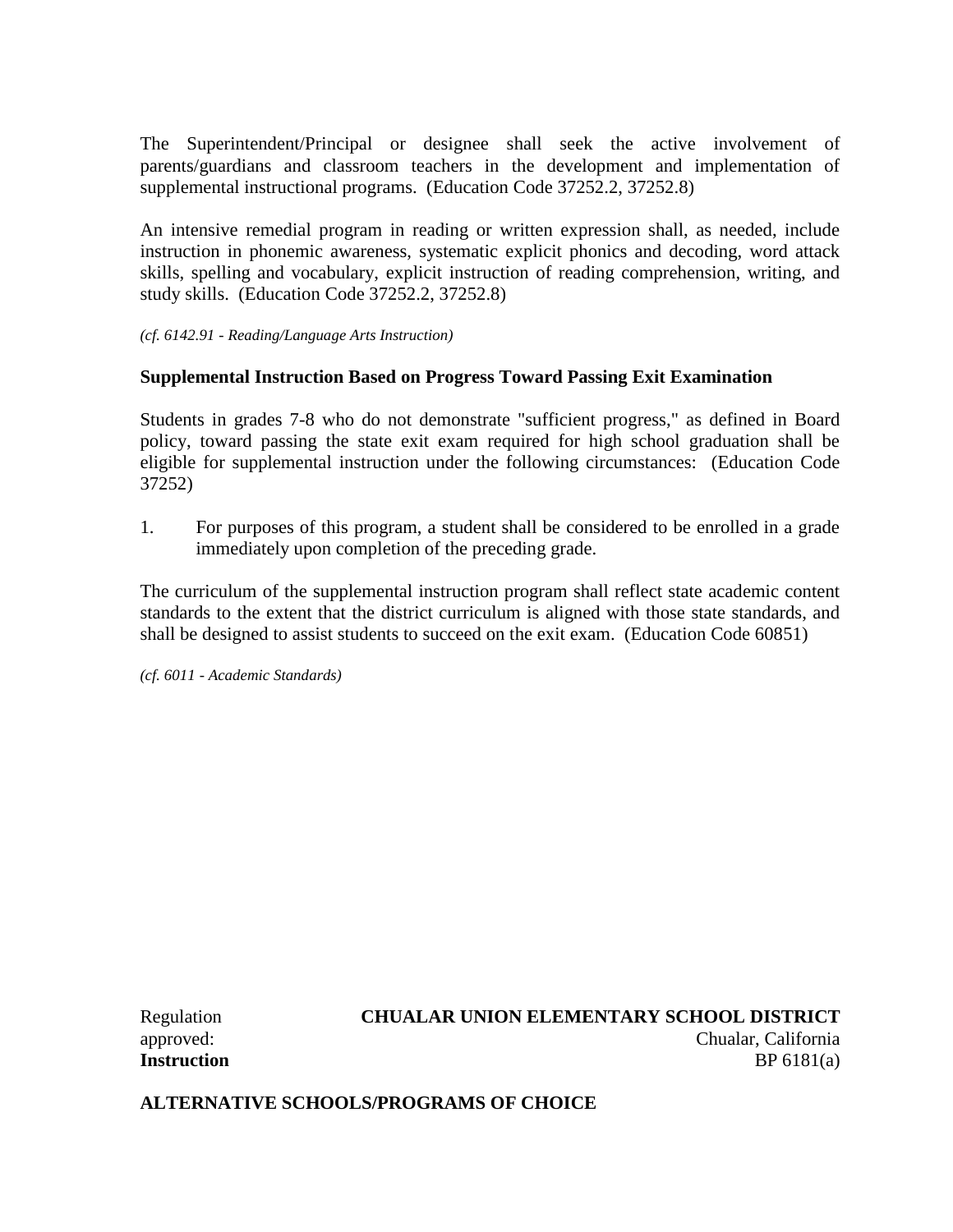The Superintendent/Principal or designee shall seek the active involvement of parents/guardians and classroom teachers in the development and implementation of supplemental instructional programs. (Education Code 37252.2, 37252.8)

An intensive remedial program in reading or written expression shall, as needed, include instruction in phonemic awareness, systematic explicit phonics and decoding, word attack skills, spelling and vocabulary, explicit instruction of reading comprehension, writing, and study skills. (Education Code 37252.2, 37252.8)

*(cf. 6142.91 - Reading/Language Arts Instruction)*

**Supplemental Instruction Based on Progress Toward Passing Exit Examination**

Students in grades 7-8 who do not demonstrate "sufficient progress," as defined in Board policy, toward passing the state exit exam required for high school graduation shall be eligible for supplemental instruction under the following circumstances: (Education Code 37252)

1. For purposes of this program, a student shall be considered to be enrolled in a grade immediately upon completion of the preceding grade.

The curriculum of the supplemental instruction program shall reflect state academic content standards to the extent that the district curriculum is aligned with those state standards, and shall be designed to assist students to succeed on the exit exam. (Education Code 60851)

*(cf. 6011 - Academic Standards)*

Regulation approved: **CHUALAR UNION ELEMENTARY SCHOOL DISTRICT**
Chualar, California

**Instruction** BP 6181(a)

**ALTERNATIVE SCHOOLS/PROGRAMS OF CHOICE**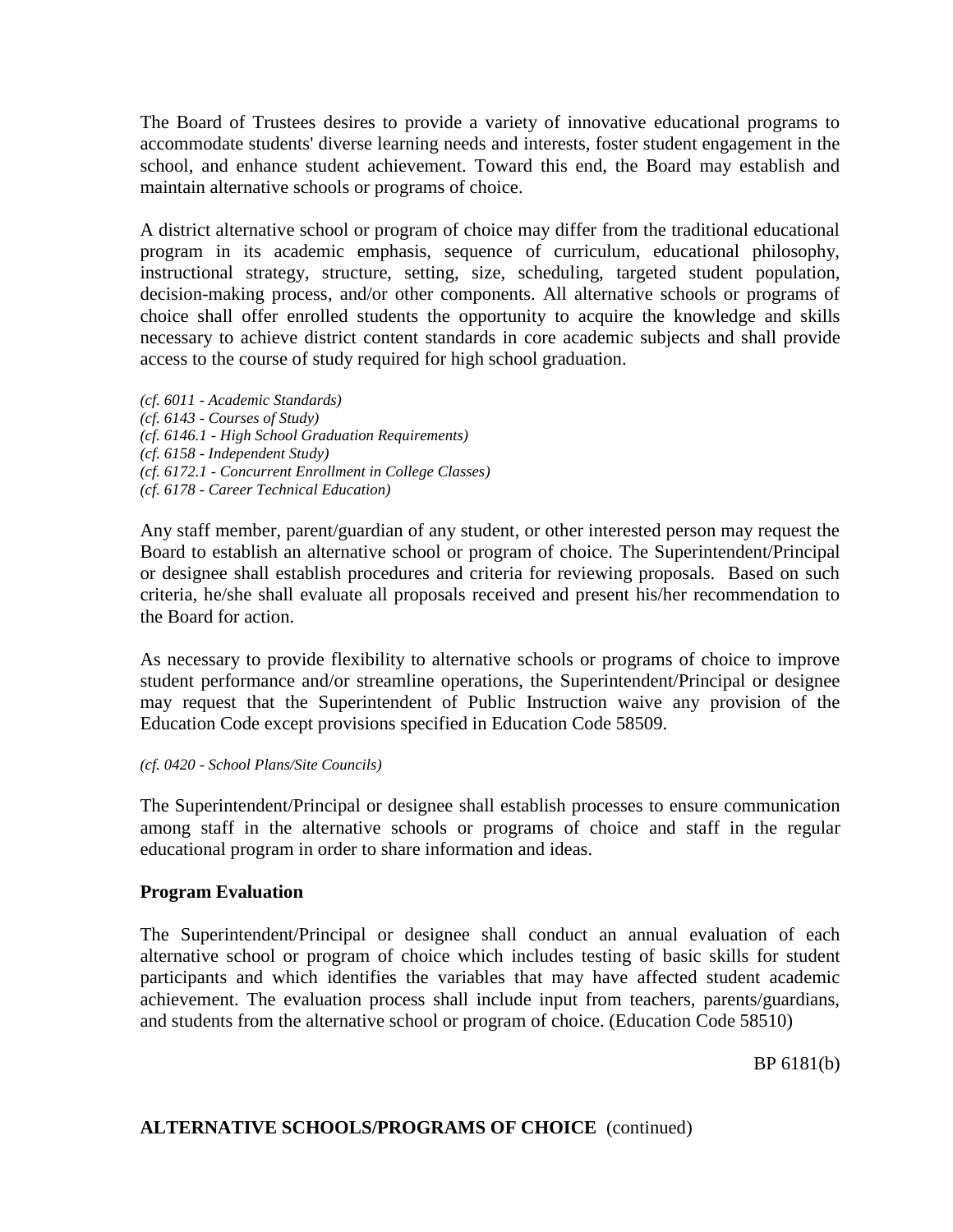The Board of Trustees desires to provide a variety of innovative educational programs to accommodate students' diverse learning needs and interests, foster student engagement in the school, and enhance student achievement. Toward this end, the Board may establish and maintain alternative schools or programs of choice.

A district alternative school or program of choice may differ from the traditional educational program in its academic emphasis, sequence of curriculum, educational philosophy, instructional strategy, structure, setting, size, scheduling, targeted student population, decision-making process, and/or other components. All alternative schools or programs of choice shall offer enrolled students the opportunity to acquire the knowledge and skills necessary to achieve district content standards in core academic subjects and shall provide access to the course of study required for high school graduation.

*(cf. 6011 - Academic Standards)*
*(cf. 6143 - Courses of Study)*
*(cf. 6146.1 - High School Graduation Requirements)*
*(cf. 6158 - Independent Study)*
*(cf. 6172.1 - Concurrent Enrollment in College Classes)*
*(cf. 6178 - Career Technical Education)*

Any staff member, parent/guardian of any student, or other interested person may request the Board to establish an alternative school or program of choice. The Superintendent/Principal or designee shall establish procedures and criteria for reviewing proposals. Based on such criteria, he/she shall evaluate all proposals received and present his/her recommendation to the Board for action.

As necessary to provide flexibility to alternative schools or programs of choice to improve student performance and/or streamline operations, the Superintendent/Principal or designee may request that the Superintendent of Public Instruction waive any provision of the Education Code except provisions specified in Education Code 58509.

*(cf. 0420 - School Plans/Site Councils)*

The Superintendent/Principal or designee shall establish processes to ensure communication among staff in the alternative schools or programs of choice and staff in the regular educational program in order to share information and ideas.

**Program Evaluation**

The Superintendent/Principal or designee shall conduct an annual evaluation of each alternative school or program of choice which includes testing of basic skills for student participants and which identifies the variables that may have affected student academic achievement. The evaluation process shall include input from teachers, parents/guardians, and students from the alternative school or program of choice. (Education Code 58510)

BP 6181(b)

**ALTERNATIVE SCHOOLS/PROGRAMS OF CHOICE** (continued)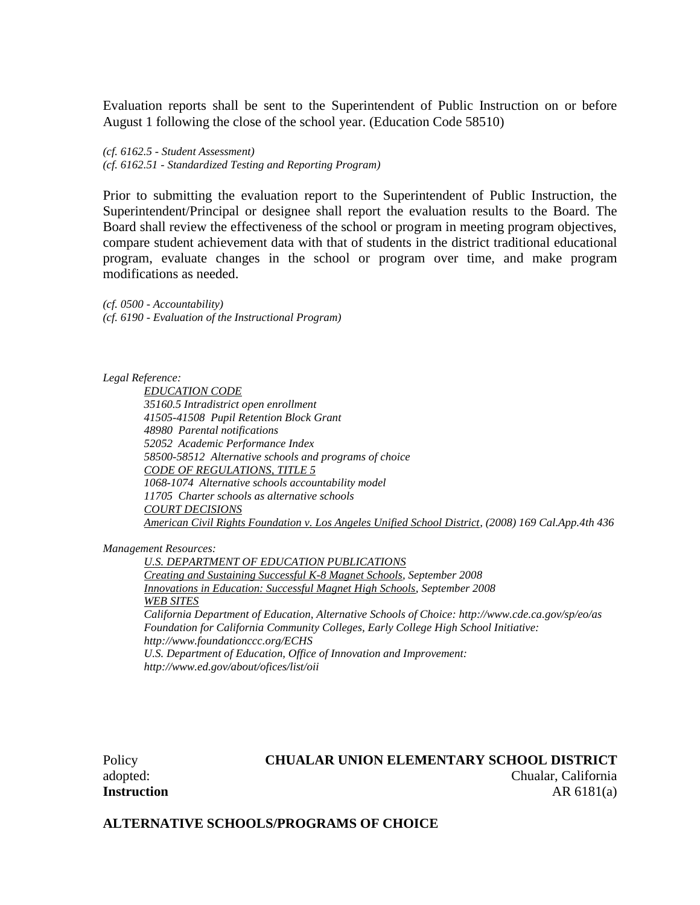Evaluation reports shall be sent to the Superintendent of Public Instruction on or before August 1 following the close of the school year. (Education Code 58510)

*(cf. 6162.5 - Student Assessment)*
*(cf. 6162.51 - Standardized Testing and Reporting Program)*

Prior to submitting the evaluation report to the Superintendent of Public Instruction, the Superintendent/Principal or designee shall report the evaluation results to the Board. The Board shall review the effectiveness of the school or program in meeting program objectives, compare student achievement data with that of students in the district traditional educational program, evaluate changes in the school or program over time, and make program modifications as needed.

*(cf. 0500 - Accountability)*
*(cf. 6190 - Evaluation of the Instructional Program)*

*Legal Reference:*

*EDUCATION CODE*
*35160.5 Intradistrict open enrollment*
*41505-41508 Pupil Retention Block Grant*
*48980 Parental notifications*
*52052 Academic Performance Index*
*58500-58512 Alternative schools and programs of choice*
*CODE OF REGULATIONS, TITLE 5*
*1068-1074 Alternative schools accountability model*
*11705 Charter schools as alternative schools*
*COURT DECISIONS*
*American Civil Rights Foundation v. Los Angeles Unified School District, (2008) 169 Cal.App.4th 436*

*Management Resources:*

*U.S. DEPARTMENT OF EDUCATION PUBLICATIONS*
*Creating and Sustaining Successful K-8 Magnet Schools, September 2008*
*Innovations in Education: Successful Magnet High Schools, September 2008*
*WEB SITES*
*California Department of Education, Alternative Schools of Choice: http://www.cde.ca.gov/sp/eo/as*
*Foundation for California Community Colleges, Early College High School Initiative: http://www.foundationccc.org/ECHS*
*U.S. Department of Education, Office of Innovation and Improvement: http://www.ed.gov/about/ofices/list/oii*

Policy adopted:

**CHUALAR UNION ELEMENTARY SCHOOL DISTRICT**
Chualar, California

**Instruction**

AR 6181(a)

**ALTERNATIVE SCHOOLS/PROGRAMS OF CHOICE**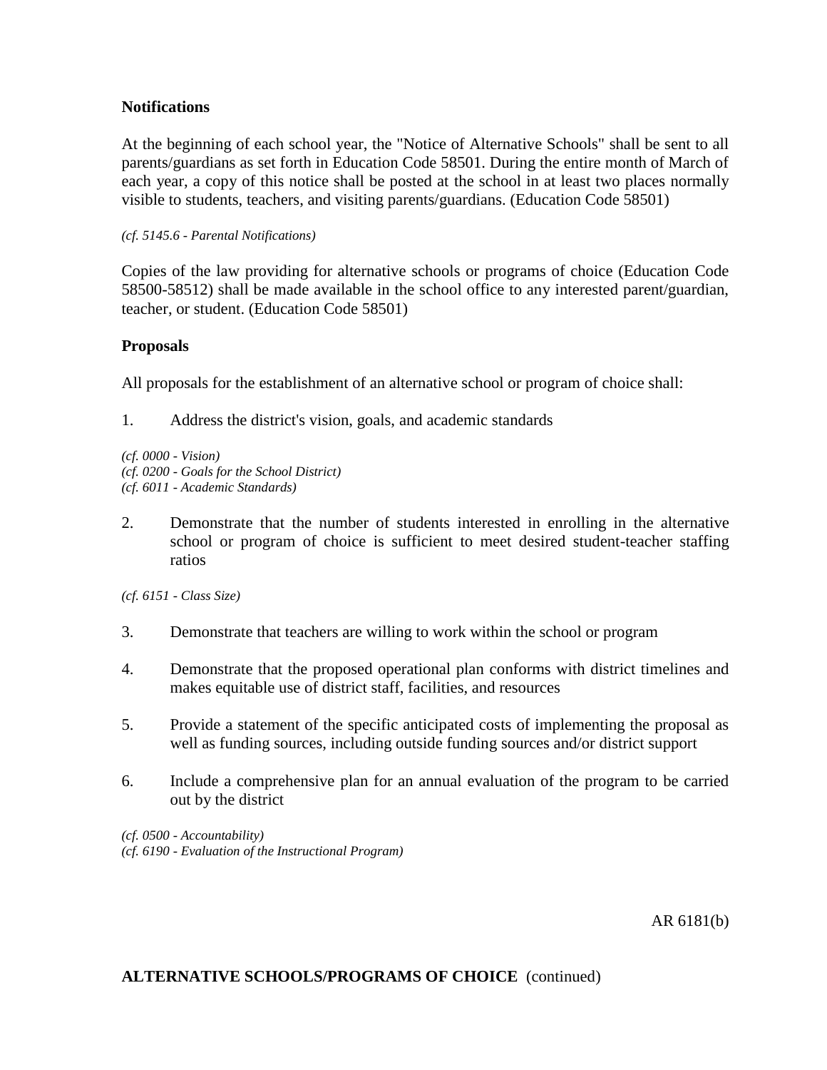**Notifications**

At the beginning of each school year, the "Notice of Alternative Schools" shall be sent to all parents/guardians as set forth in Education Code 58501. During the entire month of March of each year, a copy of this notice shall be posted at the school in at least two places normally visible to students, teachers, and visiting parents/guardians. (Education Code 58501)

*(cf. 5145.6 - Parental Notifications)*

Copies of the law providing for alternative schools or programs of choice (Education Code 58500-58512) shall be made available in the school office to any interested parent/guardian, teacher, or student. (Education Code 58501)

**Proposals**

All proposals for the establishment of an alternative school or program of choice shall:

1. Address the district's vision, goals, and academic standards

*(cf. 0000 - Vision)*
*(cf. 0200 - Goals for the School District)*
*(cf. 6011 - Academic Standards)*

2. Demonstrate that the number of students interested in enrolling in the alternative school or program of choice is sufficient to meet desired student-teacher staffing ratios

*(cf. 6151 - Class Size)*

3. Demonstrate that teachers are willing to work within the school or program

4. Demonstrate that the proposed operational plan conforms with district timelines and makes equitable use of district staff, facilities, and resources

5. Provide a statement of the specific anticipated costs of implementing the proposal as well as funding sources, including outside funding sources and/or district support

6. Include a comprehensive plan for an annual evaluation of the program to be carried out by the district

*(cf. 0500 - Accountability)*
*(cf. 6190 - Evaluation of the Instructional Program)*

AR 6181(b)

**ALTERNATIVE SCHOOLS/PROGRAMS OF CHOICE** (continued)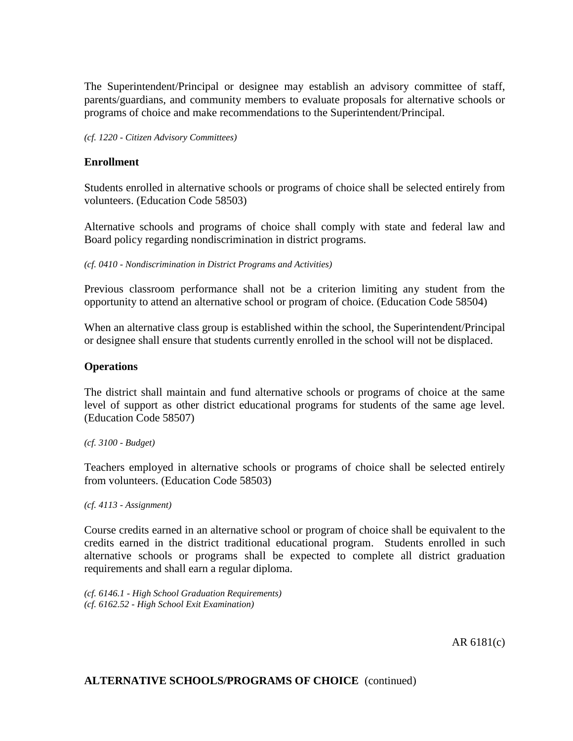The Superintendent/Principal or designee may establish an advisory committee of staff, parents/guardians, and community members to evaluate proposals for alternative schools or programs of choice and make recommendations to the Superintendent/Principal.

*(cf. 1220 - Citizen Advisory Committees)*

**Enrollment**

Students enrolled in alternative schools or programs of choice shall be selected entirely from volunteers. (Education Code 58503)

Alternative schools and programs of choice shall comply with state and federal law and Board policy regarding nondiscrimination in district programs.

*(cf. 0410 - Nondiscrimination in District Programs and Activities)*

Previous classroom performance shall not be a criterion limiting any student from the opportunity to attend an alternative school or program of choice. (Education Code 58504)

When an alternative class group is established within the school, the Superintendent/Principal or designee shall ensure that students currently enrolled in the school will not be displaced.

**Operations**

The district shall maintain and fund alternative schools or programs of choice at the same level of support as other district educational programs for students of the same age level. (Education Code 58507)

*(cf. 3100 - Budget)*

Teachers employed in alternative schools or programs of choice shall be selected entirely from volunteers. (Education Code 58503)

*(cf. 4113 - Assignment)*

Course credits earned in an alternative school or program of choice shall be equivalent to the credits earned in the district traditional educational program. Students enrolled in such alternative schools or programs shall be expected to complete all district graduation requirements and shall earn a regular diploma.

*(cf. 6146.1 - High School Graduation Requirements)*
*(cf. 6162.52 - High School Exit Examination)*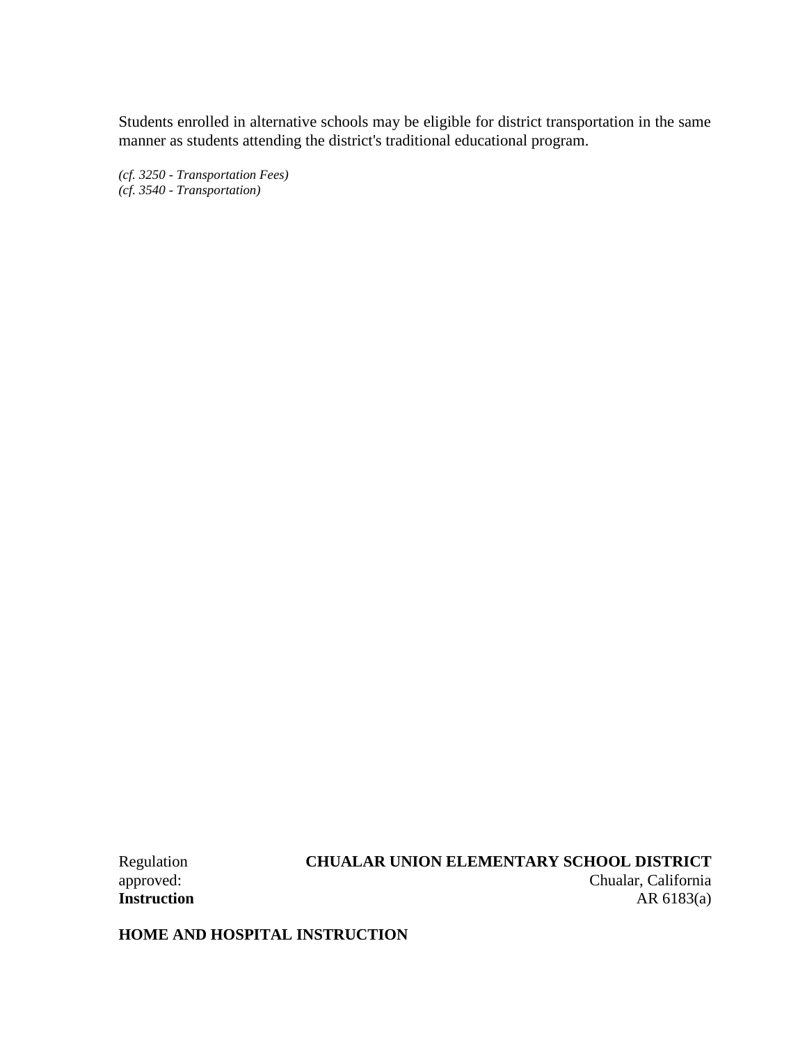Students enrolled in alternative schools may be eligible for district transportation in the same manner as students attending the district's traditional educational program.

*(cf. 3250 - Transportation Fees)*
*(cf. 3540 - Transportation)*

Regulation approved:

**CHUALAR UNION ELEMENTARY SCHOOL DISTRICT**
Chualar, California

**Instruction** AR 6183(a)

**HOME AND HOSPITAL INSTRUCTION**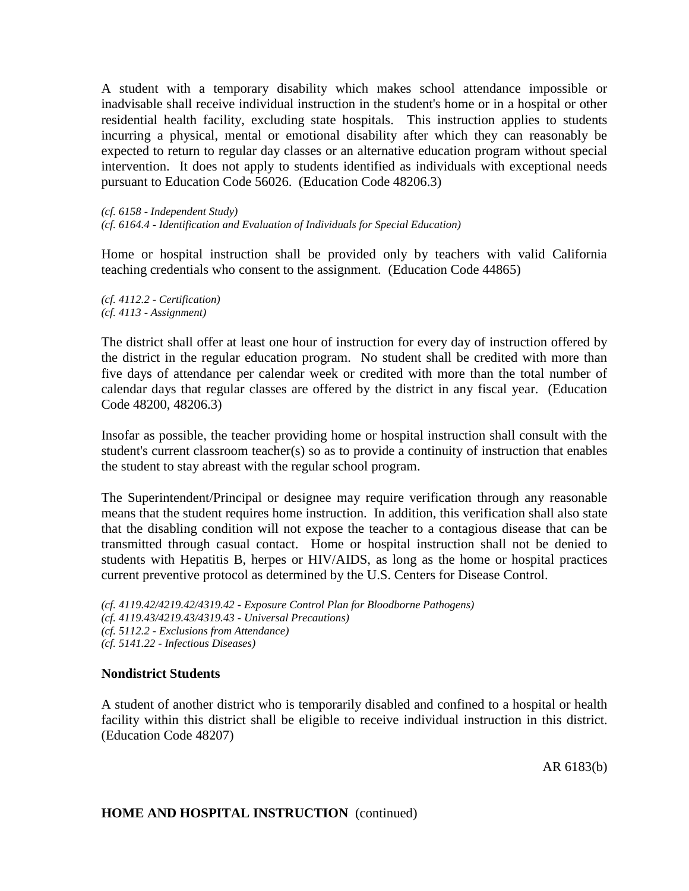A student with a temporary disability which makes school attendance impossible or inadvisable shall receive individual instruction in the student's home or in a hospital or other residential health facility, excluding state hospitals. This instruction applies to students incurring a physical, mental or emotional disability after which they can reasonably be expected to return to regular day classes or an alternative education program without special intervention. It does not apply to students identified as individuals with exceptional needs pursuant to Education Code 56026. (Education Code 48206.3)

*(cf. 6158 - Independent Study)*
*(cf. 6164.4 - Identification and Evaluation of Individuals for Special Education)*

Home or hospital instruction shall be provided only by teachers with valid California teaching credentials who consent to the assignment. (Education Code 44865)

*(cf. 4112.2 - Certification)*
*(cf. 4113 - Assignment)*

The district shall offer at least one hour of instruction for every day of instruction offered by the district in the regular education program. No student shall be credited with more than five days of attendance per calendar week or credited with more than the total number of calendar days that regular classes are offered by the district in any fiscal year. (Education Code 48200, 48206.3)

Insofar as possible, the teacher providing home or hospital instruction shall consult with the student's current classroom teacher(s) so as to provide a continuity of instruction that enables the student to stay abreast with the regular school program.

The Superintendent/Principal or designee may require verification through any reasonable means that the student requires home instruction. In addition, this verification shall also state that the disabling condition will not expose the teacher to a contagious disease that can be transmitted through casual contact. Home or hospital instruction shall not be denied to students with Hepatitis B, herpes or HIV/AIDS, as long as the home or hospital practices current preventive protocol as determined by the U.S. Centers for Disease Control.

*(cf. 4119.42/4219.42/4319.42 - Exposure Control Plan for Bloodborne Pathogens)*
*(cf. 4119.43/4219.43/4319.43 - Universal Precautions)*
*(cf. 5112.2 - Exclusions from Attendance)*
*(cf. 5141.22 - Infectious Diseases)*

**Nondistrict Students**

A student of another district who is temporarily disabled and confined to a hospital or health facility within this district shall be eligible to receive individual instruction in this district. (Education Code 48207)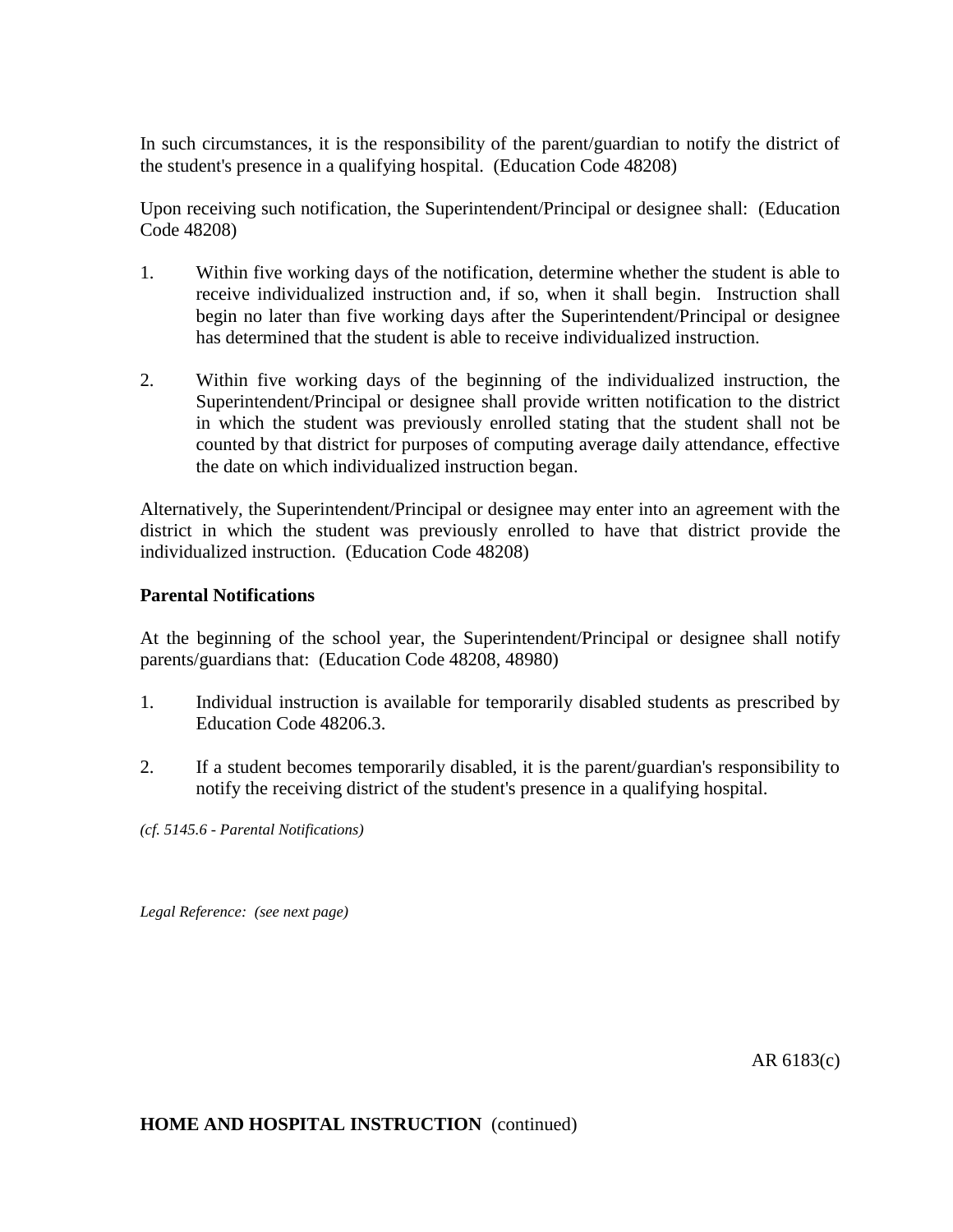In such circumstances, it is the responsibility of the parent/guardian to notify the district of the student's presence in a qualifying hospital. (Education Code 48208)

Upon receiving such notification, the Superintendent/Principal or designee shall: (Education Code 48208)

1. Within five working days of the notification, determine whether the student is able to receive individualized instruction and, if so, when it shall begin. Instruction shall begin no later than five working days after the Superintendent/Principal or designee has determined that the student is able to receive individualized instruction.

2. Within five working days of the beginning of the individualized instruction, the Superintendent/Principal or designee shall provide written notification to the district in which the student was previously enrolled stating that the student shall not be counted by that district for purposes of computing average daily attendance, effective the date on which individualized instruction began.

Alternatively, the Superintendent/Principal or designee may enter into an agreement with the district in which the student was previously enrolled to have that district provide the individualized instruction. (Education Code 48208)

**Parental Notifications**

At the beginning of the school year, the Superintendent/Principal or designee shall notify parents/guardians that: (Education Code 48208, 48980)

1. Individual instruction is available for temporarily disabled students as prescribed by Education Code 48206.3.

2. If a student becomes temporarily disabled, it is the parent/guardian's responsibility to notify the receiving district of the student's presence in a qualifying hospital.

*(cf. 5145.6 - Parental Notifications)*

*Legal Reference: (see next page)*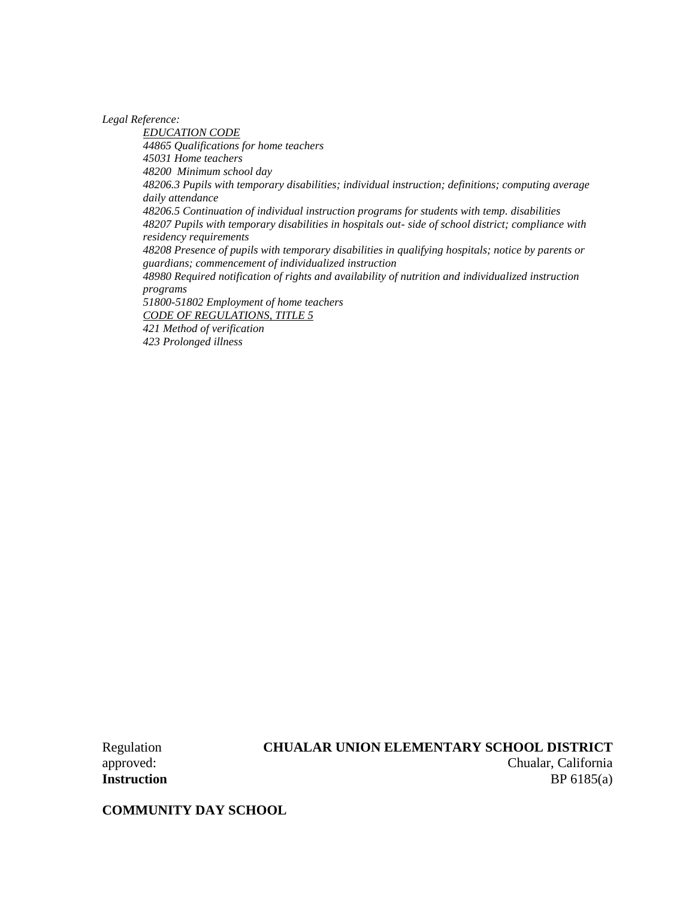*Legal Reference:*

*EDUCATION CODE*

*44865 Qualifications for home teachers*

*45031 Home teachers*

*48200 Minimum school day*

*48206.3 Pupils with temporary disabilities; individual instruction; definitions; computing average daily attendance*

*48206.5 Continuation of individual instruction programs for students with temp. disabilities*

*48207 Pupils with temporary disabilities in hospitals out- side of school district; compliance with residency requirements*

*48208 Presence of pupils with temporary disabilities in qualifying hospitals; notice by parents or guardians; commencement of individualized instruction*

*48980 Required notification of rights and availability of nutrition and individualized instruction programs*

*51800-51802 Employment of home teachers*

*CODE OF REGULATIONS, TITLE 5*

*421 Method of verification*

*423 Prolonged illness*

Regulation approved:

**CHUALAR UNION ELEMENTARY SCHOOL DISTRICT**
Chualar, California

**Instruction** BP 6185(a)

**COMMUNITY DAY SCHOOL**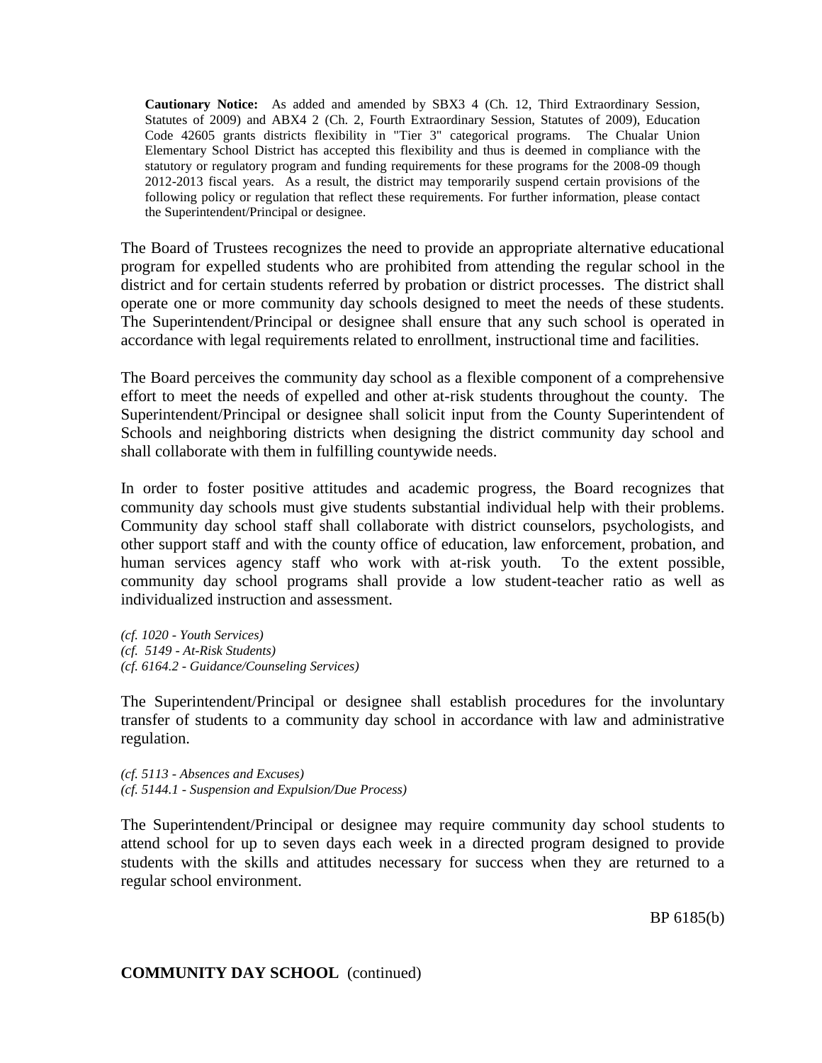**Cautionary Notice:** As added and amended by SBX3 4 (Ch. 12, Third Extraordinary Session, Statutes of 2009) and ABX4 2 (Ch. 2, Fourth Extraordinary Session, Statutes of 2009), Education Code 42605 grants districts flexibility in "Tier 3" categorical programs. The Chualar Union Elementary School District has accepted this flexibility and thus is deemed in compliance with the statutory or regulatory program and funding requirements for these programs for the 2008-09 though 2012-2013 fiscal years. As a result, the district may temporarily suspend certain provisions of the following policy or regulation that reflect these requirements. For further information, please contact the Superintendent/Principal or designee.

The Board of Trustees recognizes the need to provide an appropriate alternative educational program for expelled students who are prohibited from attending the regular school in the district and for certain students referred by probation or district processes. The district shall operate one or more community day schools designed to meet the needs of these students. The Superintendent/Principal or designee shall ensure that any such school is operated in accordance with legal requirements related to enrollment, instructional time and facilities.

The Board perceives the community day school as a flexible component of a comprehensive effort to meet the needs of expelled and other at-risk students throughout the county. The Superintendent/Principal or designee shall solicit input from the County Superintendent of Schools and neighboring districts when designing the district community day school and shall collaborate with them in fulfilling countywide needs.

In order to foster positive attitudes and academic progress, the Board recognizes that community day schools must give students substantial individual help with their problems. Community day school staff shall collaborate with district counselors, psychologists, and other support staff and with the county office of education, law enforcement, probation, and human services agency staff who work with at-risk youth. To the extent possible, community day school programs shall provide a low student-teacher ratio as well as individualized instruction and assessment.

*(cf. 1020 - Youth Services)*
*(cf. 5149 - At-Risk Students)*
*(cf. 6164.2 - Guidance/Counseling Services)*

The Superintendent/Principal or designee shall establish procedures for the involuntary transfer of students to a community day school in accordance with law and administrative regulation.

*(cf. 5113 - Absences and Excuses)*
*(cf. 5144.1 - Suspension and Expulsion/Due Process)*

The Superintendent/Principal or designee may require community day school students to attend school for up to seven days each week in a directed program designed to provide students with the skills and attitudes necessary for success when they are returned to a regular school environment.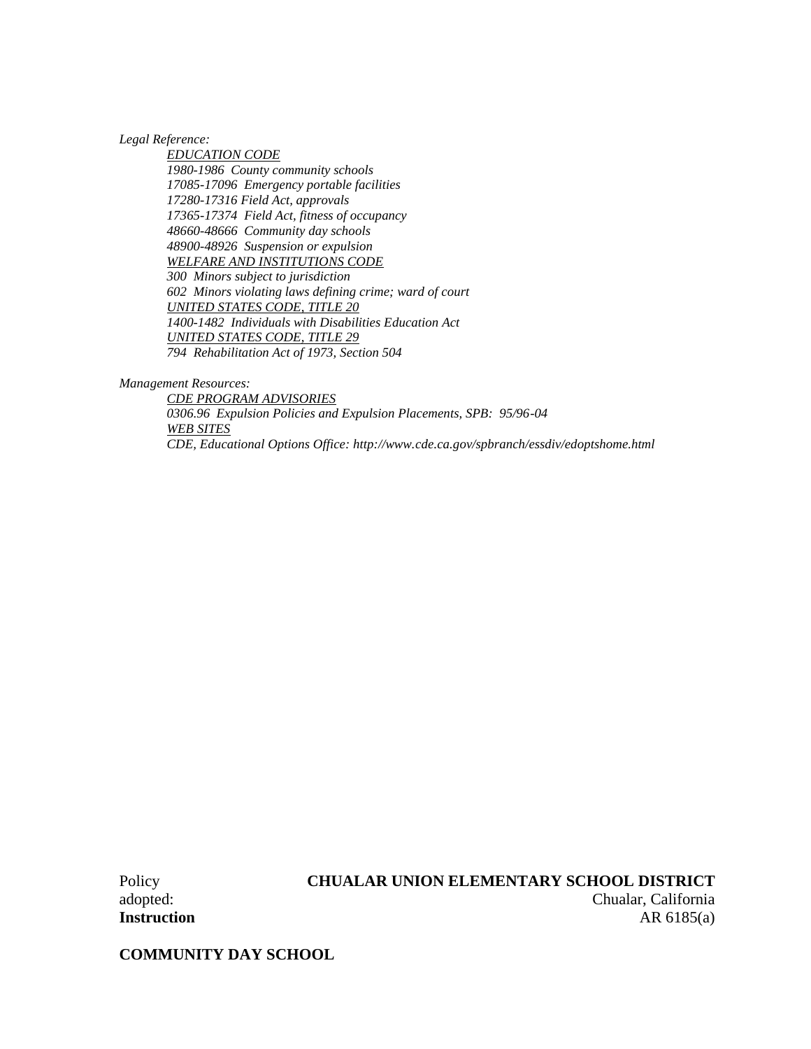*Legal Reference:*

*EDUCATION CODE*
*1980-1986 County community schools*
*17085-17096 Emergency portable facilities*
*17280-17316 Field Act, approvals*
*17365-17374 Field Act, fitness of occupancy*
*48660-48666 Community day schools*
*48900-48926 Suspension or expulsion*
*WELFARE AND INSTITUTIONS CODE*
*300 Minors subject to jurisdiction*
*602 Minors violating laws defining crime; ward of court*
*UNITED STATES CODE, TITLE 20*
*1400-1482 Individuals with Disabilities Education Act*
*UNITED STATES CODE, TITLE 29*
*794 Rehabilitation Act of 1973, Section 504*

*Management Resources:*

*CDE PROGRAM ADVISORIES*
*0306.96 Expulsion Policies and Expulsion Placements, SPB: 95/96-04*
*WEB SITES*
*CDE, Educational Options Office: http://www.cde.ca.gov/spbranch/essdiv/edoptshome.html*

Policy adopted:

**CHUALAR UNION ELEMENTARY SCHOOL DISTRICT**
Chualar, California

**Instruction** AR 6185(a)

**COMMUNITY DAY SCHOOL**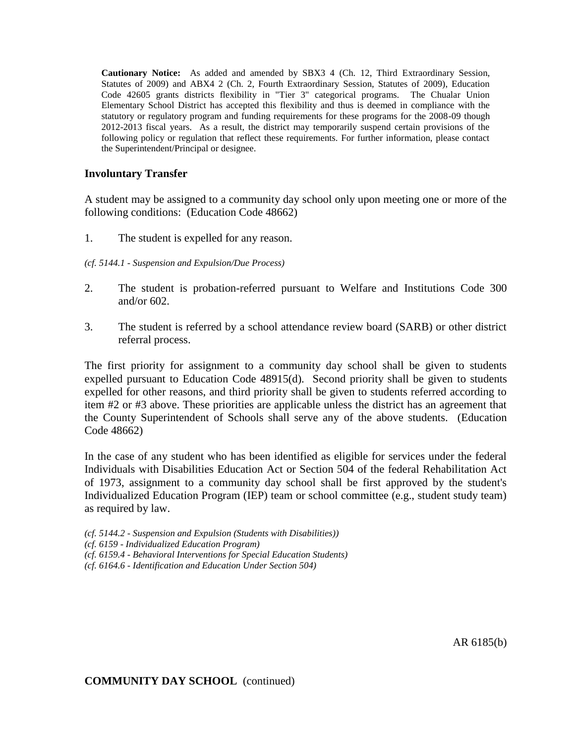**Cautionary Notice:** As added and amended by SBX3 4 (Ch. 12, Third Extraordinary Session, Statutes of 2009) and ABX4 2 (Ch. 2, Fourth Extraordinary Session, Statutes of 2009), Education Code 42605 grants districts flexibility in "Tier 3" categorical programs. The Chualar Union Elementary School District has accepted this flexibility and thus is deemed in compliance with the statutory or regulatory program and funding requirements for these programs for the 2008-09 though 2012-2013 fiscal years. As a result, the district may temporarily suspend certain provisions of the following policy or regulation that reflect these requirements. For further information, please contact the Superintendent/Principal or designee.

### Involuntary Transfer

A student may be assigned to a community day school only upon meeting one or more of the following conditions: (Education Code 48662)

1. The student is expelled for any reason.

*(cf. 5144.1 - Suspension and Expulsion/Due Process)*

2. The student is probation-referred pursuant to Welfare and Institutions Code 300 and/or 602.

3. The student is referred by a school attendance review board (SARB) or other district referral process.

The first priority for assignment to a community day school shall be given to students expelled pursuant to Education Code 48915(d). Second priority shall be given to students expelled for other reasons, and third priority shall be given to students referred according to item #2 or #3 above. These priorities are applicable unless the district has an agreement that the County Superintendent of Schools shall serve any of the above students. (Education Code 48662)

In the case of any student who has been identified as eligible for services under the federal Individuals with Disabilities Education Act or Section 504 of the federal Rehabilitation Act of 1973, assignment to a community day school shall be first approved by the student's Individualized Education Program (IEP) team or school committee (e.g., student study team) as required by law.

*(cf. 5144.2 - Suspension and Expulsion (Students with Disabilities))*
*(cf. 6159 - Individualized Education Program)*
*(cf. 6159.4 - Behavioral Interventions for Special Education Students)*
*(cf. 6164.6 - Identification and Education Under Section 504)*

AR 6185(b)

**COMMUNITY DAY SCHOOL** (continued)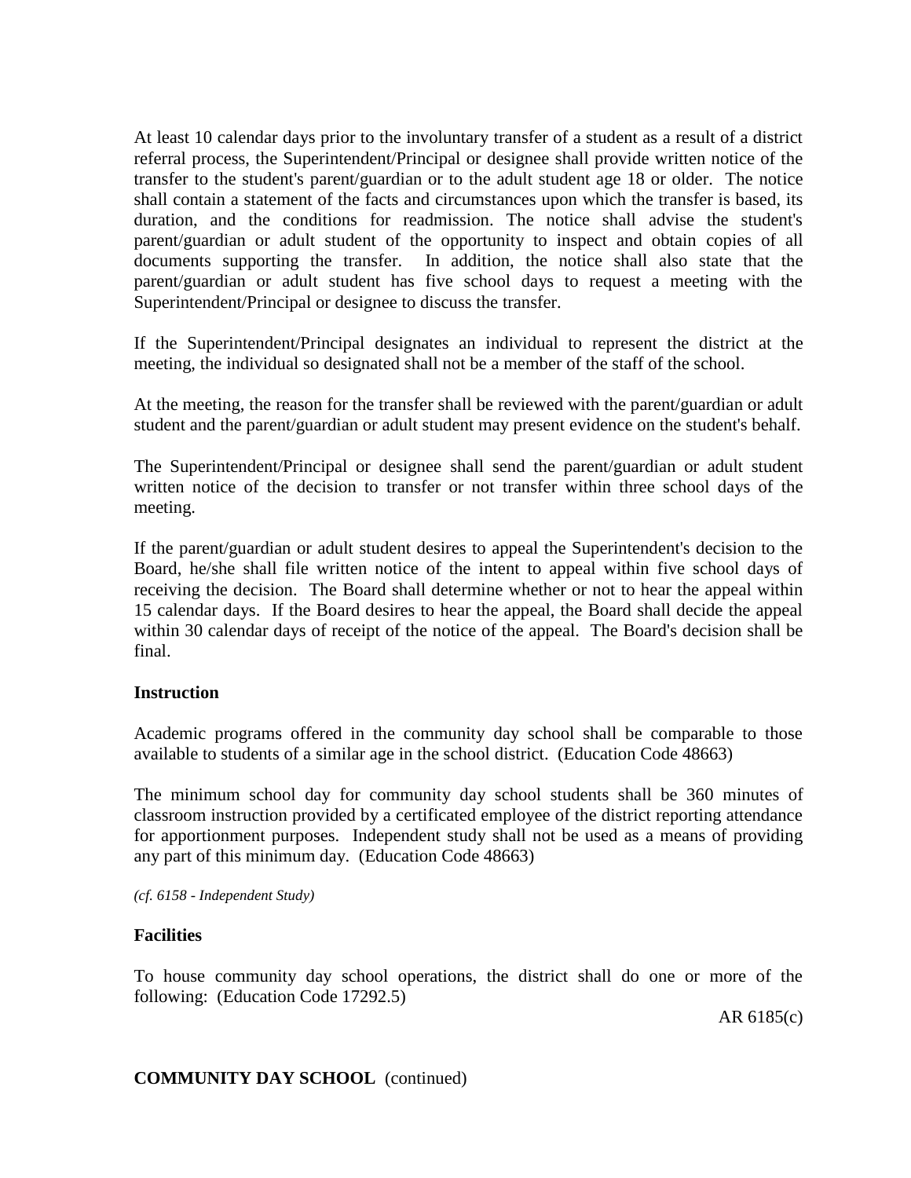At least 10 calendar days prior to the involuntary transfer of a student as a result of a district referral process, the Superintendent/Principal or designee shall provide written notice of the transfer to the student's parent/guardian or to the adult student age 18 or older. The notice shall contain a statement of the facts and circumstances upon which the transfer is based, its duration, and the conditions for readmission. The notice shall advise the student's parent/guardian or adult student of the opportunity to inspect and obtain copies of all documents supporting the transfer. In addition, the notice shall also state that the parent/guardian or adult student has five school days to request a meeting with the Superintendent/Principal or designee to discuss the transfer.

If the Superintendent/Principal designates an individual to represent the district at the meeting, the individual so designated shall not be a member of the staff of the school.

At the meeting, the reason for the transfer shall be reviewed with the parent/guardian or adult student and the parent/guardian or adult student may present evidence on the student's behalf.

The Superintendent/Principal or designee shall send the parent/guardian or adult student written notice of the decision to transfer or not transfer within three school days of the meeting.

If the parent/guardian or adult student desires to appeal the Superintendent's decision to the Board, he/she shall file written notice of the intent to appeal within five school days of receiving the decision. The Board shall determine whether or not to hear the appeal within 15 calendar days. If the Board desires to hear the appeal, the Board shall decide the appeal within 30 calendar days of receipt of the notice of the appeal. The Board's decision shall be final.

**Instruction**

Academic programs offered in the community day school shall be comparable to those available to students of a similar age in the school district. (Education Code 48663)

The minimum school day for community day school students shall be 360 minutes of classroom instruction provided by a certificated employee of the district reporting attendance for apportionment purposes. Independent study shall not be used as a means of providing any part of this minimum day. (Education Code 48663)

*(cf. 6158 - Independent Study)*

**Facilities**

To house community day school operations, the district shall do one or more of the following: (Education Code 17292.5)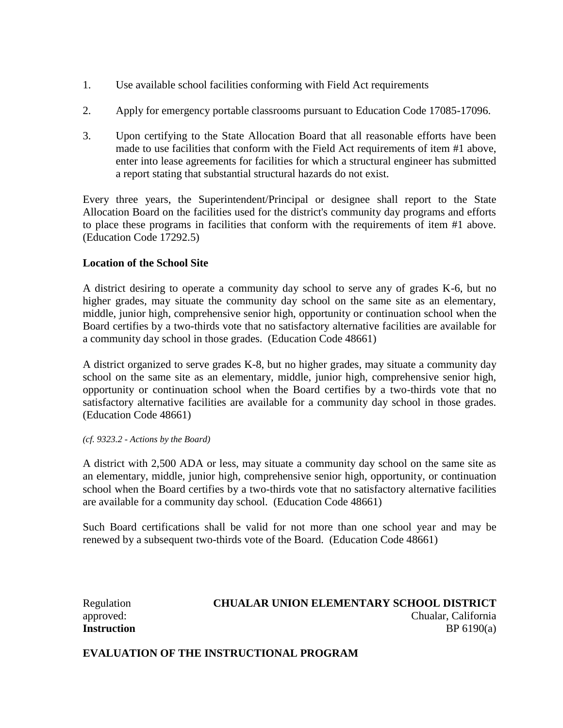1. Use available school facilities conforming with Field Act requirements

2. Apply for emergency portable classrooms pursuant to Education Code 17085-17096.

3. Upon certifying to the State Allocation Board that all reasonable efforts have been made to use facilities that conform with the Field Act requirements of item #1 above, enter into lease agreements for facilities for which a structural engineer has submitted a report stating that substantial structural hazards do not exist.

Every three years, the Superintendent/Principal or designee shall report to the State Allocation Board on the facilities used for the district's community day programs and efforts to place these programs in facilities that conform with the requirements of item #1 above. (Education Code 17292.5)

**Location of the School Site**

A district desiring to operate a community day school to serve any of grades K-6, but no higher grades, may situate the community day school on the same site as an elementary, middle, junior high, comprehensive senior high, opportunity or continuation school when the Board certifies by a two-thirds vote that no satisfactory alternative facilities are available for a community day school in those grades. (Education Code 48661)

A district organized to serve grades K-8, but no higher grades, may situate a community day school on the same site as an elementary, middle, junior high, comprehensive senior high, opportunity or continuation school when the Board certifies by a two-thirds vote that no satisfactory alternative facilities are available for a community day school in those grades. (Education Code 48661)

*(cf. 9323.2 - Actions by the Board)*

A district with 2,500 ADA or less, may situate a community day school on the same site as an elementary, middle, junior high, comprehensive senior high, opportunity, or continuation school when the Board certifies by a two-thirds vote that no satisfactory alternative facilities are available for a community day school. (Education Code 48661)

Such Board certifications shall be valid for not more than one school year and may be renewed by a subsequent two-thirds vote of the Board. (Education Code 48661)

Regulation approved: **CHUALAR UNION ELEMENTARY SCHOOL DISTRICT**
Chualar, California

**Instruction** BP 6190(a)

**EVALUATION OF THE INSTRUCTIONAL PROGRAM**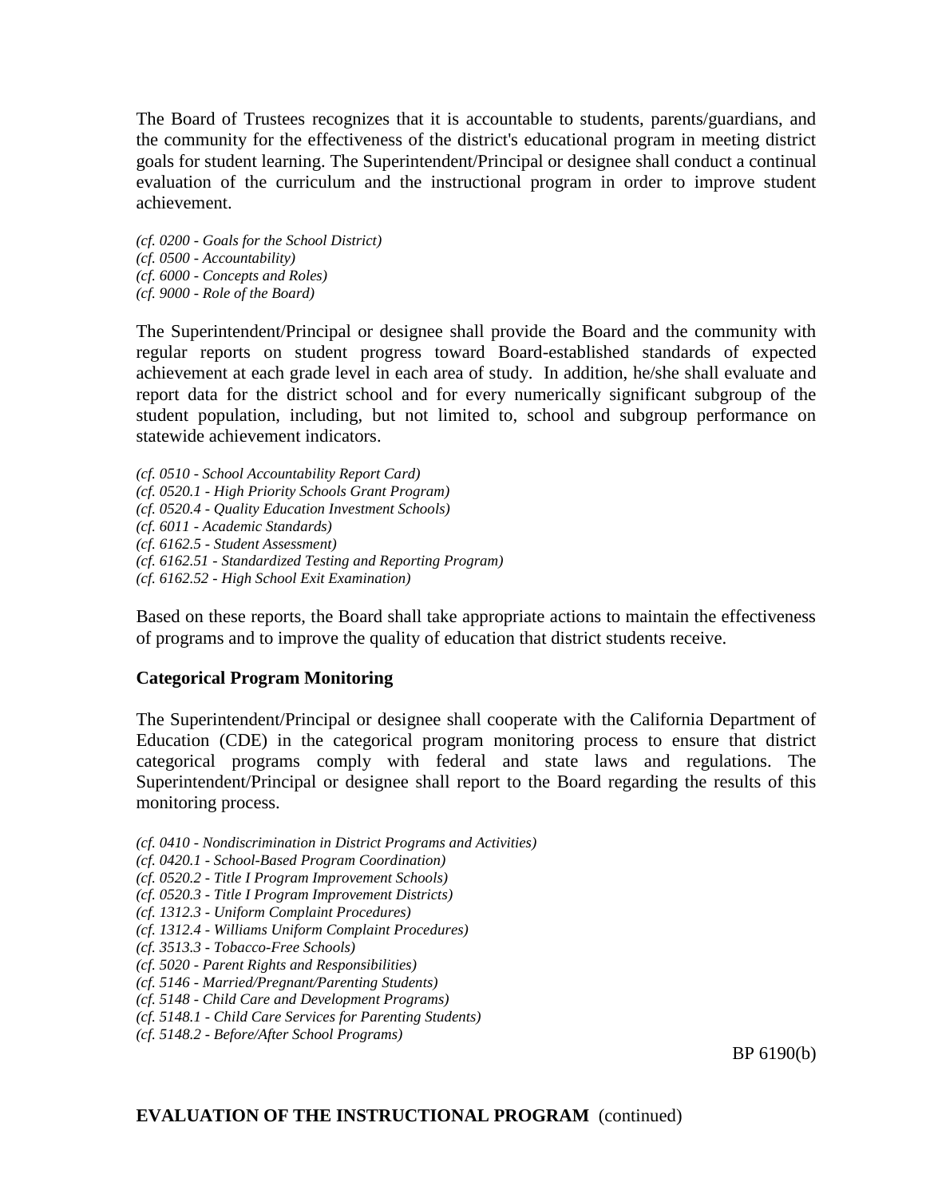The Board of Trustees recognizes that it is accountable to students, parents/guardians, and the community for the effectiveness of the district's educational program in meeting district goals for student learning. The Superintendent/Principal or designee shall conduct a continual evaluation of the curriculum and the instructional program in order to improve student achievement.

*(cf. 0200 - Goals for the School District)*
*(cf. 0500 - Accountability)*
*(cf. 6000 - Concepts and Roles)*
*(cf. 9000 - Role of the Board)*

The Superintendent/Principal or designee shall provide the Board and the community with regular reports on student progress toward Board-established standards of expected achievement at each grade level in each area of study. In addition, he/she shall evaluate and report data for the district school and for every numerically significant subgroup of the student population, including, but not limited to, school and subgroup performance on statewide achievement indicators.

*(cf. 0510 - School Accountability Report Card)*
*(cf. 0520.1 - High Priority Schools Grant Program)*
*(cf. 0520.4 - Quality Education Investment Schools)*
*(cf. 6011 - Academic Standards)*
*(cf. 6162.5 - Student Assessment)*
*(cf. 6162.51 - Standardized Testing and Reporting Program)*
*(cf. 6162.52 - High School Exit Examination)*

Based on these reports, the Board shall take appropriate actions to maintain the effectiveness of programs and to improve the quality of education that district students receive.

**Categorical Program Monitoring**

The Superintendent/Principal or designee shall cooperate with the California Department of Education (CDE) in the categorical program monitoring process to ensure that district categorical programs comply with federal and state laws and regulations. The Superintendent/Principal or designee shall report to the Board regarding the results of this monitoring process.

*(cf. 0410 - Nondiscrimination in District Programs and Activities)*
*(cf. 0420.1 - School-Based Program Coordination)*
*(cf. 0520.2 - Title I Program Improvement Schools)*
*(cf. 0520.3 - Title I Program Improvement Districts)*
*(cf. 1312.3 - Uniform Complaint Procedures)*
*(cf. 1312.4 - Williams Uniform Complaint Procedures)*
*(cf. 3513.3 - Tobacco-Free Schools)*
*(cf. 5020 - Parent Rights and Responsibilities)*
*(cf. 5146 - Married/Pregnant/Parenting Students)*
*(cf. 5148 - Child Care and Development Programs)*
*(cf. 5148.1 - Child Care Services for Parenting Students)*
*(cf. 5148.2 - Before/After School Programs)*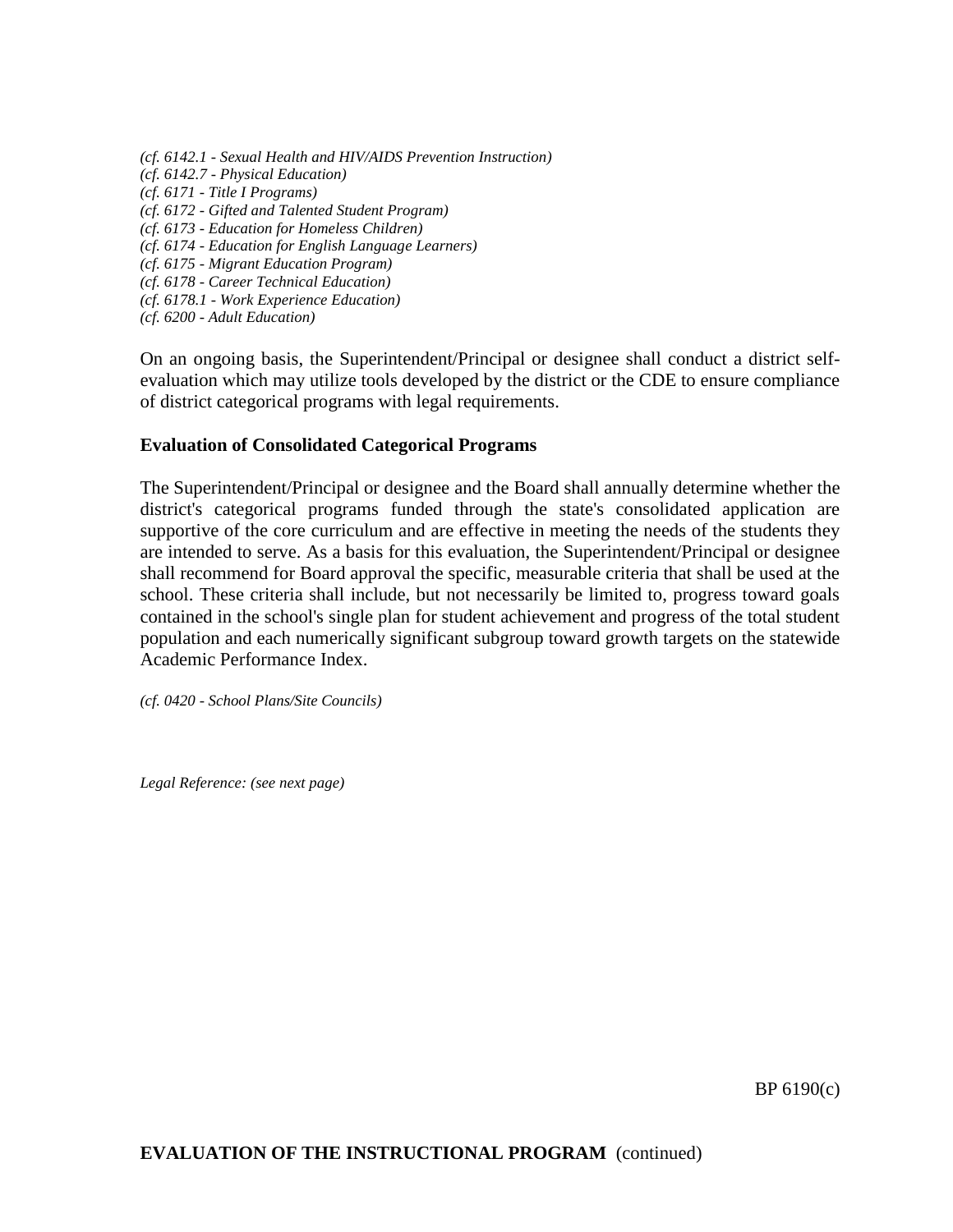*(cf. 6142.1 - Sexual Health and HIV/AIDS Prevention Instruction)*
*(cf. 6142.7 - Physical Education)*
*(cf. 6171 - Title I Programs)*
*(cf. 6172 - Gifted and Talented Student Program)*
*(cf. 6173 - Education for Homeless Children)*
*(cf. 6174 - Education for English Language Learners)*
*(cf. 6175 - Migrant Education Program)*
*(cf. 6178 - Career Technical Education)*
*(cf. 6178.1 - Work Experience Education)*
*(cf. 6200 - Adult Education)*

On an ongoing basis, the Superintendent/Principal or designee shall conduct a district self-evaluation which may utilize tools developed by the district or the CDE to ensure compliance of district categorical programs with legal requirements.

**Evaluation of Consolidated Categorical Programs**

The Superintendent/Principal or designee and the Board shall annually determine whether the district's categorical programs funded through the state's consolidated application are supportive of the core curriculum and are effective in meeting the needs of the students they are intended to serve. As a basis for this evaluation, the Superintendent/Principal or designee shall recommend for Board approval the specific, measurable criteria that shall be used at the school. These criteria shall include, but not necessarily be limited to, progress toward goals contained in the school's single plan for student achievement and progress of the total student population and each numerically significant subgroup toward growth targets on the statewide Academic Performance Index.

*(cf. 0420 - School Plans/Site Councils)*

*Legal Reference: (see next page)*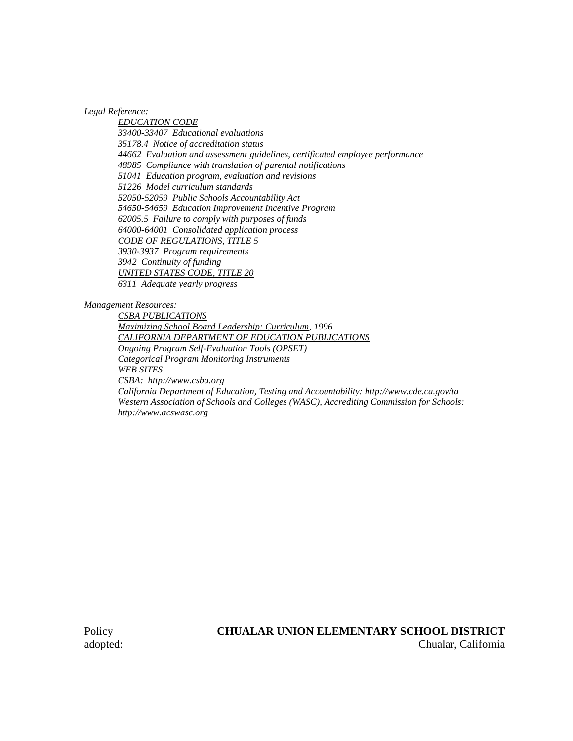*Legal Reference:*

*EDUCATION CODE*
*33400-33407 Educational evaluations*
*35178.4 Notice of accreditation status*
*44662 Evaluation and assessment guidelines, certificated employee performance*
*48985 Compliance with translation of parental notifications*
*51041 Education program, evaluation and revisions*
*51226 Model curriculum standards*
*52050-52059 Public Schools Accountability Act*
*54650-54659 Education Improvement Incentive Program*
*62005.5 Failure to comply with purposes of funds*
*64000-64001 Consolidated application process*
*CODE OF REGULATIONS, TITLE 5*
*3930-3937 Program requirements*
*3942 Continuity of funding*
*UNITED STATES CODE, TITLE 20*
*6311 Adequate yearly progress*

*Management Resources:*

*CSBA PUBLICATIONS*
*Maximizing School Board Leadership: Curriculum, 1996*
*CALIFORNIA DEPARTMENT OF EDUCATION PUBLICATIONS*
*Ongoing Program Self-Evaluation Tools (OPSET)*
*Categorical Program Monitoring Instruments*
*WEB SITES*
*CSBA: http://www.csba.org*
*California Department of Education, Testing and Accountability: http://www.cde.ca.gov/ta*
*Western Association of Schools and Colleges (WASC), Accrediting Commission for Schools: http://www.acswasc.org*

Policy adopted:

**CHUALAR UNION ELEMENTARY SCHOOL DISTRICT**
Chualar, California